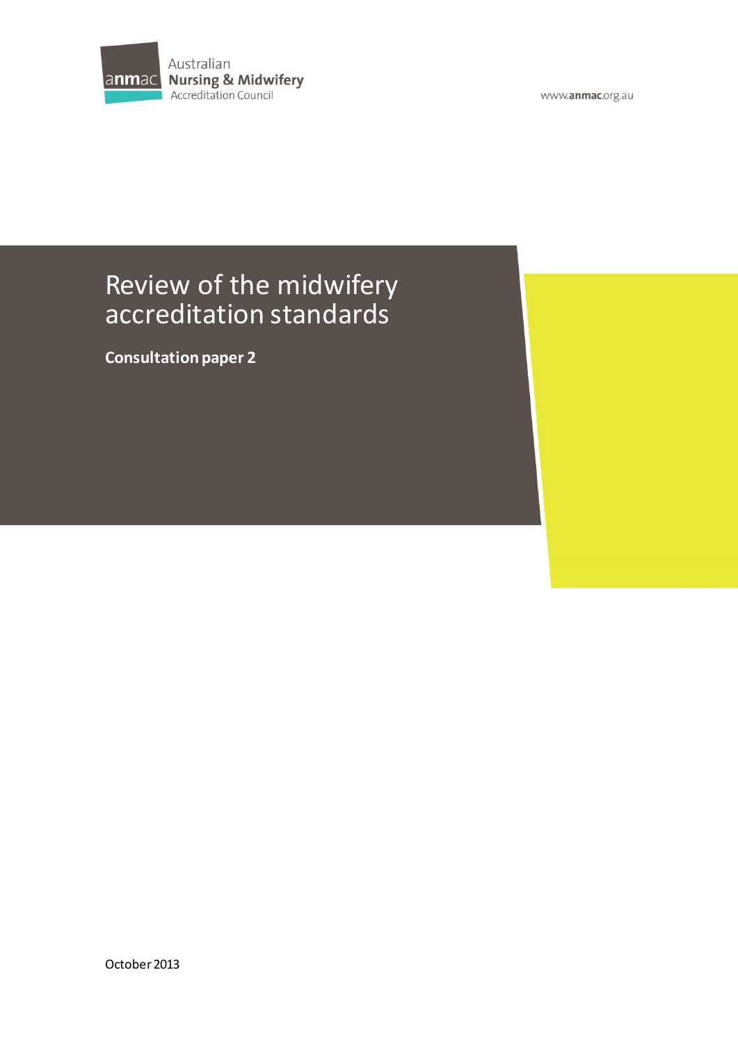Australian
**Nursing & Midwifery**
Accreditation Council

www.anmac.org.au

# Review of the midwifery accreditation standards

**Consultation paper 2**

October 2013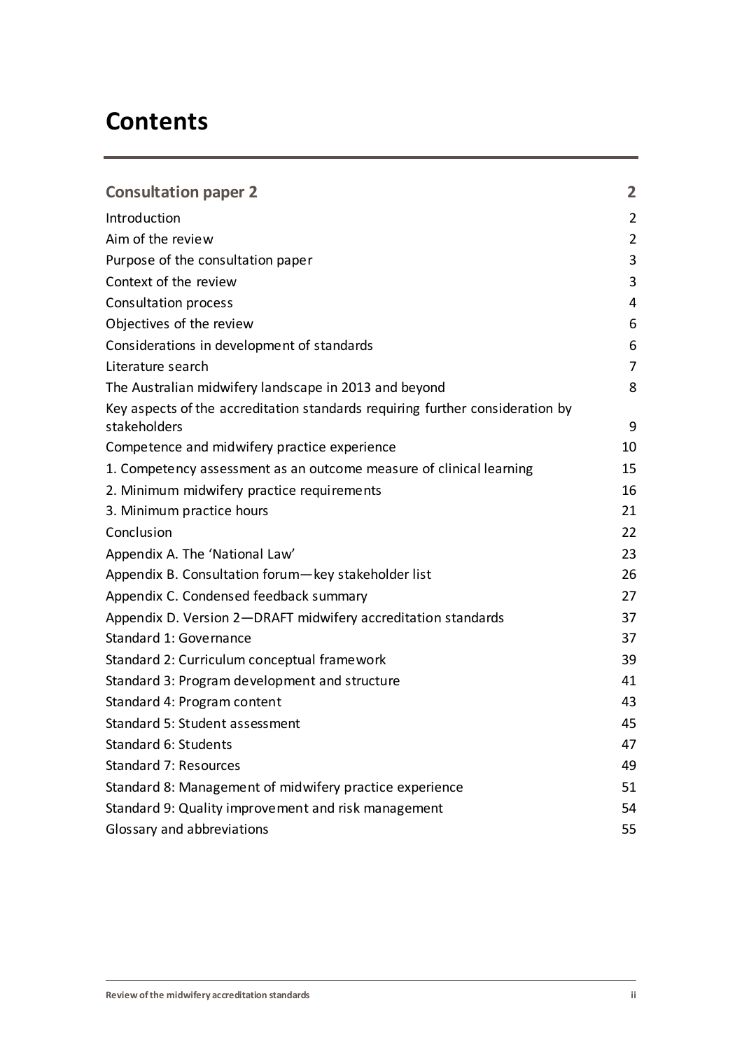# Contents

| | |
|---|---|
| **Consultation paper 2** | **2** |
| Introduction | 2 |
| Aim of the review | 2 |
| Purpose of the consultation paper | 3 |
| Context of the review | 3 |
| Consultation process | 4 |
| Objectives of the review | 6 |
| Considerations in development of standards | 6 |
| Literature search | 7 |
| The Australian midwifery landscape in 2013 and beyond | 8 |
| Key aspects of the accreditation standards requiring further consideration by stakeholders | 9 |
| Competence and midwifery practice experience | 10 |
| 1. Competency assessment as an outcome measure of clinical learning | 15 |
| 2. Minimum midwifery practice requirements | 16 |
| 3. Minimum practice hours | 21 |
| Conclusion | 22 |
| Appendix A. The 'National Law' | 23 |
| Appendix B. Consultation forum—key stakeholder list | 26 |
| Appendix C. Condensed feedback summary | 27 |
| Appendix D. Version 2—DRAFT midwifery accreditation standards | 37 |
| Standard 1: Governance | 37 |
| Standard 2: Curriculum conceptual framework | 39 |
| Standard 3: Program development and structure | 41 |
| Standard 4: Program content | 43 |
| Standard 5: Student assessment | 45 |
| Standard 6: Students | 47 |
| Standard 7: Resources | 49 |
| Standard 8: Management of midwifery practice experience | 51 |
| Standard 9: Quality improvement and risk management | 54 |
| Glossary and abbreviations | 55 |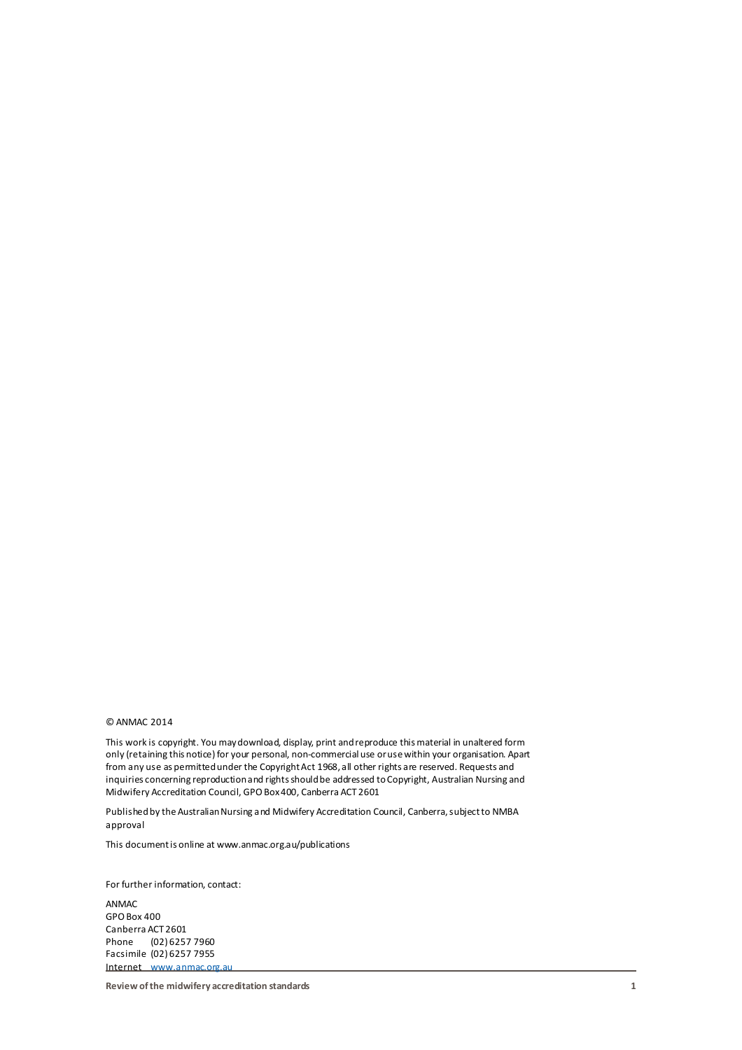© ANMAC 2014

This work is copyright. You may download, display, print and reproduce this material in unaltered form only (retaining this notice) for your personal, non-commercial use or use within your organisation. Apart from any use as permitted under the Copyright Act 1968, all other rights are reserved. Requests and inquiries concerning reproduction and rights should be addressed to Copyright, Australian Nursing and Midwifery Accreditation Council, GPO Box 400, Canberra ACT 2601

Published by the Australian Nursing and Midwifery Accreditation Council, Canberra, subject to NMBA approval

This document is online at www.anmac.org.au/publications

For further information, contact:

ANMAC
GPO Box 400
Canberra ACT 2601
Phone (02) 6257 7960
Facsimile (02) 6257 7955
Internet www.anmac.org.au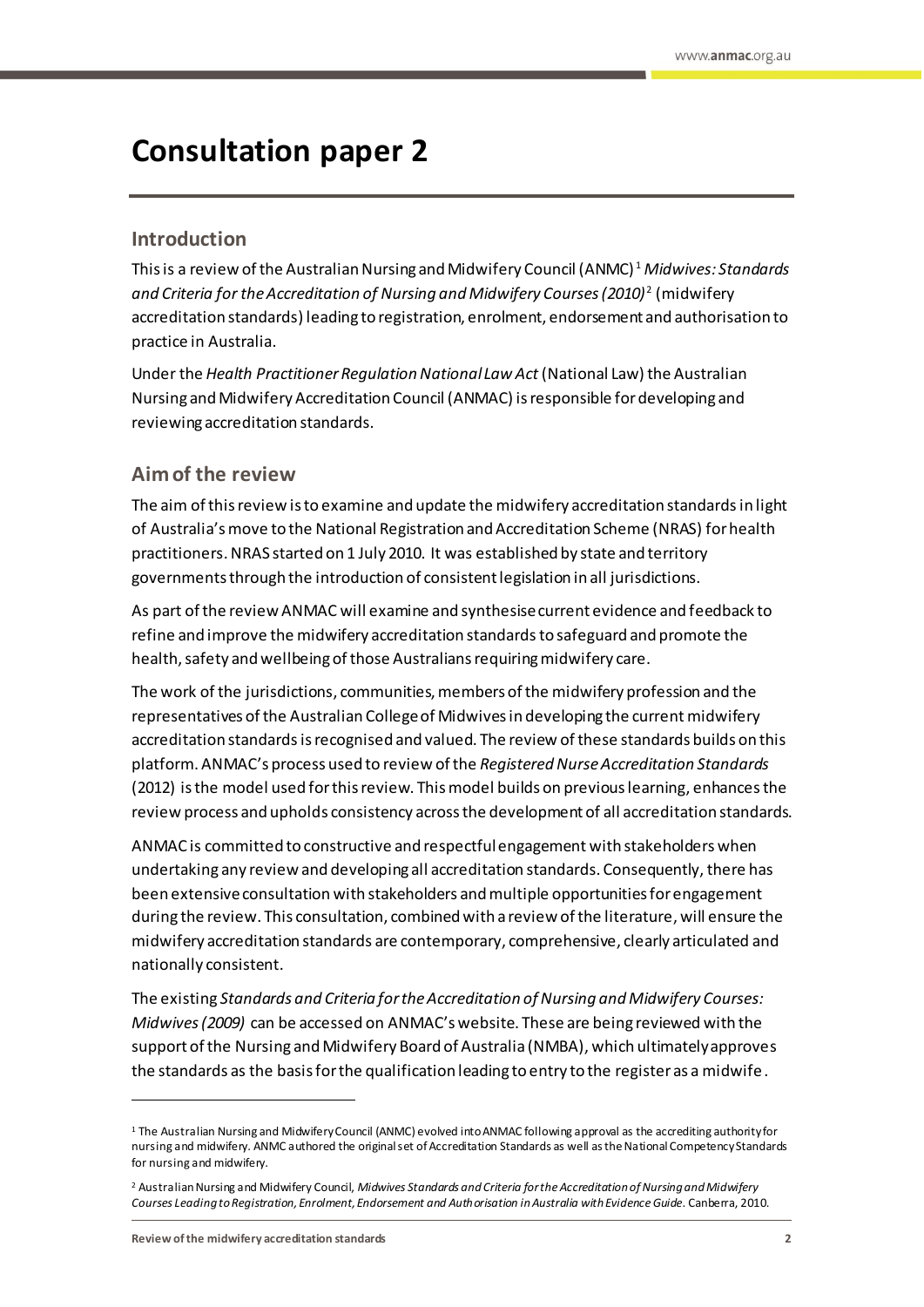# Consultation paper 2

## Introduction

This is a review of the Australian Nursing and Midwifery Council (ANMC)[1] *Midwives: Standards and Criteria for the Accreditation of Nursing and Midwifery Courses (2010)*[2] (midwifery accreditation standards) leading to registration, enrolment, endorsement and authorisation to practice in Australia.

Under the *Health Practitioner Regulation National Law Act* (National Law) the Australian Nursing and Midwifery Accreditation Council (ANMAC) is responsible for developing and reviewing accreditation standards.

## Aim of the review

The aim of this review is to examine and update the midwifery accreditation standards in light of Australia's move to the National Registration and Accreditation Scheme (NRAS) for health practitioners. NRAS started on 1 July 2010. It was established by state and territory governments through the introduction of consistent legislation in all jurisdictions.

As part of the review ANMAC will examine and synthesise current evidence and feedback to refine and improve the midwifery accreditation standards to safeguard and promote the health, safety and wellbeing of those Australians requiring midwifery care.

The work of the jurisdictions, communities, members of the midwifery profession and the representatives of the Australian College of Midwives in developing the current midwifery accreditation standards is recognised and valued. The review of these standards builds on this platform. ANMAC's process used to review of the *Registered Nurse Accreditation Standards* (2012) is the model used for this review. This model builds on previous learning, enhances the review process and upholds consistency across the development of all accreditation standards.

ANMAC is committed to constructive and respectful engagement with stakeholders when undertaking any review and developing all accreditation standards. Consequently, there has been extensive consultation with stakeholders and multiple opportunities for engagement during the review. This consultation, combined with a review of the literature, will ensure the midwifery accreditation standards are contemporary, comprehensive, clearly articulated and nationally consistent.

The existing *Standards and Criteria for the Accreditation of Nursing and Midwifery Courses: Midwives (2009)* can be accessed on ANMAC's website. These are being reviewed with the support of the Nursing and Midwifery Board of Australia (NMBA), which ultimately approves the standards as the basis for the qualification leading to entry to the register as a midwife.

---

[1] The Australian Nursing and Midwifery Council (ANMC) evolved into ANMAC following approval as the accrediting authority for nursing and midwifery. ANMC authored the original set of Accreditation Standards as well as the National Competency Standards for nursing and midwifery.

[2] Australian Nursing and Midwifery Council, *Midwives Standards and Criteria for the Accreditation of Nursing and Midwifery Courses Leading to Registration, Enrolment, Endorsement and Authorisation in Australia with Evidence Guide*. Canberra, 2010.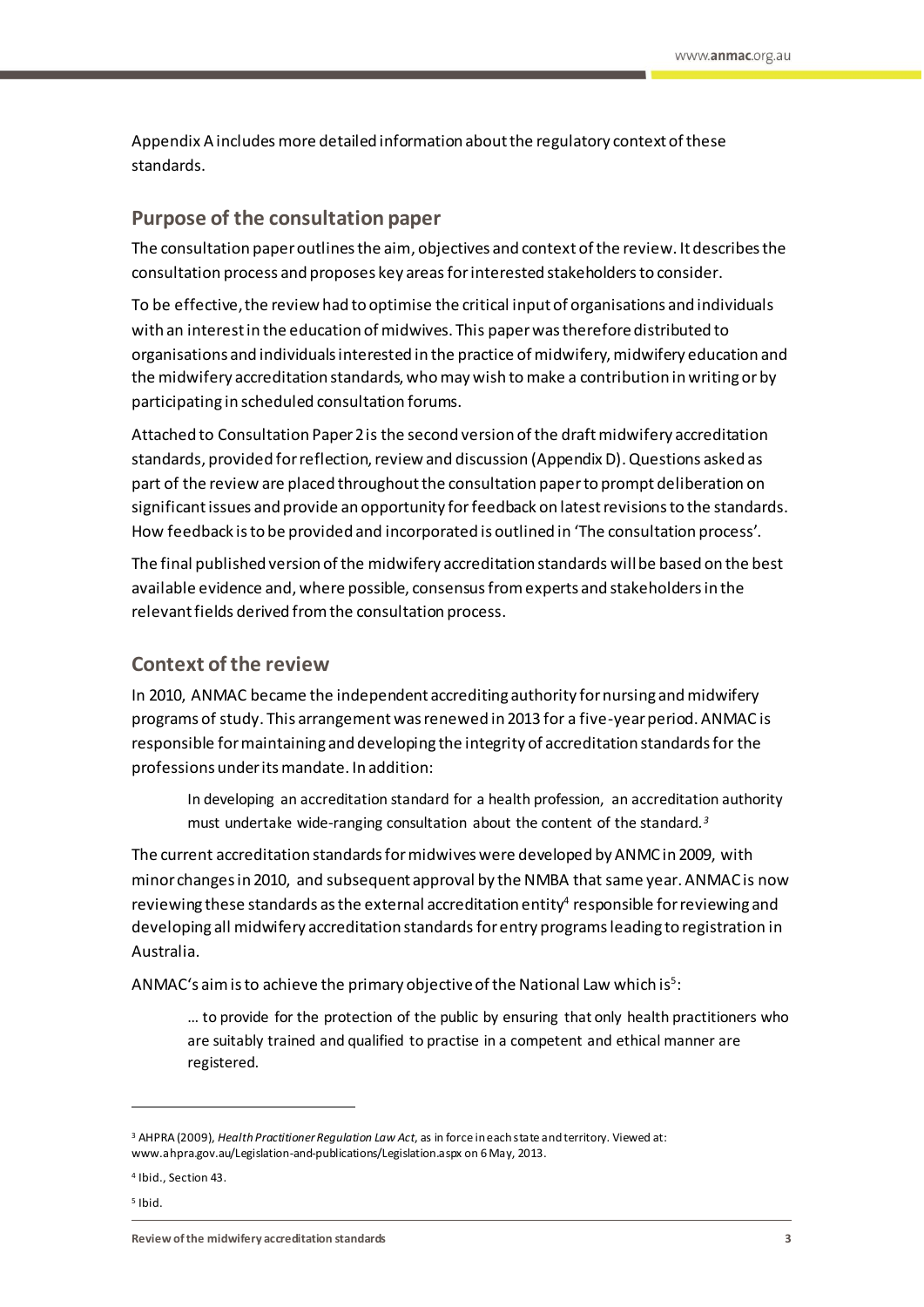Appendix A includes more detailed information about the regulatory context of these standards.

## Purpose of the consultation paper

The consultation paper outlines the aim, objectives and context of the review. It describes the consultation process and proposes key areas for interested stakeholders to consider.

To be effective, the review had to optimise the critical input of organisations and individuals with an interest in the education of midwives. This paper was therefore distributed to organisations and individuals interested in the practice of midwifery, midwifery education and the midwifery accreditation standards, who may wish to make a contribution in writing or by participating in scheduled consultation forums.

Attached to Consultation Paper 2 is the second version of the draft midwifery accreditation standards, provided for reflection, review and discussion (Appendix D). Questions asked as part of the review are placed throughout the consultation paper to prompt deliberation on significant issues and provide an opportunity for feedback on latest revisions to the standards. How feedback is to be provided and incorporated is outlined in 'The consultation process'.

The final published version of the midwifery accreditation standards will be based on the best available evidence and, where possible, consensus from experts and stakeholders in the relevant fields derived from the consultation process.

## Context of the review

In 2010, ANMAC became the independent accrediting authority for nursing and midwifery programs of study. This arrangement was renewed in 2013 for a five-year period. ANMAC is responsible for maintaining and developing the integrity of accreditation standards for the professions under its mandate. In addition:

> In developing an accreditation standard for a health profession, an accreditation authority must undertake wide-ranging consultation about the content of the standard.[3]

The current accreditation standards for midwives were developed by ANMC in 2009, with minor changes in 2010, and subsequent approval by the NMBA that same year. ANMAC is now reviewing these standards as the external accreditation entity[4] responsible for reviewing and developing all midwifery accreditation standards for entry programs leading to registration in Australia.

ANMAC's aim is to achieve the primary objective of the National Law which is[5]:

> … to provide for the protection of the public by ensuring that only health practitioners who are suitably trained and qualified to practise in a competent and ethical manner are registered.

---

[3] AHPRA (2009), *Health Practitioner Regulation Law Act*, as in force in each state and territory. Viewed at: www.ahpra.gov.au/Legislation-and-publications/Legislation.aspx on 6 May, 2013.

[4] Ibid., Section 43.

[5] Ibid.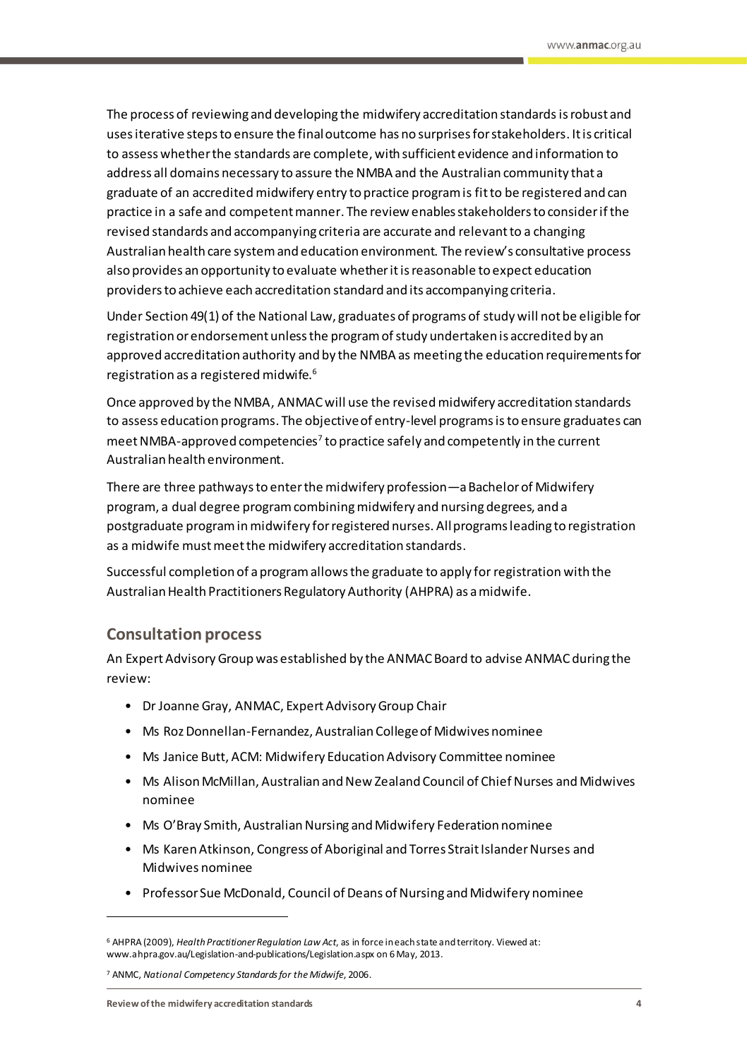The process of reviewing and developing the midwifery accreditation standards is robust and uses iterative steps to ensure the final outcome has no surprises for stakeholders. It is critical to assess whether the standards are complete, with sufficient evidence and information to address all domains necessary to assure the NMBA and the Australian community that a graduate of an accredited midwifery entry to practice program is fit to be registered and can practice in a safe and competent manner. The review enables stakeholders to consider if the revised standards and accompanying criteria are accurate and relevant to a changing Australian health care system and education environment. The review's consultative process also provides an opportunity to evaluate whether it is reasonable to expect education providers to achieve each accreditation standard and its accompanying criteria.

Under Section 49(1) of the National Law, graduates of programs of study will not be eligible for registration or endorsement unless the program of study undertaken is accredited by an approved accreditation authority and by the NMBA as meeting the education requirements for registration as a registered midwife.[6]

Once approved by the NMBA, ANMAC will use the revised midwifery accreditation standards to assess education programs. The objective of entry-level programs is to ensure graduates can meet NMBA-approved competencies[7] to practice safely and competently in the current Australian health environment.

There are three pathways to enter the midwifery profession—a Bachelor of Midwifery program, a dual degree program combining midwifery and nursing degrees, and a postgraduate program in midwifery for registered nurses. All programs leading to registration as a midwife must meet the midwifery accreditation standards.

Successful completion of a program allows the graduate to apply for registration with the Australian Health Practitioners Regulatory Authority (AHPRA) as a midwife.

## Consultation process

An Expert Advisory Group was established by the ANMAC Board to advise ANMAC during the review:

- Dr Joanne Gray, ANMAC, Expert Advisory Group Chair
- Ms Roz Donnellan-Fernandez, Australian College of Midwives nominee
- Ms Janice Butt, ACM: Midwifery Education Advisory Committee nominee
- Ms Alison McMillan, Australian and New Zealand Council of Chief Nurses and Midwives nominee
- Ms O'Bray Smith, Australian Nursing and Midwifery Federation nominee
- Ms Karen Atkinson, Congress of Aboriginal and Torres Strait Islander Nurses and Midwives nominee
- Professor Sue McDonald, Council of Deans of Nursing and Midwifery nominee

---

[6] AHPRA (2009), *Health Practitioner Regulation Law Act*, as in force in each state and territory. Viewed at: www.ahpra.gov.au/Legislation-and-publications/Legislation.aspx on 6 May, 2013.

[7] ANMC, *National Competency Standards for the Midwife*, 2006.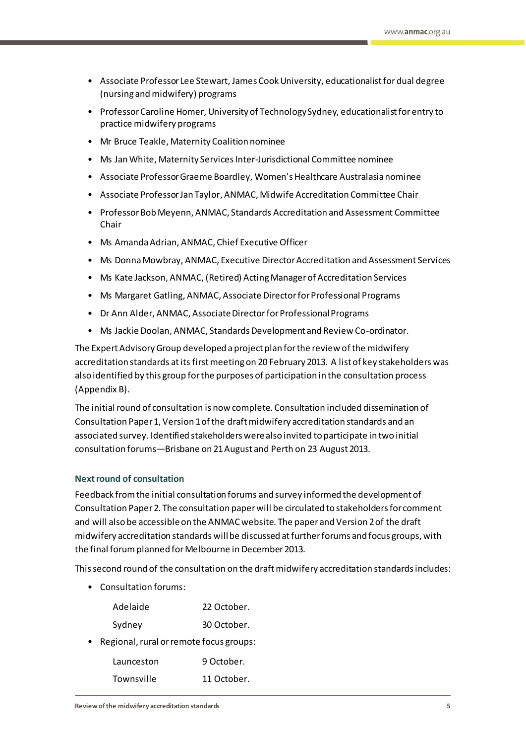- Associate Professor Lee Stewart, James Cook University, educationalist for dual degree (nursing and midwifery) programs
- Professor Caroline Homer, University of Technology Sydney, educationalist for entry to practice midwifery programs
- Mr Bruce Teakle, Maternity Coalition nominee
- Ms Jan White, Maternity Services Inter-Jurisdictional Committee nominee
- Associate Professor Graeme Boardley, Women's Healthcare Australasia nominee
- Associate Professor Jan Taylor, ANMAC, Midwife Accreditation Committee Chair
- Professor Bob Meyenn, ANMAC, Standards Accreditation and Assessment Committee Chair
- Ms Amanda Adrian, ANMAC, Chief Executive Officer
- Ms Donna Mowbray, ANMAC, Executive Director Accreditation and Assessment Services
- Ms Kate Jackson, ANMAC, (Retired) Acting Manager of Accreditation Services
- Ms Margaret Gatling, ANMAC, Associate Director for Professional Programs
- Dr Ann Alder, ANMAC, Associate Director for Professional Programs
- Ms Jackie Doolan, ANMAC, Standards Development and Review Co-ordinator.

The Expert Advisory Group developed a project plan for the review of the midwifery accreditation standards at its first meeting on 20 February 2013. A list of key stakeholders was also identified by this group for the purposes of participation in the consultation process (Appendix B).

The initial round of consultation is now complete. Consultation included dissemination of Consultation Paper 1, Version 1 of the draft midwifery accreditation standards and an associated survey. Identified stakeholders were also invited to participate in two initial consultation forums—Brisbane on 21 August and Perth on 23 August 2013.

### Next round of consultation

Feedback from the initial consultation forums and survey informed the development of Consultation Paper 2. The consultation paper will be circulated to stakeholders for comment and will also be accessible on the ANMAC website. The paper and Version 2 of the draft midwifery accreditation standards will be discussed at further forums and focus groups, with the final forum planned for Melbourne in December 2013.

This second round of the consultation on the draft midwifery accreditation standards includes:

- Consultation forums:

  Adelaide 22 October.

  Sydney 30 October.

- Regional, rural or remote focus groups:

  Launceston 9 October.

  Townsville 11 October.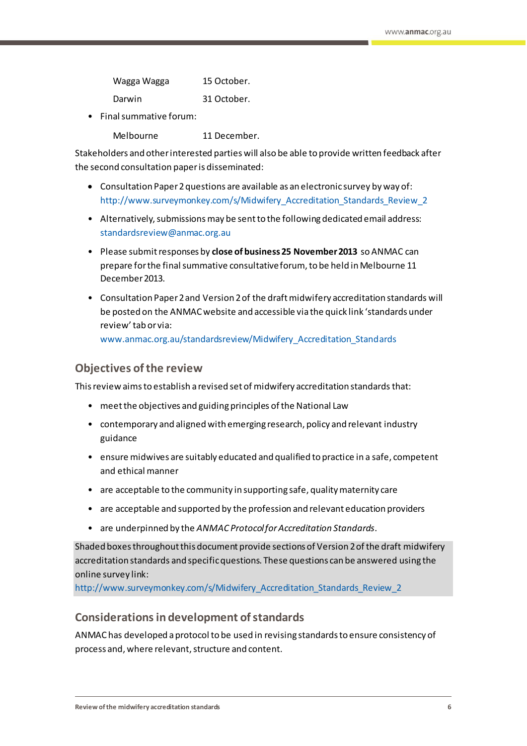| | |
|---|---|
| Wagga Wagga | 15 October. |
| Darwin | 31 October. |

- Final summative forum:

| | |
|---|---|
| Melbourne | 11 December. |

Stakeholders and other interested parties will also be able to provide written feedback after the second consultation paper is disseminated:

- Consultation Paper 2 questions are available as an electronic survey by way of: http://www.surveymonkey.com/s/Midwifery_Accreditation_Standards_Review_2
- Alternatively, submissions may be sent to the following dedicated email address: standardsreview@anmac.org.au
- Please submit responses by **close of business 25 November 2013** so ANMAC can prepare for the final summative consultative forum, to be held in Melbourne 11 December 2013.
- Consultation Paper 2 and Version 2 of the draft midwifery accreditation standards will be posted on the ANMAC website and accessible via the quick link 'standards under review' tab or via: www.anmac.org.au/standardsreview/Midwifery_Accreditation_Standards

## Objectives of the review

This review aims to establish a revised set of midwifery accreditation standards that:

- meet the objectives and guiding principles of the National Law
- contemporary and aligned with emerging research, policy and relevant industry guidance
- ensure midwives are suitably educated and qualified to practice in a safe, competent and ethical manner
- are acceptable to the community in supporting safe, quality maternity care
- are acceptable and supported by the profession and relevant education providers
- are underpinned by the *ANMAC Protocol for Accreditation Standards*.

Shaded boxes throughout this document provide sections of Version 2 of the draft midwifery accreditation standards and specific questions. These questions can be answered using the online survey link:
http://www.surveymonkey.com/s/Midwifery_Accreditation_Standards_Review_2

## Considerations in development of standards

ANMAC has developed a protocol to be used in revising standards to ensure consistency of process and, where relevant, structure and content.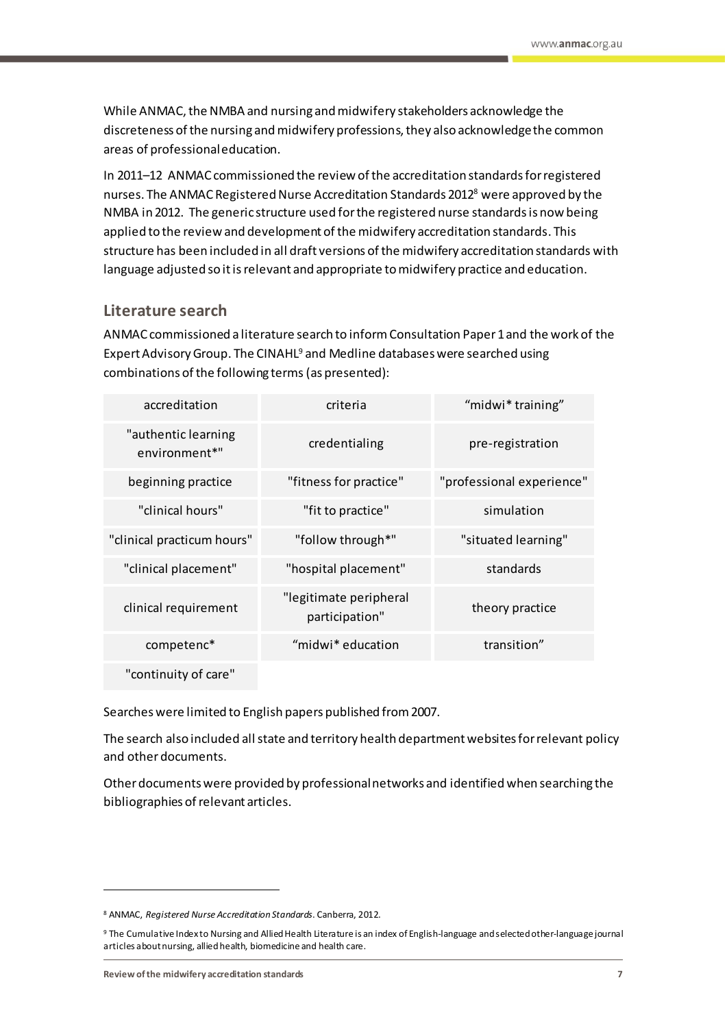While ANMAC, the NMBA and nursing and midwifery stakeholders acknowledge the discreteness of the nursing and midwifery professions, they also acknowledge the common areas of professional education.

In 2011–12 ANMAC commissioned the review of the accreditation standards for registered nurses. The ANMAC Registered Nurse Accreditation Standards 2012[8] were approved by the NMBA in 2012. The generic structure used for the registered nurse standards is now being applied to the review and development of the midwifery accreditation standards. This structure has been included in all draft versions of the midwifery accreditation standards with language adjusted so it is relevant and appropriate to midwifery practice and education.

## Literature search

ANMAC commissioned a literature search to inform Consultation Paper 1 and the work of the Expert Advisory Group. The CINAHL[9] and Medline databases were searched using combinations of the following terms (as presented):

| | | |
|---|---|---|
| accreditation | criteria | “midwi* training” |
| "authentic learning environment*" | credentialing | pre-registration |
| beginning practice | "fitness for practice" | "professional experience" |
| "clinical hours" | "fit to practice" | simulation |
| "clinical practicum hours" | "follow through*" | "situated learning" |
| "clinical placement" | "hospital placement" | standards |
| clinical requirement | "legitimate peripheral participation" | theory practice |
| competenc* | “midwi* education | transition” |
| "continuity of care" | | |

Searches were limited to English papers published from 2007.

The search also included all state and territory health department websites for relevant policy and other documents.

Other documents were provided by professional networks and identified when searching the bibliographies of relevant articles.

---

[8] ANMAC, *Registered Nurse Accreditation Standards*. Canberra, 2012.

[9] The Cumulative Index to Nursing and Allied Health Literature is an index of English-language and selected other-language journal articles about nursing, allied health, biomedicine and health care.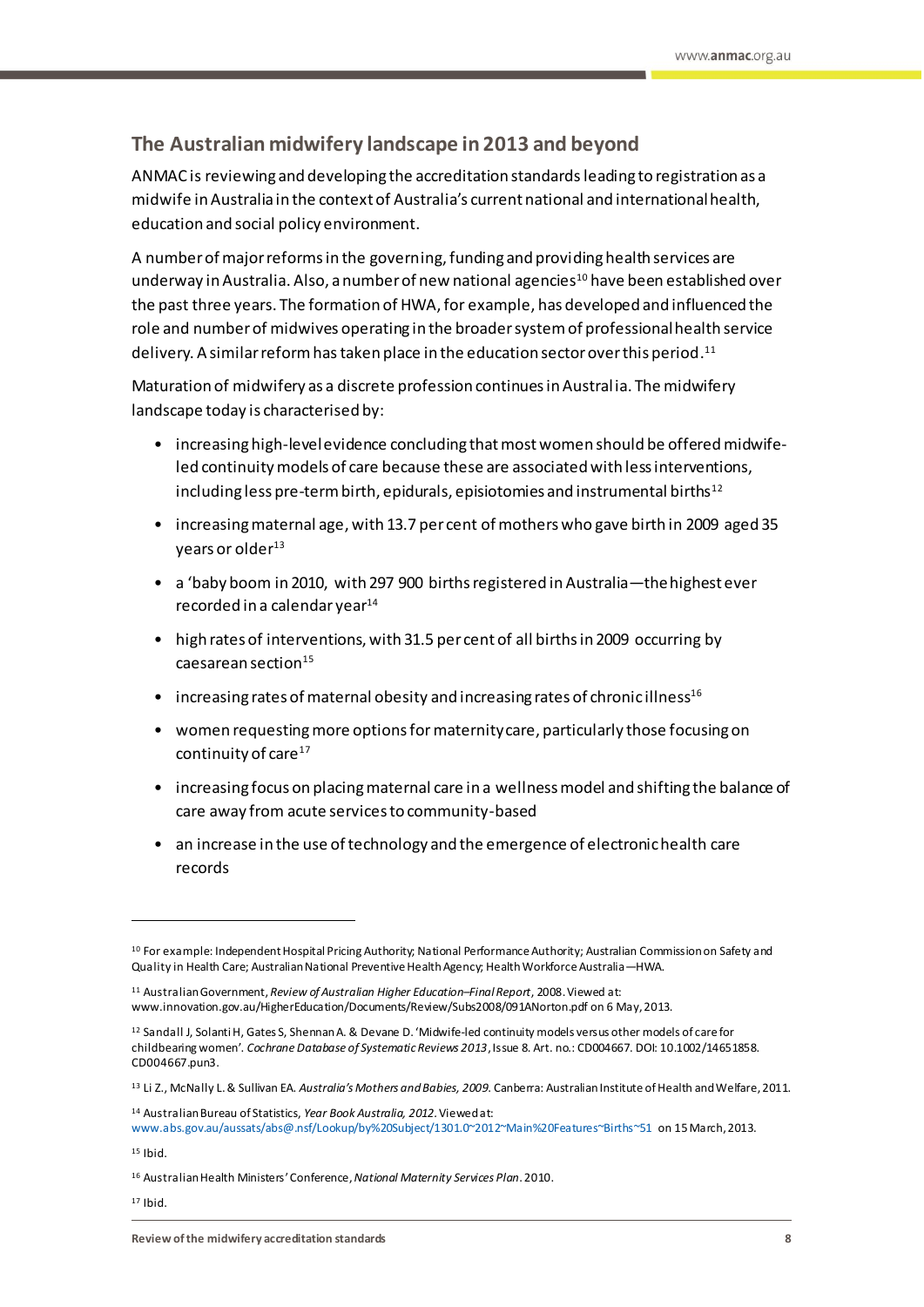## The Australian midwifery landscape in 2013 and beyond

ANMAC is reviewing and developing the accreditation standards leading to registration as a midwife in Australia in the context of Australia's current national and international health, education and social policy environment.

A number of major reforms in the governing, funding and providing health services are underway in Australia. Also, a number of new national agencies[10] have been established over the past three years. The formation of HWA, for example, has developed and influenced the role and number of midwives operating in the broader system of professional health service delivery. A similar reform has taken place in the education sector over this period.[11]

Maturation of midwifery as a discrete profession continues in Australia. The midwifery landscape today is characterised by:

- increasing high-level evidence concluding that most women should be offered midwife-led continuity models of care because these are associated with less interventions, including less pre-term birth, epidurals, episiotomies and instrumental births[12]
- increasing maternal age, with 13.7 per cent of mothers who gave birth in 2009 aged 35 years or older[13]
- a 'baby boom in 2010, with 297 900 births registered in Australia—the highest ever recorded in a calendar year[14]
- high rates of interventions, with 31.5 per cent of all births in 2009 occurring by caesarean section[15]
- increasing rates of maternal obesity and increasing rates of chronic illness[16]
- women requesting more options for maternity care, particularly those focusing on continuity of care[17]
- increasing focus on placing maternal care in a wellness model and shifting the balance of care away from acute services to community-based
- an increase in the use of technology and the emergence of electronic health care records

---

[10] For example: Independent Hospital Pricing Authority; National Performance Authority; Australian Commission on Safety and Quality in Health Care; Australian National Preventive Health Agency; Health Workforce Australia—HWA.

[11] Australian Government, *Review of Australian Higher Education–Final Report*, 2008. Viewed at: www.innovation.gov.au/HigherEducation/Documents/Review/Subs2008/091ANorton.pdf on 6 May, 2013.

[12] Sandall J, Solanti H, Gates S, Shennan A. & Devane D. 'Midwife-led continuity models versus other models of care for childbearing women'. *Cochrane Database of Systematic Reviews 2013*, Issue 8. Art. no.: CD004667. DOI: 10.1002/14651858. CD004667.pun3.

[13] Li Z., McNally L. & Sullivan EA. *Australia's Mothers and Babies, 2009.* Canberra: Australian Institute of Health and Welfare, 2011.

[14] Australian Bureau of Statistics, *Year Book Australia, 2012*. Viewed at: www.abs.gov.au/aussats/abs@.nsf/Lookup/by%20Subject/1301.0~2012~Main%20Features~Births~51 on 15 March, 2013.

[15] Ibid.

[16] Australian Health Ministers' Conference, *National Maternity Services Plan*. 2010.

[17] Ibid.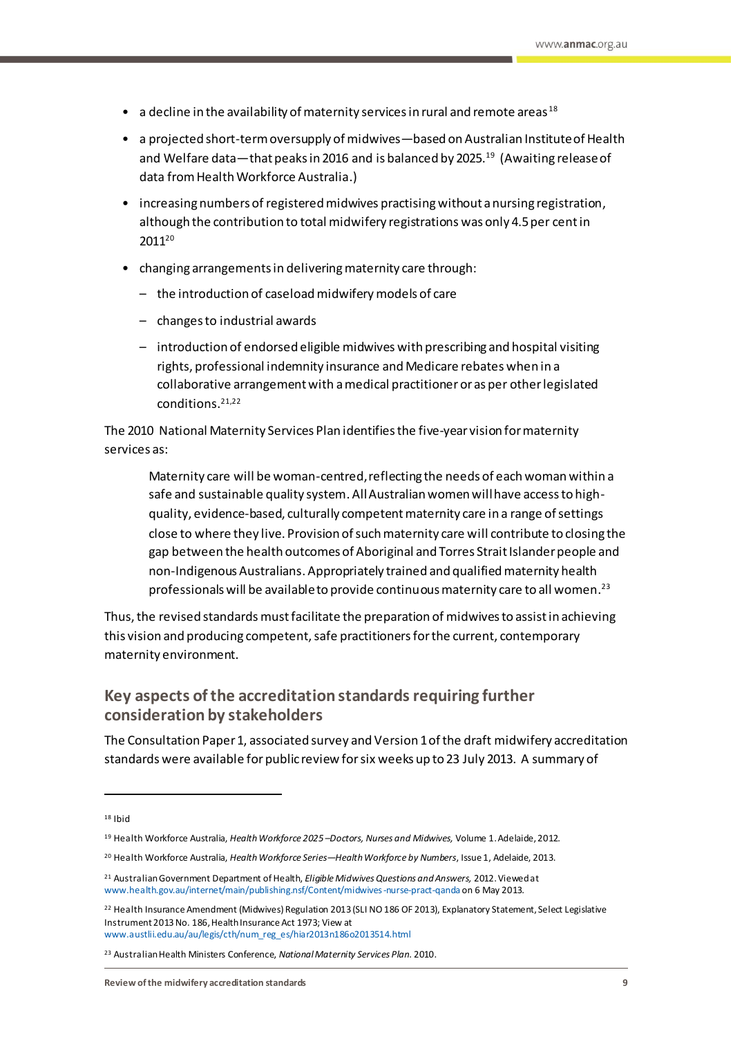- a decline in the availability of maternity services in rural and remote areas[18]
- a projected short-term oversupply of midwives—based on Australian Institute of Health and Welfare data—that peaks in 2016 and is balanced by 2025.[19] (Awaiting release of data from Health Workforce Australia.)
- increasing numbers of registered midwives practising without a nursing registration, although the contribution to total midwifery registrations was only 4.5 per cent in 2011[20]
- changing arrangements in delivering maternity care through:
  - the introduction of caseload midwifery models of care
  - changes to industrial awards
  - introduction of endorsed eligible midwives with prescribing and hospital visiting rights, professional indemnity insurance and Medicare rebates when in a collaborative arrangement with a medical practitioner or as per other legislated conditions.[21,22]

The 2010 National Maternity Services Plan identifies the five-year vision for maternity services as:

> Maternity care will be woman-centred, reflecting the needs of each woman within a safe and sustainable quality system. All Australian women will have access to high-quality, evidence-based, culturally competent maternity care in a range of settings close to where they live. Provision of such maternity care will contribute to closing the gap between the health outcomes of Aboriginal and Torres Strait Islander people and non-Indigenous Australians. Appropriately trained and qualified maternity health professionals will be available to provide continuous maternity care to all women.[23]

Thus, the revised standards must facilitate the preparation of midwives to assist in achieving this vision and producing competent, safe practitioners for the current, contemporary maternity environment.

## Key aspects of the accreditation standards requiring further consideration by stakeholders

The Consultation Paper 1, associated survey and Version 1 of the draft midwifery accreditation standards were available for public review for six weeks up to 23 July 2013. A summary of

---

[18] Ibid

[19] Health Workforce Australia, *Health Workforce 2025 –Doctors, Nurses and Midwives,* Volume 1. Adelaide, 2012.

[20] Health Workforce Australia, *Health Workforce Series—Health Workforce by Numbers*, Issue 1, Adelaide, 2013.

[21] Australian Government Department of Health, *Eligible Midwives Questions and Answers,* 2012. Viewed at www.health.gov.au/internet/main/publishing.nsf/Content/midwives-nurse-pract-qanda on 6 May 2013.

[22] Health Insurance Amendment (Midwives) Regulation 2013 (SLI NO 186 OF 2013), Explanatory Statement, Select Legislative Instrument 2013 No. 186, Health Insurance Act 1973; View at www.austlii.edu.au/au/legis/cth/num_reg_es/hiar2013n186o2013514.html

[23] Australian Health Ministers Conference, *National Maternity Services Plan.* 2010.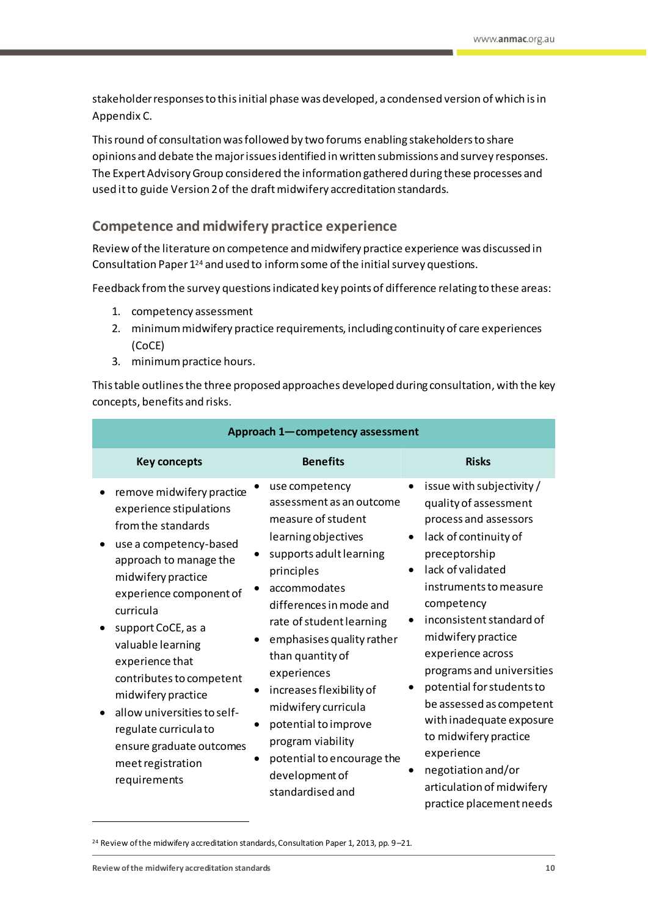stakeholder responses to this initial phase was developed, a condensed version of which is in Appendix C.

This round of consultation was followed by two forums enabling stakeholders to share opinions and debate the major issues identified in written submissions and survey responses. The Expert Advisory Group considered the information gathered during these processes and used it to guide Version 2 of the draft midwifery accreditation standards.

## Competence and midwifery practice experience

Review of the literature on competence and midwifery practice experience was discussed in Consultation Paper 1[24] and used to inform some of the initial survey questions.

Feedback from the survey questions indicated key points of difference relating to these areas:

1. competency assessment
2. minimum midwifery practice requirements, including continuity of care experiences (CoCE)
3. minimum practice hours.

This table outlines the three proposed approaches developed during consultation, with the key concepts, benefits and risks.

| Approach 1—competency assessment | | |
|---|---|---|
| **Key concepts** | **Benefits** | **Risks** |
| • remove midwifery practice experience stipulations from the standards<br>• use a competency-based approach to manage the midwifery practice experience component of curricula<br>• support CoCE, as a valuable learning experience that contributes to competent midwifery practice<br>• allow universities to self-regulate curricula to ensure graduate outcomes meet registration requirements | • use competency assessment as an outcome measure of student learning objectives<br>• supports adult learning principles<br>• accommodates differences in mode and rate of student learning<br>• emphasises quality rather than quantity of experiences<br>• increases flexibility of midwifery curricula<br>• potential to improve program viability<br>• potential to encourage the development of standardised and | • issue with subjectivity / quality of assessment process and assessors<br>• lack of continuity of preceptorship<br>• lack of validated instruments to measure competency<br>• inconsistent standard of midwifery practice experience across programs and universities<br>• potential for students to be assessed as competent with inadequate exposure to midwifery practice experience<br>• negotiation and/or articulation of midwifery practice placement needs |

[24] Review of the midwifery accreditation standards, Consultation Paper 1, 2013, pp. 9–21.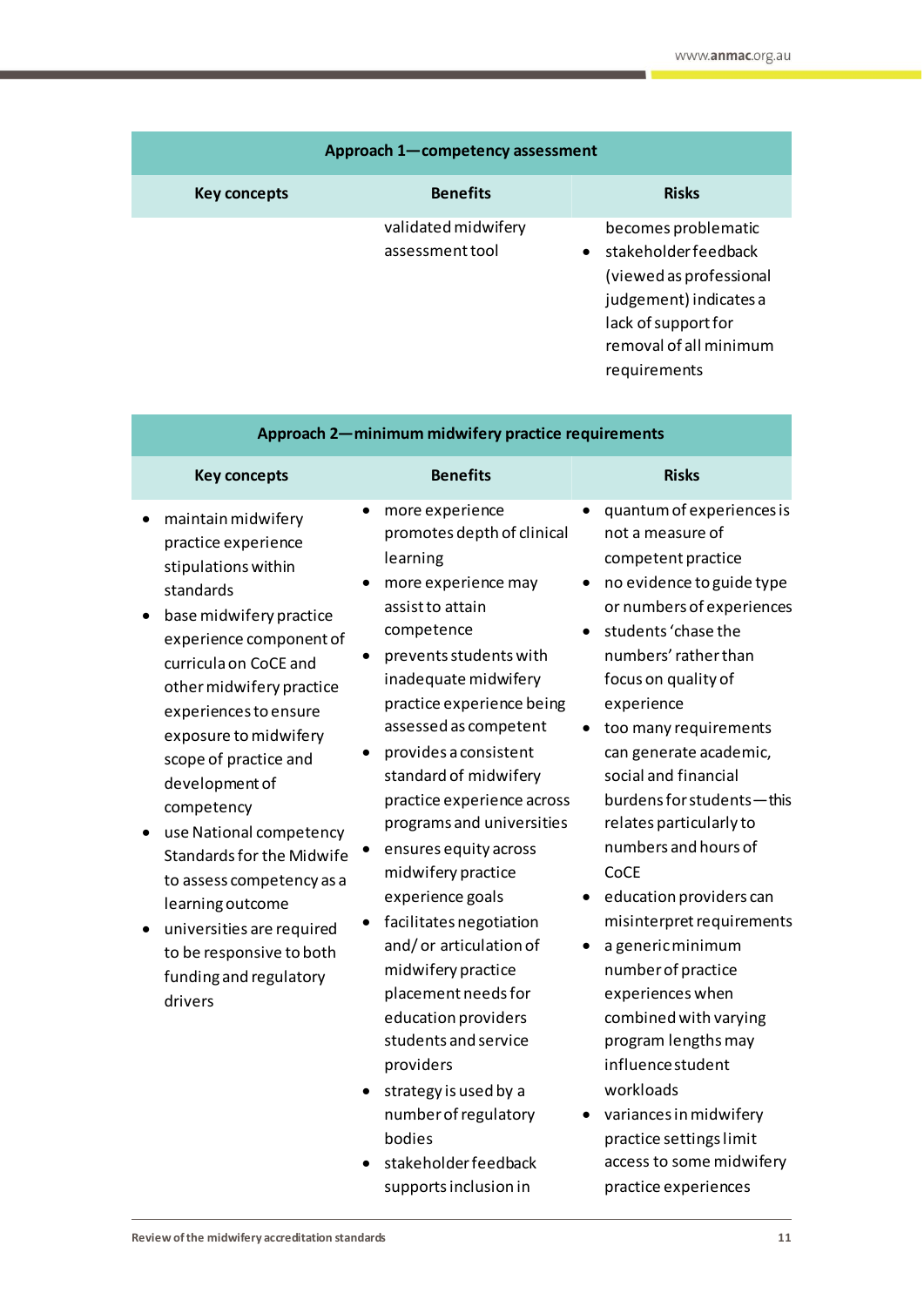| Approach 1—competency assessment | | |
|---|---|---|
| **Key concepts** | **Benefits** | **Risks** |
| | validated midwifery assessment tool | becomes problematic<br>• stakeholder feedback (viewed as professional judgement) indicates a lack of support for removal of all minimum requirements |

| Approach 2—minimum midwifery practice requirements | | |
|---|---|---|
| **Key concepts** | **Benefits** | **Risks** |
| • maintain midwifery practice experience stipulations within standards<br>• base midwifery practice experience component of curricula on CoCE and other midwifery practice experiences to ensure exposure to midwifery scope of practice and development of competency<br>• use National competency Standards for the Midwife to assess competency as a learning outcome<br>• universities are required to be responsive to both funding and regulatory drivers | • more experience promotes depth of clinical learning<br>• more experience may assist to attain competence<br>• prevents students with inadequate midwifery practice experience being assessed as competent<br>• provides a consistent standard of midwifery practice experience across programs and universities<br>• ensures equity across midwifery practice experience goals<br>• facilitates negotiation and/ or articulation of midwifery practice placement needs for education providers students and service providers<br>• strategy is used by a number of regulatory bodies<br>• stakeholder feedback supports inclusion in | • quantum of experiences is not a measure of competent practice<br>• no evidence to guide type or numbers of experiences<br>• students 'chase the numbers' rather than focus on quality of experience<br>• too many requirements can generate academic, social and financial burdens for students—this relates particularly to numbers and hours of CoCE<br>• education providers can misinterpret requirements<br>• a generic minimum number of practice experiences when combined with varying program lengths may influence student workloads<br>• variances in midwifery practice settings limit access to some midwifery practice experiences |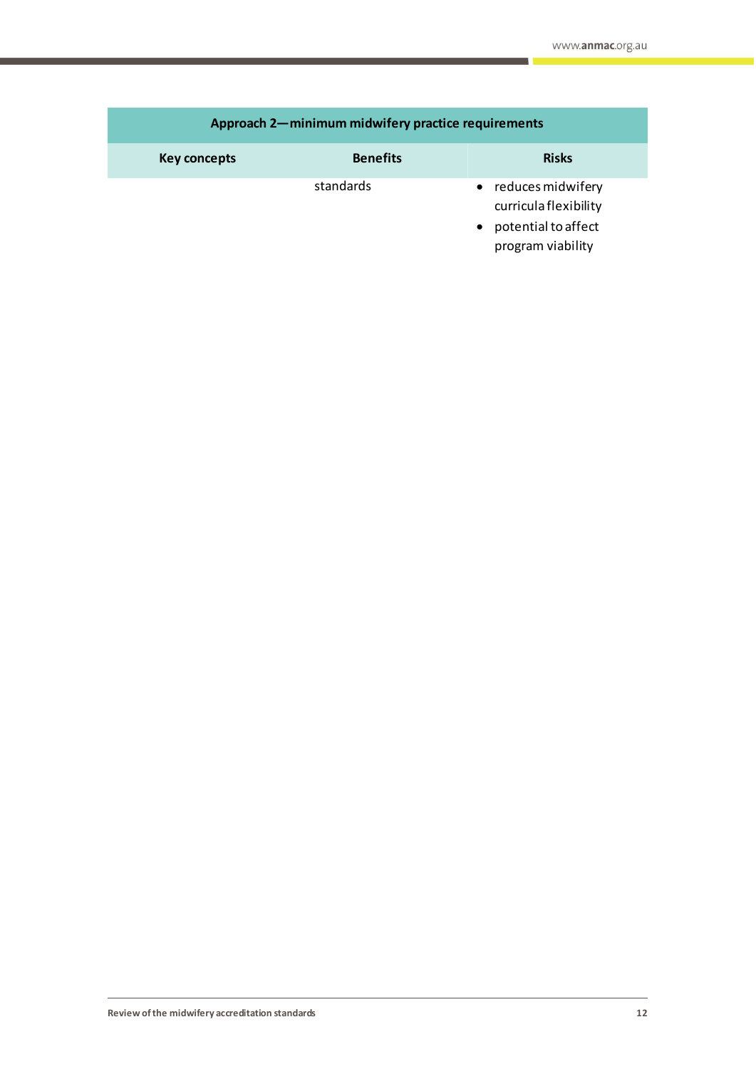| Approach 2—minimum midwifery practice requirements | | |
|---|---|---|
| **Key concepts** | **Benefits** | **Risks** |
| | standards | • reduces midwifery curricula flexibility<br>• potential to affect program viability |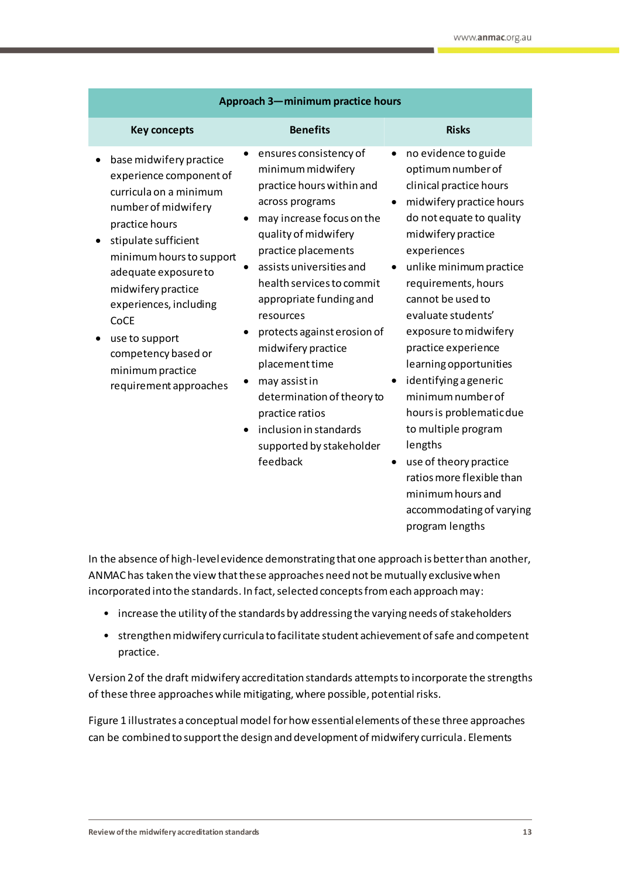| Approach 3—minimum practice hours | | |
|---|---|---|
| **Key concepts** | **Benefits** | **Risks** |
| • base midwifery practice experience component of curricula on a minimum number of midwifery practice hours<br>• stipulate sufficient minimum hours to support adequate exposure to midwifery practice experiences, including CoCE<br>• use to support competency based or minimum practice requirement approaches | • ensures consistency of minimum midwifery practice hours within and across programs<br>• may increase focus on the quality of midwifery practice placements<br>• assists universities and health services to commit appropriate funding and resources<br>• protects against erosion of midwifery practice placement time<br>• may assist in determination of theory to practice ratios<br>• inclusion in standards supported by stakeholder feedback | • no evidence to guide optimum number of clinical practice hours<br>• midwifery practice hours do not equate to quality midwifery practice experiences<br>• unlike minimum practice requirements, hours cannot be used to evaluate students' exposure to midwifery practice experience learning opportunities<br>• identifying a generic minimum number of hours is problematic due to multiple program lengths<br>• use of theory practice ratios more flexible than minimum hours and accommodating of varying program lengths |

In the absence of high-level evidence demonstrating that one approach is better than another, ANMAC has taken the view that these approaches need not be mutually exclusive when incorporated into the standards. In fact, selected concepts from each approach may:

- increase the utility of the standards by addressing the varying needs of stakeholders
- strengthen midwifery curricula to facilitate student achievement of safe and competent practice.

Version 2 of the draft midwifery accreditation standards attempts to incorporate the strengths of these three approaches while mitigating, where possible, potential risks.

Figure 1 illustrates a conceptual model for how essential elements of these three approaches can be combined to support the design and development of midwifery curricula. Elements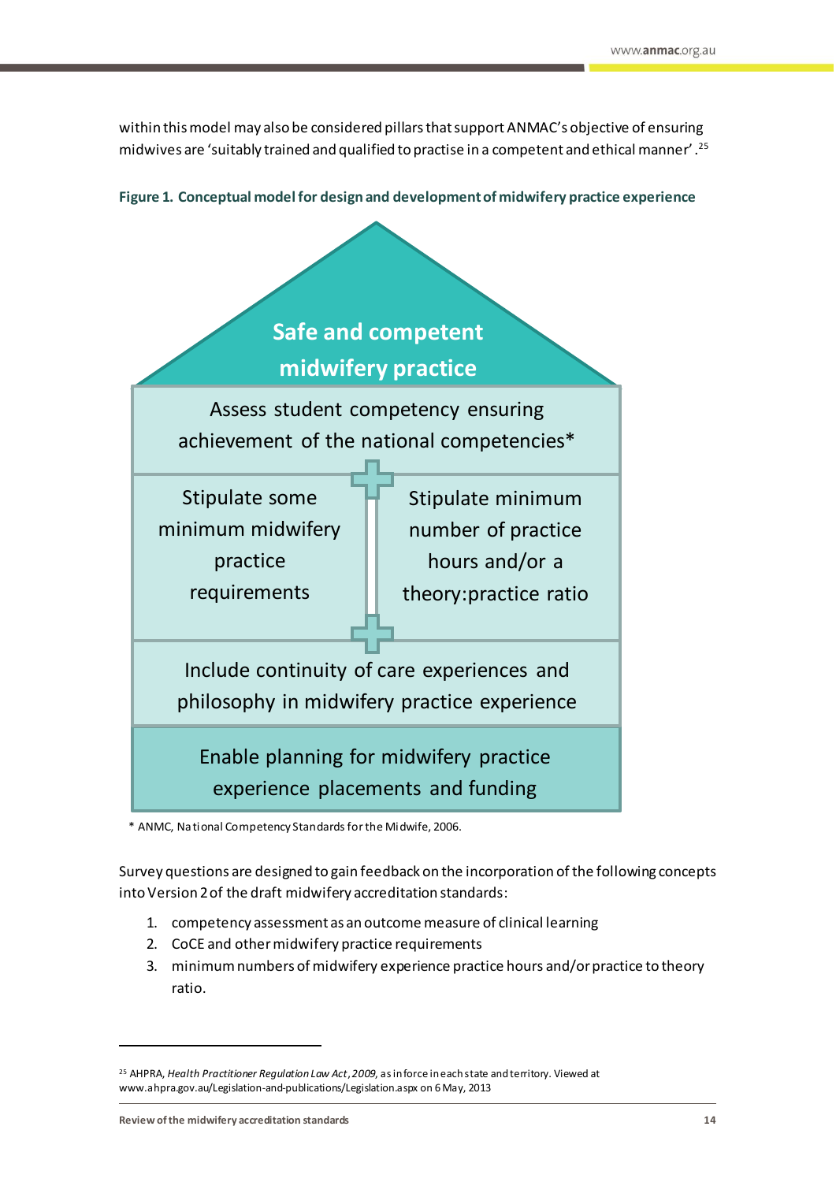within this model may also be considered pillars that support ANMAC's objective of ensuring midwives are 'suitably trained and qualified to practise in a competent and ethical manner'.[25]

**Figure 1. Conceptual model for design and development of midwifery practice experience**

**Safe and competent midwifery practice**

Assess student competency ensuring achievement of the national competencies*

Stipulate some minimum midwifery practice requirements

Stipulate minimum number of practice hours and/or a theory:practice ratio

Include continuity of care experiences and philosophy in midwifery practice experience

Enable planning for midwifery practice experience placements and funding

\* ANMC, National Competency Standards for the Midwife, 2006.

Survey questions are designed to gain feedback on the incorporation of the following concepts into Version 2 of the draft midwifery accreditation standards:

1. competency assessment as an outcome measure of clinical learning
2. CoCE and other midwifery practice requirements
3. minimum numbers of midwifery experience practice hours and/or practice to theory ratio.

---

[25] AHPRA, *Health Practitioner Regulation Law Act*, *2009*, as in force in each state and territory. Viewed at www.ahpra.gov.au/Legislation-and-publications/Legislation.aspx on 6 May, 2013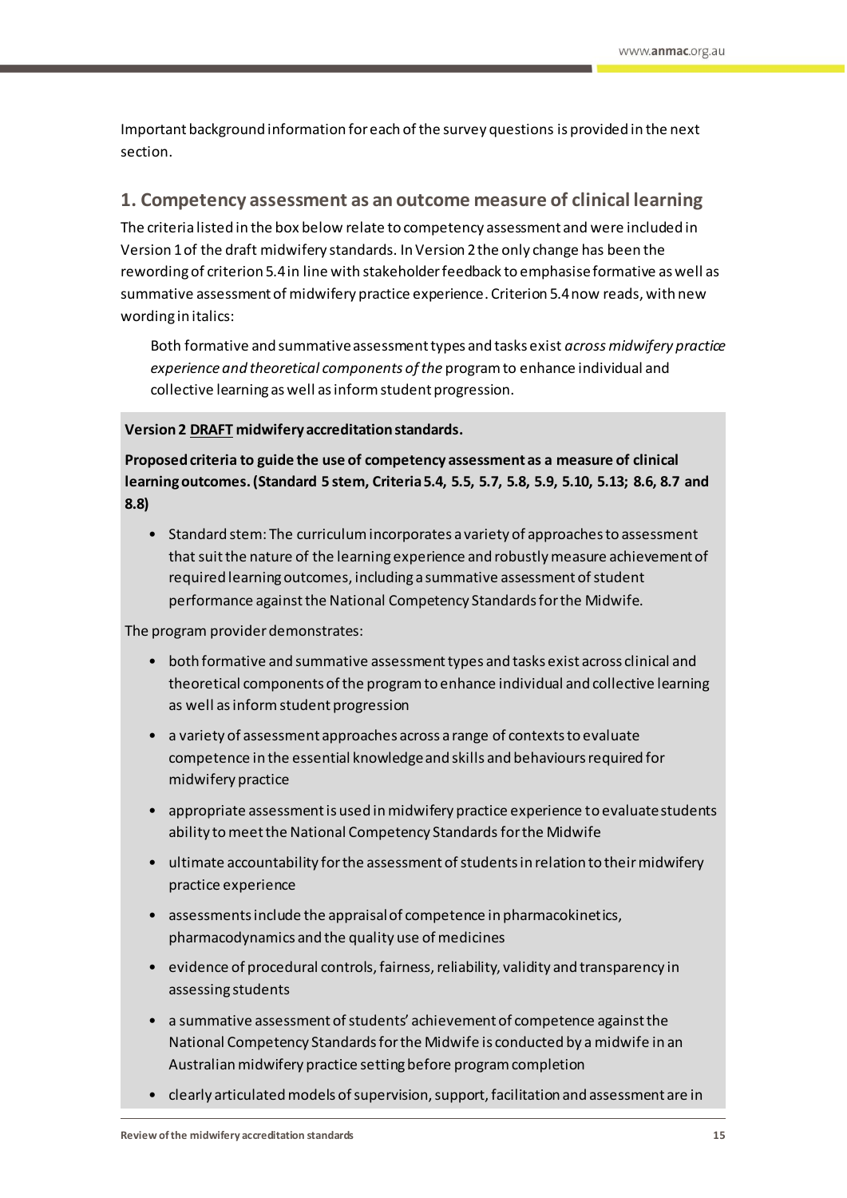Important background information for each of the survey questions is provided in the next section.

## 1. Competency assessment as an outcome measure of clinical learning

The criteria listed in the box below relate to competency assessment and were included in Version 1 of the draft midwifery standards. In Version 2 the only change has been the rewording of criterion 5.4 in line with stakeholder feedback to emphasise formative as well as summative assessment of midwifery practice experience. Criterion 5.4 now reads, with new wording in italics:

> Both formative and summative assessment types and tasks exist *across midwifery practice experience and theoretical components of the* program to enhance individual and collective learning as well as inform student progression.

**Version 2 DRAFT midwifery accreditation standards.**

**Proposed criteria to guide the use of competency assessment as a measure of clinical learning outcomes. (Standard 5 stem, Criteria 5.4, 5.5, 5.7, 5.8, 5.9, 5.10, 5.13; 8.6, 8.7 and 8.8)**

- Standard stem: The curriculum incorporates a variety of approaches to assessment that suit the nature of the learning experience and robustly measure achievement of required learning outcomes, including a summative assessment of student performance against the National Competency Standards for the Midwife.

The program provider demonstrates:

- both formative and summative assessment types and tasks exist across clinical and theoretical components of the program to enhance individual and collective learning as well as inform student progression
- a variety of assessment approaches across a range of contexts to evaluate competence in the essential knowledge and skills and behaviours required for midwifery practice
- appropriate assessment is used in midwifery practice experience to evaluate students ability to meet the National Competency Standards for the Midwife
- ultimate accountability for the assessment of students in relation to their midwifery practice experience
- assessments include the appraisal of competence in pharmacokinetics, pharmacodynamics and the quality use of medicines
- evidence of procedural controls, fairness, reliability, validity and transparency in assessing students
- a summative assessment of students' achievement of competence against the National Competency Standards for the Midwife is conducted by a midwife in an Australian midwifery practice setting before program completion
- clearly articulated models of supervision, support, facilitation and assessment are in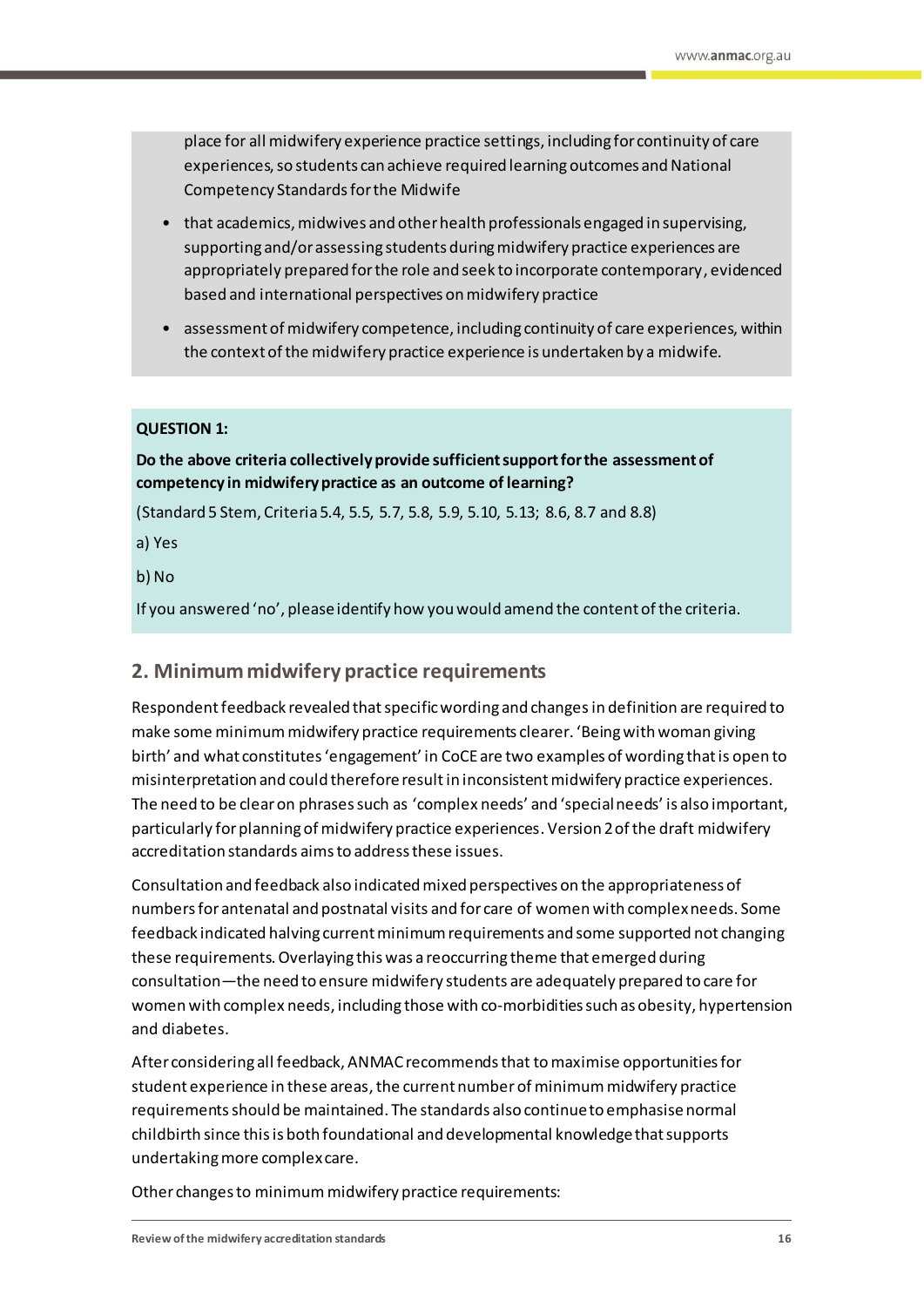place for all midwifery experience practice settings, including for continuity of care experiences, so students can achieve required learning outcomes and National Competency Standards for the Midwife

- that academics, midwives and other health professionals engaged in supervising, supporting and/or assessing students during midwifery practice experiences are appropriately prepared for the role and seek to incorporate contemporary, evidenced based and international perspectives on midwifery practice
- assessment of midwifery competence, including continuity of care experiences, within the context of the midwifery practice experience is undertaken by a midwife.

**QUESTION 1:**

**Do the above criteria collectively provide sufficient support for the assessment of competency in midwifery practice as an outcome of learning?**

(Standard 5 Stem, Criteria 5.4, 5.5, 5.7, 5.8, 5.9, 5.10, 5.13; 8.6, 8.7 and 8.8)

a) Yes

b) No

If you answered 'no', please identify how you would amend the content of the criteria.

## 2. Minimum midwifery practice requirements

Respondent feedback revealed that specific wording and changes in definition are required to make some minimum midwifery practice requirements clearer. 'Being with woman giving birth' and what constitutes 'engagement' in CoCE are two examples of wording that is open to misinterpretation and could therefore result in inconsistent midwifery practice experiences. The need to be clear on phrases such as 'complex needs' and 'special needs' is also important, particularly for planning of midwifery practice experiences. Version 2 of the draft midwifery accreditation standards aims to address these issues.

Consultation and feedback also indicated mixed perspectives on the appropriateness of numbers for antenatal and postnatal visits and for care of women with complex needs. Some feedback indicated halving current minimum requirements and some supported not changing these requirements. Overlaying this was a reoccurring theme that emerged during consultation—the need to ensure midwifery students are adequately prepared to care for women with complex needs, including those with co-morbidities such as obesity, hypertension and diabetes.

After considering all feedback, ANMAC recommends that to maximise opportunities for student experience in these areas, the current number of minimum midwifery practice requirements should be maintained. The standards also continue to emphasise normal childbirth since this is both foundational and developmental knowledge that supports undertaking more complex care.

Other changes to minimum midwifery practice requirements: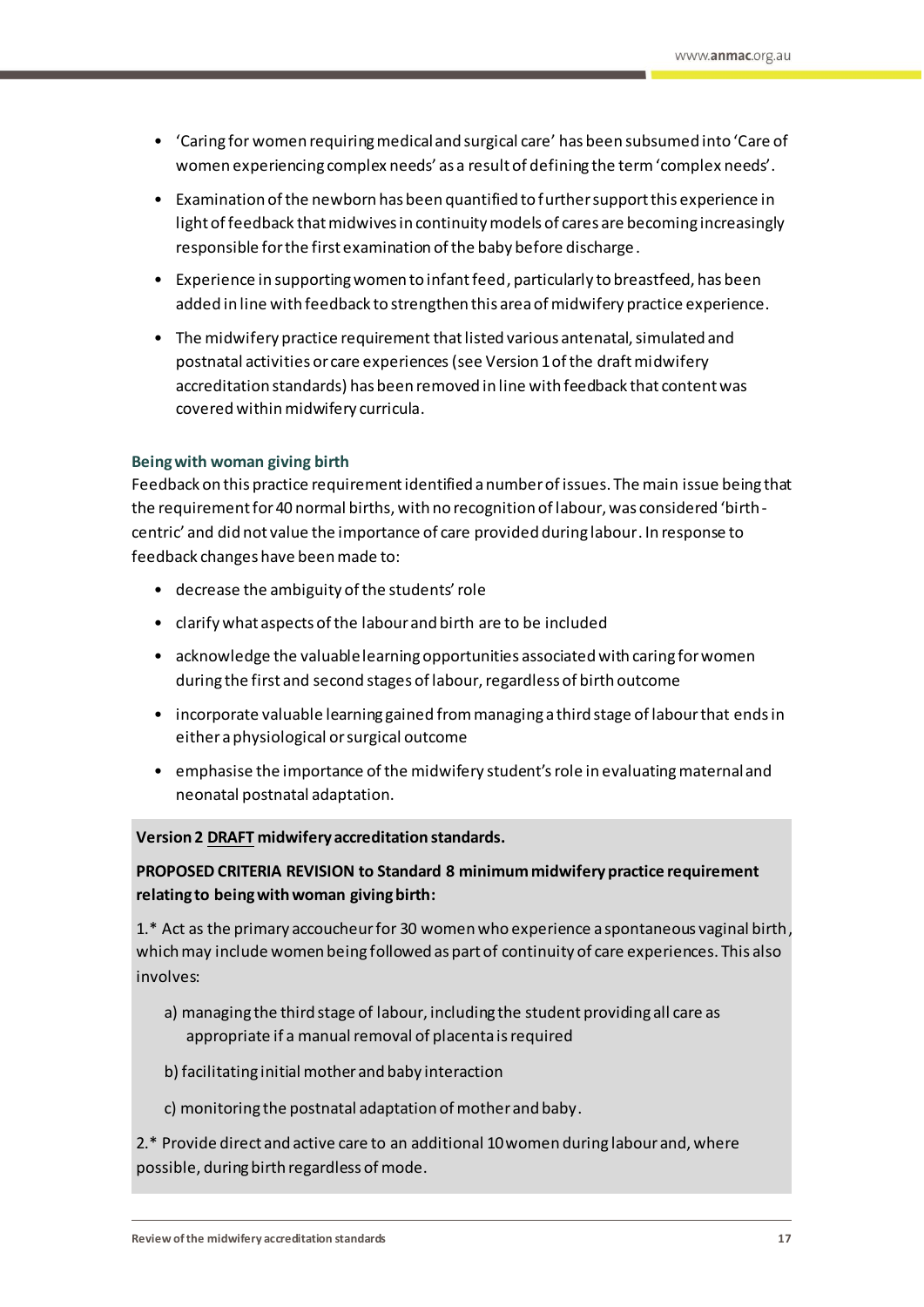- 'Caring for women requiring medical and surgical care' has been subsumed into 'Care of women experiencing complex needs' as a result of defining the term 'complex needs'.
- Examination of the newborn has been quantified to further support this experience in light of feedback that midwives in continuity models of cares are becoming increasingly responsible for the first examination of the baby before discharge.
- Experience in supporting women to infant feed, particularly to breastfeed, has been added in line with feedback to strengthen this area of midwifery practice experience.
- The midwifery practice requirement that listed various antenatal, simulated and postnatal activities or care experiences (see Version 1 of the draft midwifery accreditation standards) has been removed in line with feedback that content was covered within midwifery curricula.

### Being with woman giving birth

Feedback on this practice requirement identified a number of issues. The main issue being that the requirement for 40 normal births, with no recognition of labour, was considered 'birth-centric' and did not value the importance of care provided during labour. In response to feedback changes have been made to:

- decrease the ambiguity of the students' role
- clarify what aspects of the labour and birth are to be included
- acknowledge the valuable learning opportunities associated with caring for women during the first and second stages of labour, regardless of birth outcome
- incorporate valuable learning gained from managing a third stage of labour that ends in either a physiological or surgical outcome
- emphasise the importance of the midwifery student's role in evaluating maternal and neonatal postnatal adaptation.

**Version 2 DRAFT midwifery accreditation standards.**

**PROPOSED CRITERIA REVISION to Standard 8 minimum midwifery practice requirement relating to being with woman giving birth:**

1.* Act as the primary accoucheur for 30 women who experience a spontaneous vaginal birth, which may include women being followed as part of continuity of care experiences. This also involves:

a) managing the third stage of labour, including the student providing all care as appropriate if a manual removal of placenta is required

b) facilitating initial mother and baby interaction

c) monitoring the postnatal adaptation of mother and baby.

2.* Provide direct and active care to an additional 10 women during labour and, where possible, during birth regardless of mode.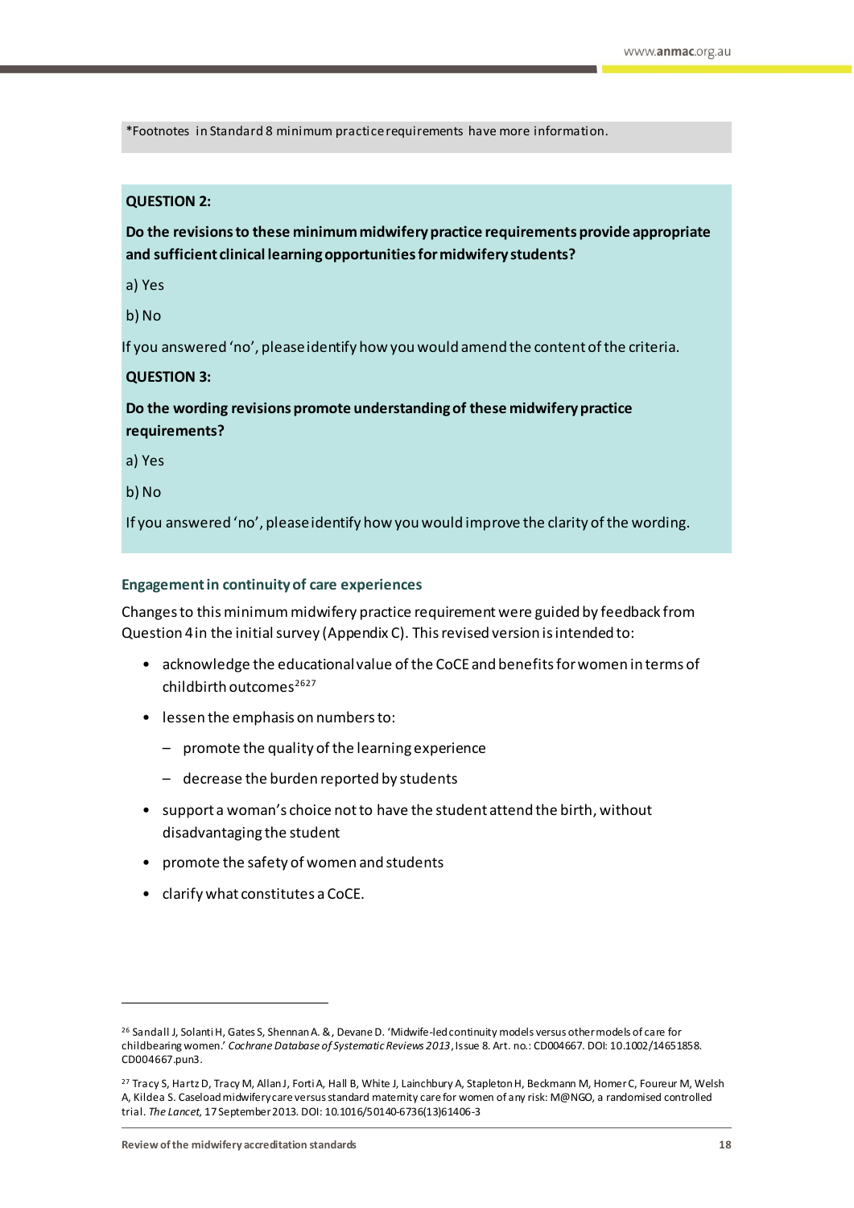*Footnotes in Standard 8 minimum practice requirements have more information.

**QUESTION 2:**

**Do the revisions to these minimum midwifery practice requirements provide appropriate and sufficient clinical learning opportunities for midwifery students?**

a) Yes

b) No

If you answered 'no', please identify how you would amend the content of the criteria.

**QUESTION 3:**

**Do the wording revisions promote understanding of these midwifery practice requirements?**

a) Yes

b) No

If you answered 'no', please identify how you would improve the clarity of the wording.

### Engagement in continuity of care experiences

Changes to this minimum midwifery practice requirement were guided by feedback from Question 4 in the initial survey (Appendix C). This revised version is intended to:

- acknowledge the educational value of the CoCE and benefits for women in terms of childbirth outcomes[26][27]
- lessen the emphasis on numbers to:
  - promote the quality of the learning experience
  - decrease the burden reported by students
- support a woman's choice not to have the student attend the birth, without disadvantaging the student
- promote the safety of women and students
- clarify what constitutes a CoCE.

---

[26] Sandall J, Solanti H, Gates S, Shennan A. &, Devane D. 'Midwife-led continuity models versus other models of care for childbearing women.' *Cochrane Database of Systematic Reviews 2013*, Issue 8. Art. no.: CD004667. DOI: 10.1002/14651858. CD004667.pun3.

[27] Tracy S, Hartz D, Tracy M, Allan J, Forti A, Hall B, White J, Lainchbury A, Stapleton H, Beckmann M, Homer C, Foureur M, Welsh A, Kildea S. Caseload midwifery care versus standard maternity care for women of any risk: M@NGO, a randomised controlled trial. *The Lancet*, 17 September 2013. DOI: 10.1016/S0140-6736(13)61406-3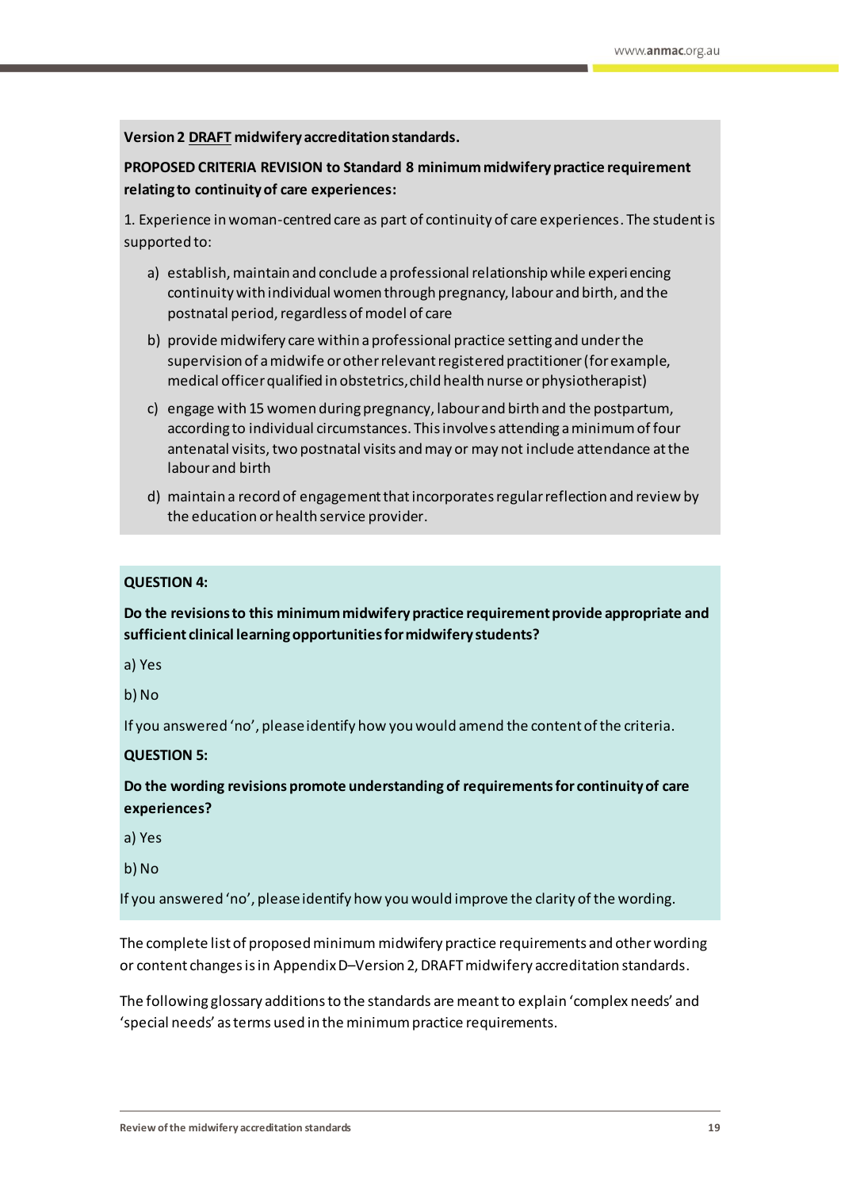**Version 2 DRAFT midwifery accreditation standards.**

**PROPOSED CRITERIA REVISION to Standard 8 minimum midwifery practice requirement relating to continuity of care experiences:**

1. Experience in woman-centred care as part of continuity of care experiences. The student is supported to:

   a) establish, maintain and conclude a professional relationship while experiencing continuity with individual women through pregnancy, labour and birth, and the postnatal period, regardless of model of care

   b) provide midwifery care within a professional practice setting and under the supervision of a midwife or other relevant registered practitioner (for example, medical officer qualified in obstetrics, child health nurse or physiotherapist)

   c) engage with 15 women during pregnancy, labour and birth and the postpartum, according to individual circumstances. This involves attending a minimum of four antenatal visits, two postnatal visits and may or may not include attendance at the labour and birth

   d) maintain a record of engagement that incorporates regular reflection and review by the education or health service provider.

**QUESTION 4:**

**Do the revisions to this minimum midwifery practice requirement provide appropriate and sufficient clinical learning opportunities for midwifery students?**

a) Yes

b) No

If you answered 'no', please identify how you would amend the content of the criteria.

**QUESTION 5:**

**Do the wording revisions promote understanding of requirements for continuity of care experiences?**

a) Yes

b) No

If you answered 'no', please identify how you would improve the clarity of the wording.

The complete list of proposed minimum midwifery practice requirements and other wording or content changes is in Appendix D–Version 2, DRAFT midwifery accreditation standards.

The following glossary additions to the standards are meant to explain 'complex needs' and 'special needs' as terms used in the minimum practice requirements.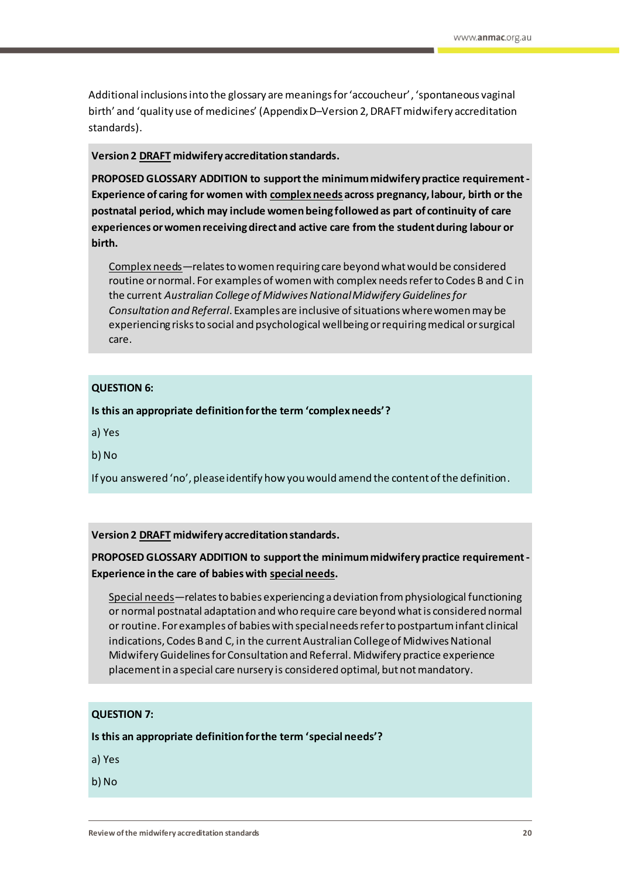Additional inclusions into the glossary are meanings for 'accoucheur', 'spontaneous vaginal birth' and 'quality use of medicines' (Appendix D–Version 2, DRAFT midwifery accreditation standards).

**Version 2 DRAFT midwifery accreditation standards.**

**PROPOSED GLOSSARY ADDITION to support the minimum midwifery practice requirement - Experience of caring for women with complex needs across pregnancy, labour, birth or the postnatal period, which may include women being followed as part of continuity of care experiences or women receiving direct and active care from the student during labour or birth.**

> Complex needs—relates to women requiring care beyond what would be considered routine or normal. For examples of women with complex needs refer to Codes B and C in the current *Australian College of Midwives National Midwifery Guidelines for Consultation and Referral*. Examples are inclusive of situations where women may be experiencing risks to social and psychological wellbeing or requiring medical or surgical care.

**QUESTION 6:**

**Is this an appropriate definition for the term 'complex needs'?**

a) Yes

b) No

If you answered 'no', please identify how you would amend the content of the definition.

**Version 2 DRAFT midwifery accreditation standards.**

**PROPOSED GLOSSARY ADDITION to support the minimum midwifery practice requirement - Experience in the care of babies with special needs.**

> Special needs—relates to babies experiencing a deviation from physiological functioning or normal postnatal adaptation and who require care beyond what is considered normal or routine. For examples of babies with special needs refer to postpartum infant clinical indications, Codes B and C, in the current Australian College of Midwives National Midwifery Guidelines for Consultation and Referral. Midwifery practice experience placement in a special care nursery is considered optimal, but not mandatory.

**QUESTION 7:**

**Is this an appropriate definition for the term 'special needs'?**

a) Yes

b) No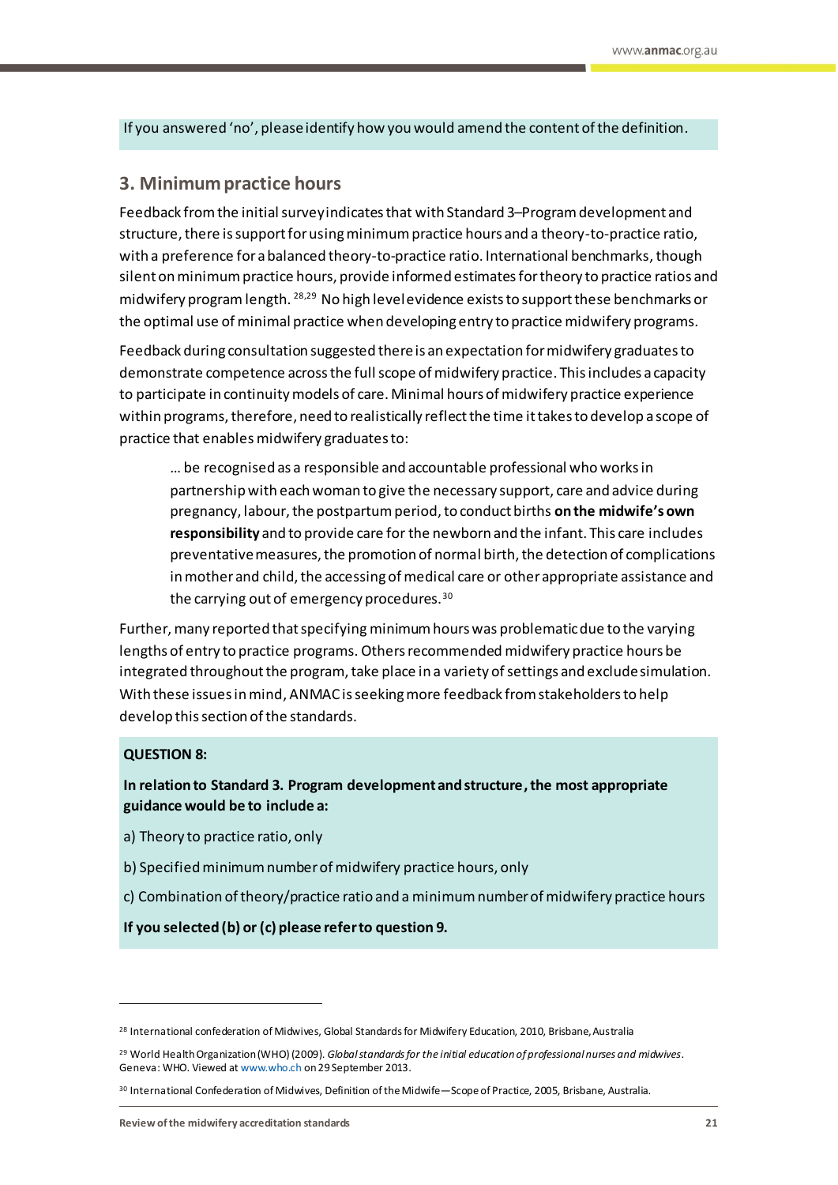If you answered 'no', please identify how you would amend the content of the definition.

## 3. Minimum practice hours

Feedback from the initial survey indicates that with Standard 3–Program development and structure, there is support for using minimum practice hours and a theory-to-practice ratio, with a preference for a balanced theory-to-practice ratio. International benchmarks, though silent on minimum practice hours, provide informed estimates for theory to practice ratios and midwifery program length. [28,29] No high level evidence exists to support these benchmarks or the optimal use of minimal practice when developing entry to practice midwifery programs.

Feedback during consultation suggested there is an expectation for midwifery graduates to demonstrate competence across the full scope of midwifery practice. This includes a capacity to participate in continuity models of care. Minimal hours of midwifery practice experience within programs, therefore, need to realistically reflect the time it takes to develop a scope of practice that enables midwifery graduates to:

> … be recognised as a responsible and accountable professional who works in partnership with each woman to give the necessary support, care and advice during pregnancy, labour, the postpartum period, to conduct births **on the midwife's own responsibility** and to provide care for the newborn and the infant. This care includes preventative measures, the promotion of normal birth, the detection of complications in mother and child, the accessing of medical care or other appropriate assistance and the carrying out of emergency procedures. [30]

Further, many reported that specifying minimum hours was problematic due to the varying lengths of entry to practice programs. Others recommended midwifery practice hours be integrated throughout the program, take place in a variety of settings and exclude simulation. With these issues in mind, ANMAC is seeking more feedback from stakeholders to help develop this section of the standards.

**QUESTION 8:**

**In relation to Standard 3. Program development and structure, the most appropriate guidance would be to include a:**

a) Theory to practice ratio, only

b) Specified minimum number of midwifery practice hours, only

c) Combination of theory/practice ratio and a minimum number of midwifery practice hours

**If you selected (b) or (c) please refer to question 9.**

---

[28] International confederation of Midwives, Global Standards for Midwifery Education, 2010, Brisbane, Australia

[29] World Health Organization (WHO) (2009). *Global standards for the initial education of professional nurses and midwives*. Geneva: WHO. Viewed at www.who.ch on 29 September 2013.

[30] International Confederation of Midwives, Definition of the Midwife—Scope of Practice, 2005, Brisbane, Australia.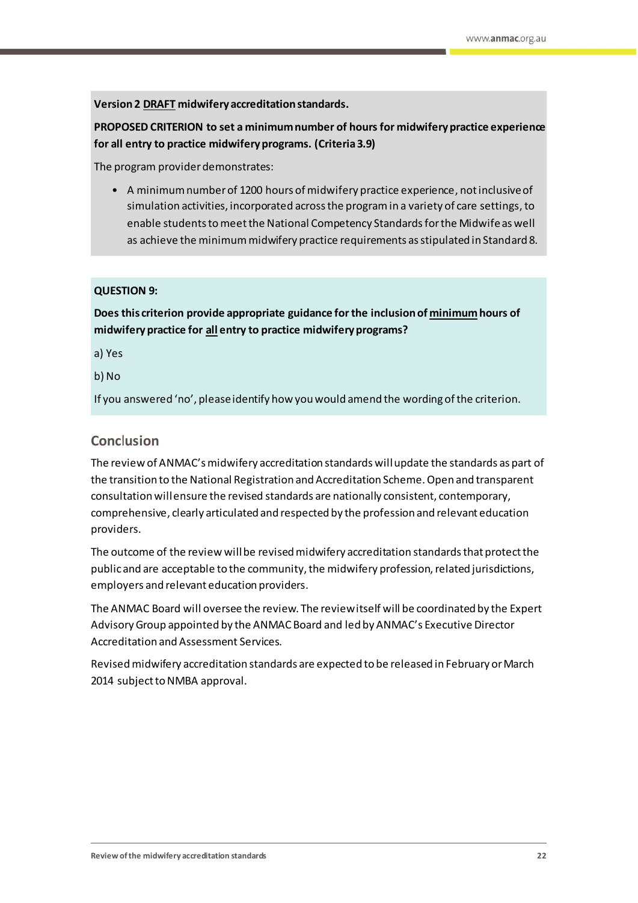**Version 2 <u>DRAFT</u> midwifery accreditation standards.**

**PROPOSED CRITERION to set a minimum number of hours for midwifery practice experience for all entry to practice midwifery programs. (Criteria 3.9)**

The program provider demonstrates:

- A minimum number of 1200 hours of midwifery practice experience, not inclusive of simulation activities, incorporated across the program in a variety of care settings, to enable students to meet the National Competency Standards for the Midwife as well as achieve the minimum midwifery practice requirements as stipulated in Standard 8.

**QUESTION 9:**

**Does this criterion provide appropriate guidance for the inclusion of <u>minimum</u> hours of midwifery practice for <u>all</u> entry to practice midwifery programs?**

a) Yes

b) No

If you answered 'no', please identify how you would amend the wording of the criterion.

## Conclusion

The review of ANMAC's midwifery accreditation standards will update the standards as part of the transition to the National Registration and Accreditation Scheme. Open and transparent consultation will ensure the revised standards are nationally consistent, contemporary, comprehensive, clearly articulated and respected by the profession and relevant education providers.

The outcome of the review will be revised midwifery accreditation standards that protect the public and are acceptable to the community, the midwifery profession, related jurisdictions, employers and relevant education providers.

The ANMAC Board will oversee the review. The review itself will be coordinated by the Expert Advisory Group appointed by the ANMAC Board and led by ANMAC's Executive Director Accreditation and Assessment Services.

Revised midwifery accreditation standards are expected to be released in February or March 2014 subject to NMBA approval.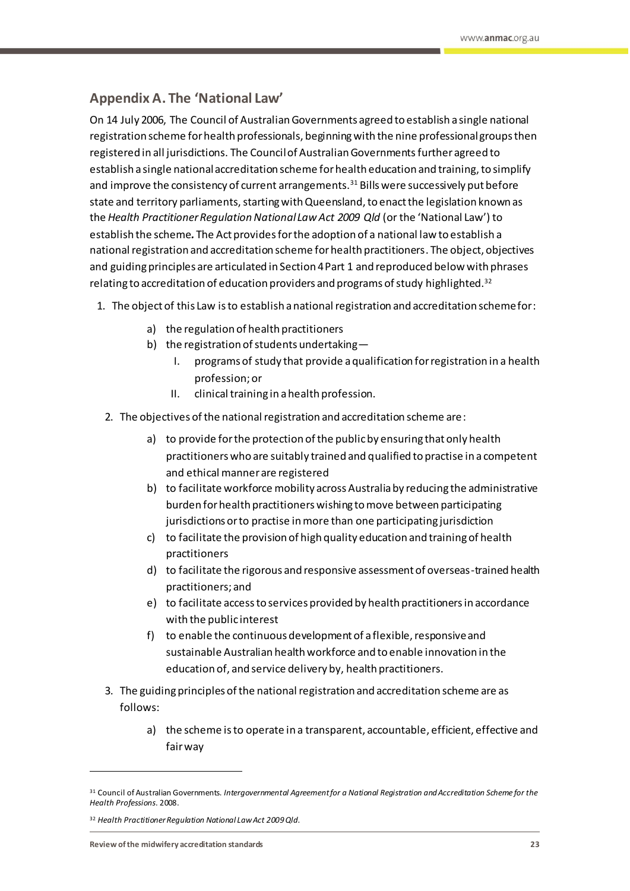## Appendix A. The 'National Law'

On 14 July 2006, The Council of Australian Governments agreed to establish a single national registration scheme for health professionals, beginning with the nine professional groups then registered in all jurisdictions. The Council of Australian Governments further agreed to establish a single national accreditation scheme for health education and training, to simplify and improve the consistency of current arrangements.[31] Bills were successively put before state and territory parliaments, starting with Queensland, to enact the legislation known as the *Health Practitioner Regulation National Law Act 2009 Qld* (or the 'National Law') to establish the scheme**.** The Act provides for the adoption of a national law to establish a national registration and accreditation scheme for health practitioners. The object, objectives and guiding principles are articulated in Section 4 Part 1 and reproduced below with phrases relating to accreditation of education providers and programs of study highlighted.[32]

1. The object of this Law is to establish a national registration and accreditation scheme for:
    a) the regulation of health practitioners
    b) the registration of students undertaking—
        I. programs of study that provide a qualification for registration in a health profession; or
        II. clinical training in a health profession.
2. The objectives of the national registration and accreditation scheme are:
    a) to provide for the protection of the public by ensuring that only health practitioners who are suitably trained and qualified to practise in a competent and ethical manner are registered
    b) to facilitate workforce mobility across Australia by reducing the administrative burden for health practitioners wishing to move between participating jurisdictions or to practise in more than one participating jurisdiction
    c) to facilitate the provision of high quality education and training of health practitioners
    d) to facilitate the rigorous and responsive assessment of overseas-trained health practitioners; and
    e) to facilitate access to services provided by health practitioners in accordance with the public interest
    f) to enable the continuous development of a flexible, responsive and sustainable Australian health workforce and to enable innovation in the education of, and service delivery by, health practitioners.
3. The guiding principles of the national registration and accreditation scheme are as follows:
    a) the scheme is to operate in a transparent, accountable, efficient, effective and fair way

---

[31] Council of Australian Governments. *Intergovernmental Agreement for a National Registration and Accreditation Scheme for the Health Professions*. 2008.

[32] *Health Practitioner Regulation National Law Act 2009 Qld*.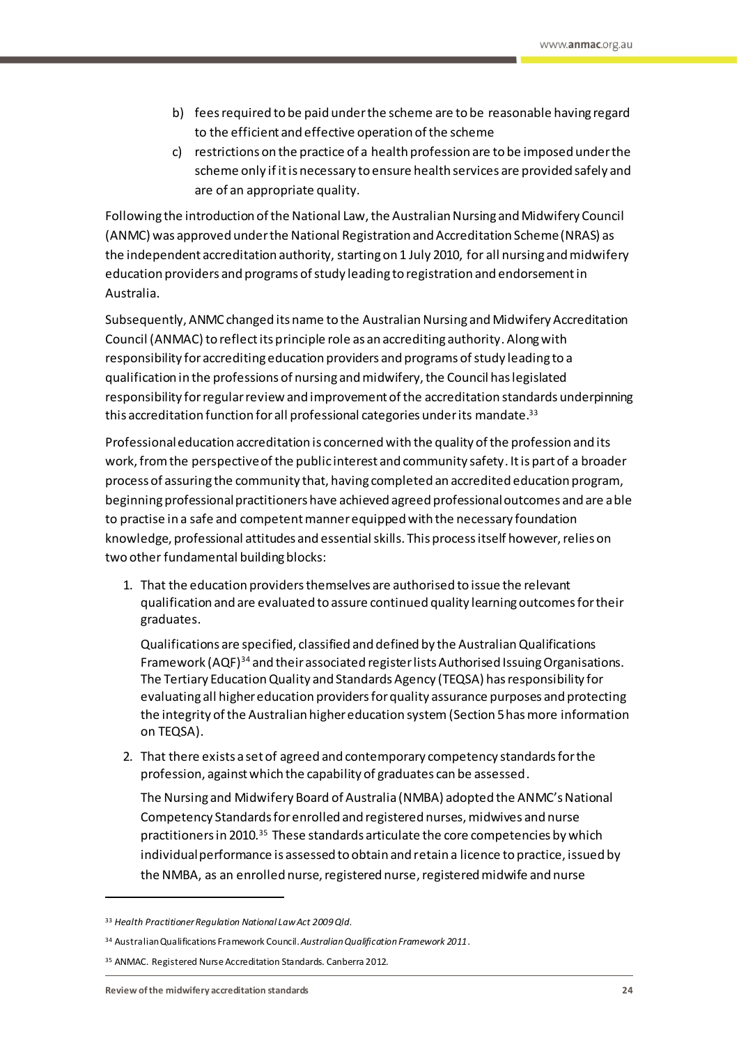b) fees required to be paid under the scheme are to be reasonable having regard to the efficient and effective operation of the scheme
c) restrictions on the practice of a health profession are to be imposed under the scheme only if it is necessary to ensure health services are provided safely and are of an appropriate quality.

Following the introduction of the National Law, the Australian Nursing and Midwifery Council (ANMC) was approved under the National Registration and Accreditation Scheme (NRAS) as the independent accreditation authority, starting on 1 July 2010, for all nursing and midwifery education providers and programs of study leading to registration and endorsement in Australia.

Subsequently, ANMC changed its name to the Australian Nursing and Midwifery Accreditation Council (ANMAC) to reflect its principle role as an accrediting authority. Along with responsibility for accrediting education providers and programs of study leading to a qualification in the professions of nursing and midwifery, the Council has legislated responsibility for regular review and improvement of the accreditation standards underpinning this accreditation function for all professional categories under its mandate.[33]

Professional education accreditation is concerned with the quality of the profession and its work, from the perspective of the public interest and community safety. It is part of a broader process of assuring the community that, having completed an accredited education program, beginning professional practitioners have achieved agreed professional outcomes and are able to practise in a safe and competent manner equipped with the necessary foundation knowledge, professional attitudes and essential skills. This process itself however, relies on two other fundamental building blocks:

1. That the education providers themselves are authorised to issue the relevant qualification and are evaluated to assure continued quality learning outcomes for their graduates.

   Qualifications are specified, classified and defined by the Australian Qualifications Framework (AQF)[34] and their associated register lists Authorised Issuing Organisations. The Tertiary Education Quality and Standards Agency (TEQSA) has responsibility for evaluating all higher education providers for quality assurance purposes and protecting the integrity of the Australian higher education system (Section 5 has more information on TEQSA).

2. That there exists a set of agreed and contemporary competency standards for the profession, against which the capability of graduates can be assessed.

   The Nursing and Midwifery Board of Australia (NMBA) adopted the ANMC's National Competency Standards for enrolled and registered nurses, midwives and nurse practitioners in 2010.[35] These standards articulate the core competencies by which individual performance is assessed to obtain and retain a licence to practice, issued by the NMBA, as an enrolled nurse, registered nurse, registered midwife and nurse

---

[33] *Health Practitioner Regulation National Law Act 2009 Qld*.

[34] Australian Qualifications Framework Council. *Australian Qualification Framework 2011*.

[35] ANMAC. Registered Nurse Accreditation Standards. Canberra 2012.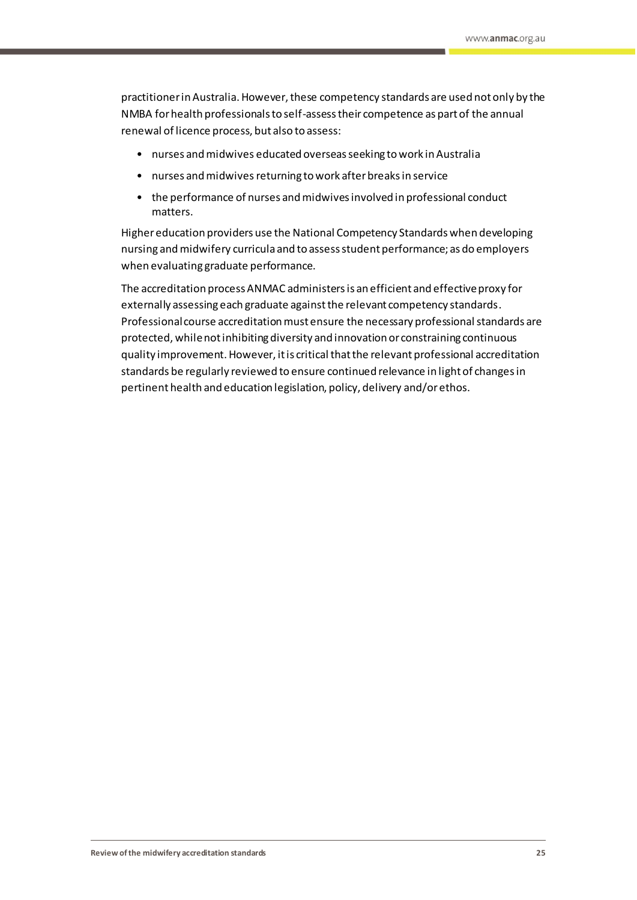practitioner in Australia. However, these competency standards are used not only by the NMBA for health professionals to self-assess their competence as part of the annual renewal of licence process, but also to assess:

- nurses and midwives educated overseas seeking to work in Australia
- nurses and midwives returning to work after breaks in service
- the performance of nurses and midwives involved in professional conduct matters.

Higher education providers use the National Competency Standards when developing nursing and midwifery curricula and to assess student performance; as do employers when evaluating graduate performance.

The accreditation process ANMAC administers is an efficient and effective proxy for externally assessing each graduate against the relevant competency standards. Professional course accreditation must ensure the necessary professional standards are protected, while not inhibiting diversity and innovation or constraining continuous quality improvement. However, it is critical that the relevant professional accreditation standards be regularly reviewed to ensure continued relevance in light of changes in pertinent health and education legislation, policy, delivery and/or ethos.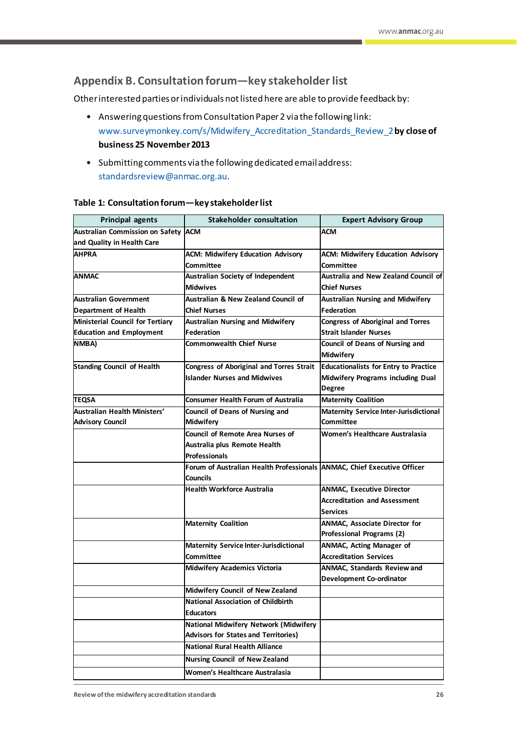## Appendix B. Consultation forum—key stakeholder list

Other interested parties or individuals not listed here are able to provide feedback by:

- Answering questions from Consultation Paper 2 via the following link: www.surveymonkey.com/s/Midwifery_Accreditation_Standards_Review_2 **by close of business 25 November 2013**
- Submitting comments via the following dedicated email address: standardsreview@anmac.org.au.

**Table 1: Consultation forum—key stakeholder list**

| Principal agents | Stakeholder consultation | Expert Advisory Group |
|---|---|---|
| Australian Commission on Safety and Quality in Health Care | ACM | ACM |
| AHPRA | ACM: Midwifery Education Advisory Committee | ACM: Midwifery Education Advisory Committee |
| ANMAC | Australian Society of Independent Midwives | Australia and New Zealand Council of Chief Nurses |
| Australian Government Department of Health | Australian & New Zealand Council of Chief Nurses | Australian Nursing and Midwifery Federation |
| Ministerial Council for Tertiary Education and Employment | Australian Nursing and Midwifery Federation | Congress of Aboriginal and Torres Strait Islander Nurses |
| NMBA) | Commonwealth Chief Nurse | Council of Deans of Nursing and Midwifery |
| Standing Council of Health | Congress of Aboriginal and Torres Strait Islander Nurses and Midwives | Educationalists for Entry to Practice Midwifery Programs including Dual Degree |
| TEQSA | Consumer Health Forum of Australia | Maternity Coalition |
| Australian Health Ministers' Advisory Council | Council of Deans of Nursing and Midwifery | Maternity Service Inter-Jurisdictional Committee |
| | Council of Remote Area Nurses of Australia plus Remote Health Professionals | Women's Healthcare Australasia |
| | Forum of Australian Health Professionals Councils | ANMAC, Chief Executive Officer |
| | Health Workforce Australia | ANMAC, Executive Director Accreditation and Assessment Services |
| | Maternity Coalition | ANMAC, Associate Director for Professional Programs (2) |
| | Maternity Service Inter-Jurisdictional Committee | ANMAC, Acting Manager of Accreditation Services |
| | Midwifery Academics Victoria | ANMAC, Standards Review and Development Co-ordinator |
| | Midwifery Council of New Zealand | |
| | National Association of Childbirth Educators | |
| | National Midwifery Network (Midwifery Advisors for States and Territories) | |
| | National Rural Health Alliance | |
| | Nursing Council of New Zealand | |
| | Women's Healthcare Australasia | |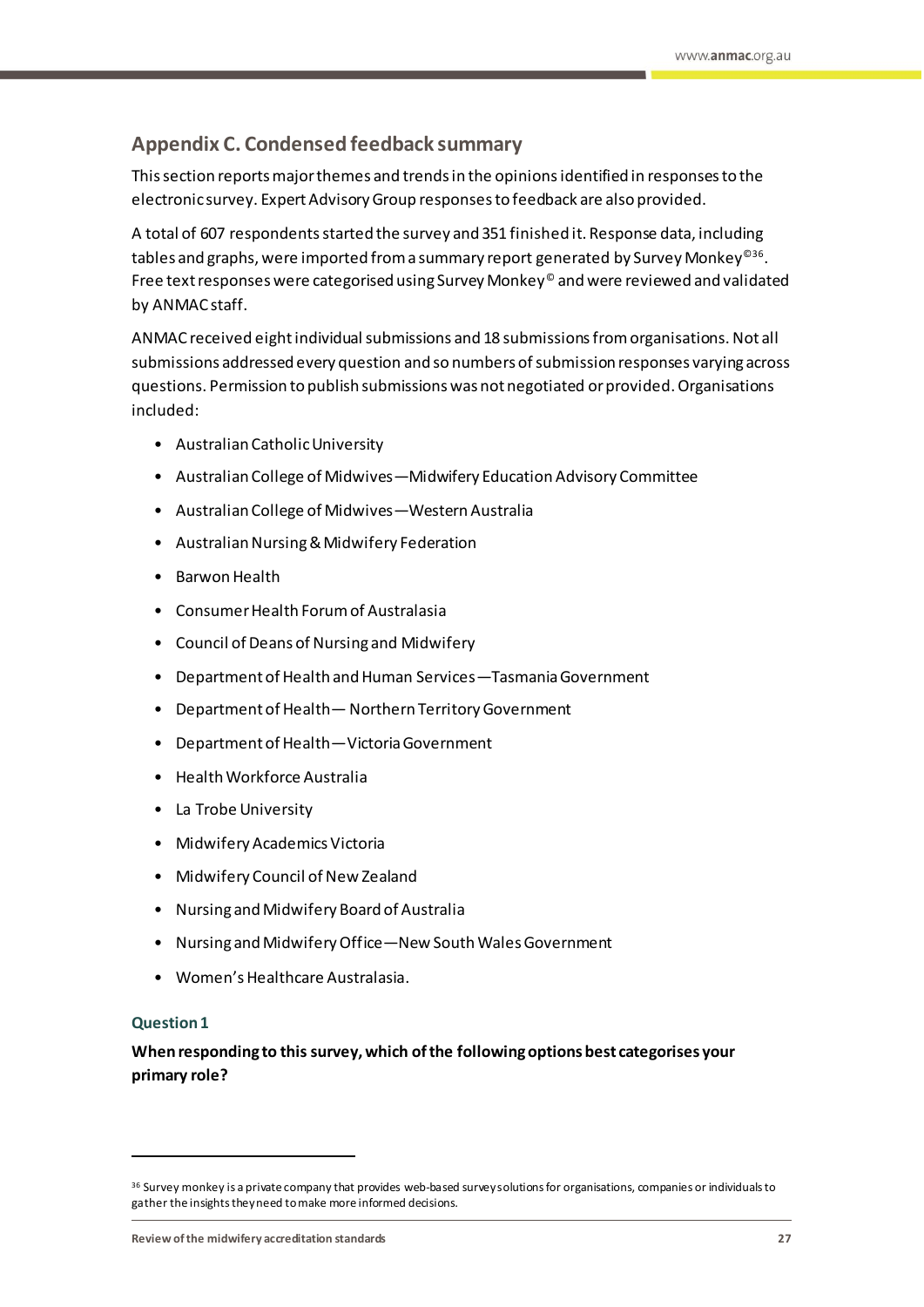## Appendix C. Condensed feedback summary

This section reports major themes and trends in the opinions identified in responses to the electronic survey. Expert Advisory Group responses to feedback are also provided.

A total of 607 respondents started the survey and 351 finished it. Response data, including tables and graphs, were imported from a summary report generated by Survey Monkey©[36]. Free text responses were categorised using Survey Monkey© and were reviewed and validated by ANMAC staff.

ANMAC received eight individual submissions and 18 submissions from organisations. Not all submissions addressed every question and so numbers of submission responses varying across questions. Permission to publish submissions was not negotiated or provided. Organisations included:

- Australian Catholic University
- Australian College of Midwives—Midwifery Education Advisory Committee
- Australian College of Midwives—Western Australia
- Australian Nursing & Midwifery Federation
- Barwon Health
- Consumer Health Forum of Australasia
- Council of Deans of Nursing and Midwifery
- Department of Health and Human Services—Tasmania Government
- Department of Health— Northern Territory Government
- Department of Health—Victoria Government
- Health Workforce Australia
- La Trobe University
- Midwifery Academics Victoria
- Midwifery Council of New Zealand
- Nursing and Midwifery Board of Australia
- Nursing and Midwifery Office—New South Wales Government
- Women's Healthcare Australasia.

#### Question 1

**When responding to this survey, which of the following options best categorises your primary role?**

[36] Survey monkey is a private company that provides web-based survey solutions for organisations, companies or individuals to gather the insights they need to make more informed decisions.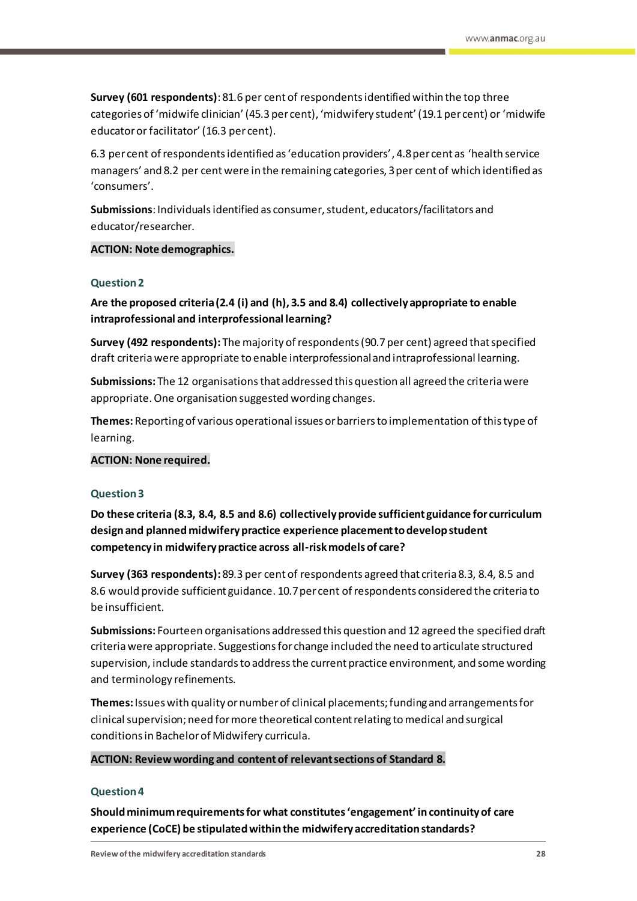**Survey (601 respondents)**: 81.6 per cent of respondents identified within the top three categories of 'midwife clinician' (45.3 per cent), 'midwifery student' (19.1 per cent) or 'midwife educator or facilitator' (16.3 per cent).

6.3 per cent of respondents identified as 'education providers', 4.8 per cent as 'health service managers' and 8.2 per cent were in the remaining categories, 3 per cent of which identified as 'consumers'.

**Submissions**: Individuals identified as consumer, student, educators/facilitators and educator/researcher.

**ACTION: Note demographics.**

### Question 2

**Are the proposed criteria (2.4 (i) and (h), 3.5 and 8.4) collectively appropriate to enable intraprofessional and interprofessional learning?**

**Survey (492 respondents):** The majority of respondents (90.7 per cent) agreed that specified draft criteria were appropriate to enable interprofessional and intraprofessional learning.

**Submissions:** The 12 organisations that addressed this question all agreed the criteria were appropriate. One organisation suggested wording changes.

**Themes:** Reporting of various operational issues or barriers to implementation of this type of learning.

**ACTION: None required.**

### Question 3

**Do these criteria (8.3, 8.4, 8.5 and 8.6) collectively provide sufficient guidance for curriculum design and planned midwifery practice experience placement to develop student competency in midwifery practice across all-risk models of care?**

**Survey (363 respondents):** 89.3 per cent of respondents agreed that criteria 8.3, 8.4, 8.5 and 8.6 would provide sufficient guidance. 10.7 per cent of respondents considered the criteria to be insufficient.

**Submissions:** Fourteen organisations addressed this question and 12 agreed the specified draft criteria were appropriate. Suggestions for change included the need to articulate structured supervision, include standards to address the current practice environment, and some wording and terminology refinements.

**Themes:** Issues with quality or number of clinical placements; funding and arrangements for clinical supervision; need for more theoretical content relating to medical and surgical conditions in Bachelor of Midwifery curricula.

**ACTION: Review wording and content of relevant sections of Standard 8.**

### Question 4

**Should minimum requirements for what constitutes 'engagement' in continuity of care experience (CoCE) be stipulated within the midwifery accreditation standards?**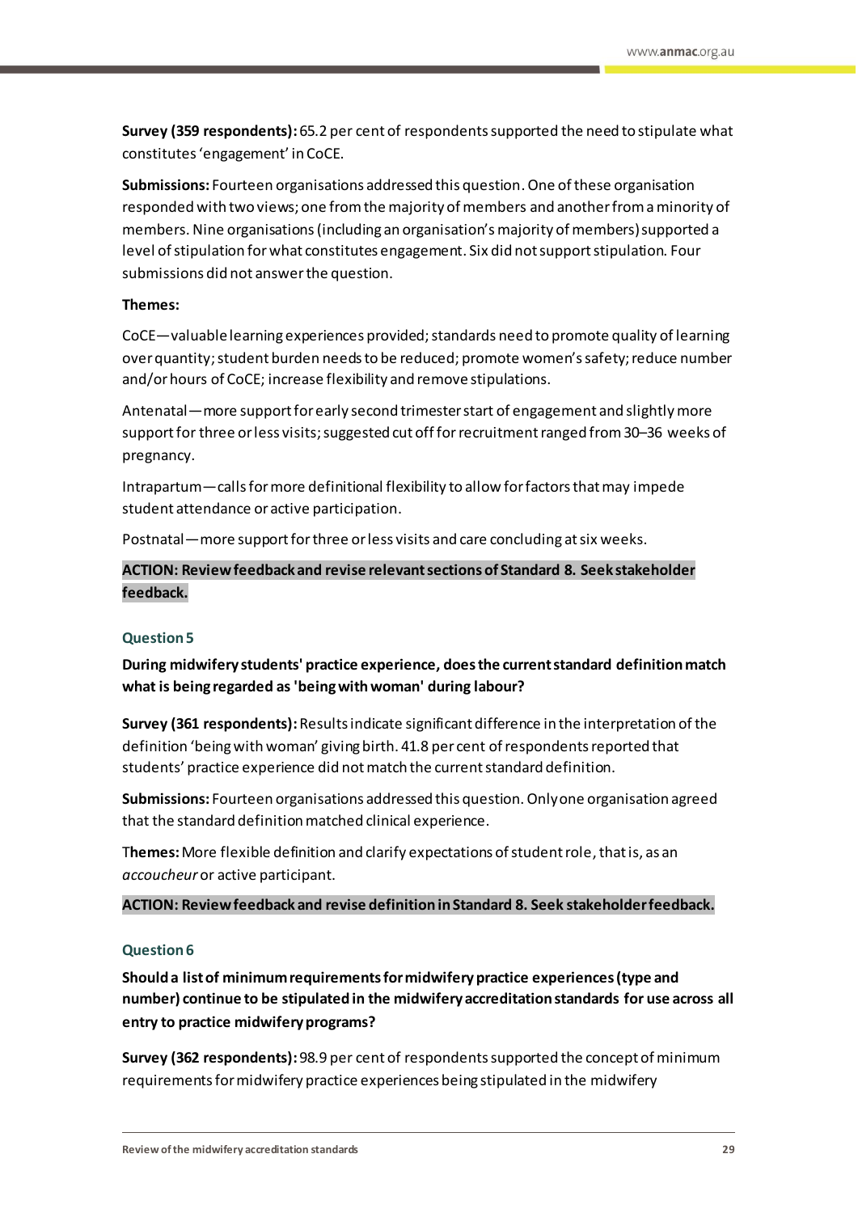**Survey (359 respondents):** 65.2 per cent of respondents supported the need to stipulate what constitutes 'engagement' in CoCE.

**Submissions:** Fourteen organisations addressed this question. One of these organisation responded with two views; one from the majority of members and another from a minority of members. Nine organisations (including an organisation's majority of members) supported a level of stipulation for what constitutes engagement. Six did not support stipulation. Four submissions did not answer the question.

**Themes:**

CoCE—valuable learning experiences provided; standards need to promote quality of learning over quantity; student burden needs to be reduced; promote women's safety; reduce number and/or hours of CoCE; increase flexibility and remove stipulations.

Antenatal—more support for early second trimester start of engagement and slightly more support for three or less visits; suggested cut off for recruitment ranged from 30–36 weeks of pregnancy.

Intrapartum—calls for more definitional flexibility to allow for factors that may impede student attendance or active participation.

Postnatal—more support for three or less visits and care concluding at six weeks.

**ACTION: Review feedback and revise relevant sections of Standard 8. Seek stakeholder feedback.**

### Question 5

**During midwifery students' practice experience, does the current standard definition match what is being regarded as 'being with woman' during labour?**

**Survey (361 respondents):** Results indicate significant difference in the interpretation of the definition 'being with woman' giving birth. 41.8 per cent of respondents reported that students' practice experience did not match the current standard definition.

**Submissions:** Fourteen organisations addressed this question. Only one organisation agreed that the standard definition matched clinical experience.

**Themes:** More flexible definition and clarify expectations of student role, that is, as an *accoucheur* or active participant.

**ACTION: Review feedback and revise definition in Standard 8. Seek stakeholder feedback.**

### Question 6

**Should a list of minimum requirements for midwifery practice experiences (type and number) continue to be stipulated in the midwifery accreditation standards for use across all entry to practice midwifery programs?**

**Survey (362 respondents):** 98.9 per cent of respondents supported the concept of minimum requirements for midwifery practice experiences being stipulated in the midwifery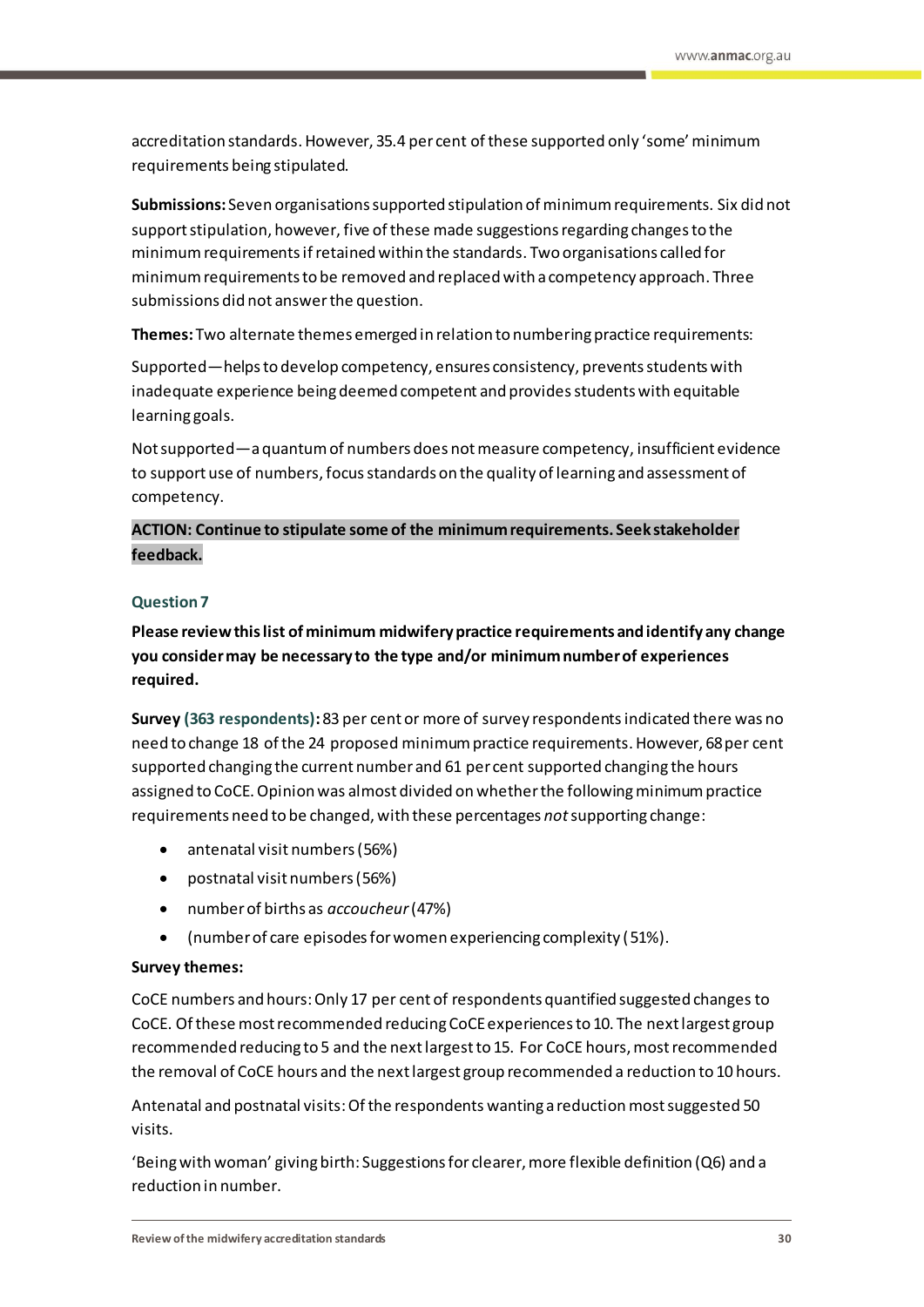accreditation standards. However, 35.4 per cent of these supported only 'some' minimum requirements being stipulated.

**Submissions:** Seven organisations supported stipulation of minimum requirements. Six did not support stipulation, however, five of these made suggestions regarding changes to the minimum requirements if retained within the standards. Two organisations called for minimum requirements to be removed and replaced with a competency approach. Three submissions did not answer the question.

**Themes:** Two alternate themes emerged in relation to numbering practice requirements:

Supported—helps to develop competency, ensures consistency, prevents students with inadequate experience being deemed competent and provides students with equitable learning goals.

Not supported—a quantum of numbers does not measure competency, insufficient evidence to support use of numbers, focus standards on the quality of learning and assessment of competency.

**ACTION: Continue to stipulate some of the minimum requirements. Seek stakeholder feedback.**

### Question 7

**Please review this list of minimum midwifery practice requirements and identify any change you consider may be necessary to the type and/or minimum number of experiences required.**

**Survey (363 respondents):** 83 per cent or more of survey respondents indicated there was no need to change 18 of the 24 proposed minimum practice requirements. However, 68 per cent supported changing the current number and 61 per cent supported changing the hours assigned to CoCE. Opinion was almost divided on whether the following minimum practice requirements need to be changed, with these percentages *not* supporting change:

- antenatal visit numbers (56%)
- postnatal visit numbers (56%)
- number of births as *accoucheur* (47%)
- (number of care episodes for women experiencing complexity (51%).

**Survey themes:**

CoCE numbers and hours: Only 17 per cent of respondents quantified suggested changes to CoCE. Of these most recommended reducing CoCE experiences to 10. The next largest group recommended reducing to 5 and the next largest to 15. For CoCE hours, most recommended the removal of CoCE hours and the next largest group recommended a reduction to 10 hours.

Antenatal and postnatal visits: Of the respondents wanting a reduction most suggested 50 visits.

'Being with woman' giving birth: Suggestions for clearer, more flexible definition (Q6) and a reduction in number.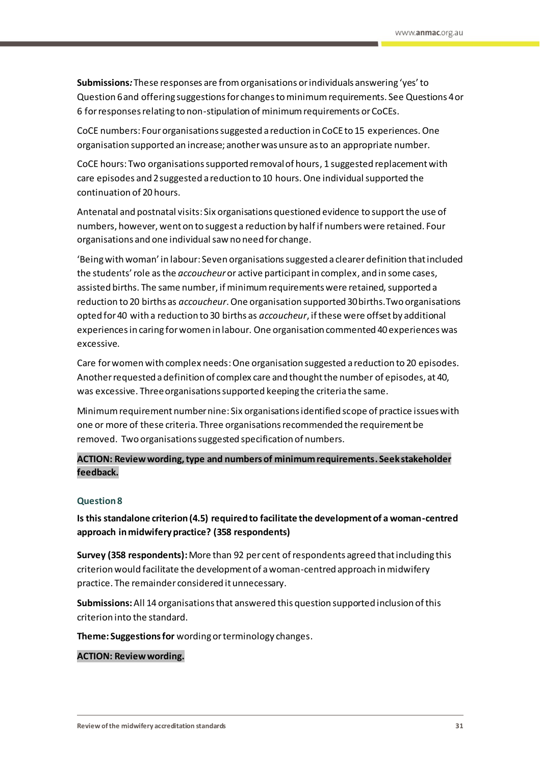**Submissions:** These responses are from organisations or individuals answering 'yes' to Question 6 and offering suggestions for changes to minimum requirements. See Questions 4 or 6 for responses relating to non-stipulation of minimum requirements or CoCEs.

CoCE numbers: Four organisations suggested a reduction in CoCE to 15 experiences. One organisation supported an increase; another was unsure as to an appropriate number.

CoCE hours: Two organisations supported removal of hours, 1 suggested replacement with care episodes and 2 suggested a reduction to 10 hours. One individual supported the continuation of 20 hours.

Antenatal and postnatal visits: Six organisations questioned evidence to support the use of numbers, however, went on to suggest a reduction by half if numbers were retained. Four organisations and one individual saw no need for change.

'Being with woman' in labour: Seven organisations suggested a clearer definition that included the students' role as the *accoucheur* or active participant in complex, and in some cases, assisted births. The same number, if minimum requirements were retained, supported a reduction to 20 births as *accoucheur*. One organisation supported 30 births. Two organisations opted for 40 with a reduction to 30 births as *accoucheur*, if these were offset by additional experiences in caring for women in labour. One organisation commented 40 experiences was excessive.

Care for women with complex needs: One organisation suggested a reduction to 20 episodes. Another requested a definition of complex care and thought the number of episodes, at 40, was excessive. Three organisations supported keeping the criteria the same.

Minimum requirement number nine: Six organisations identified scope of practice issues with one or more of these criteria. Three organisations recommended the requirement be removed. Two organisations suggested specification of numbers.

**ACTION: Review wording, type and numbers of minimum requirements. Seek stakeholder feedback.**

### Question 8

**Is this standalone criterion (4.5) required to facilitate the development of a woman-centred approach in midwifery practice? (358 respondents)**

**Survey (358 respondents):** More than 92 per cent of respondents agreed that including this criterion would facilitate the development of a woman-centred approach in midwifery practice. The remainder considered it unnecessary.

**Submissions:** All 14 organisations that answered this question supported inclusion of this criterion into the standard.

**Theme: Suggestions for** wording or terminology changes.

**ACTION: Review wording.**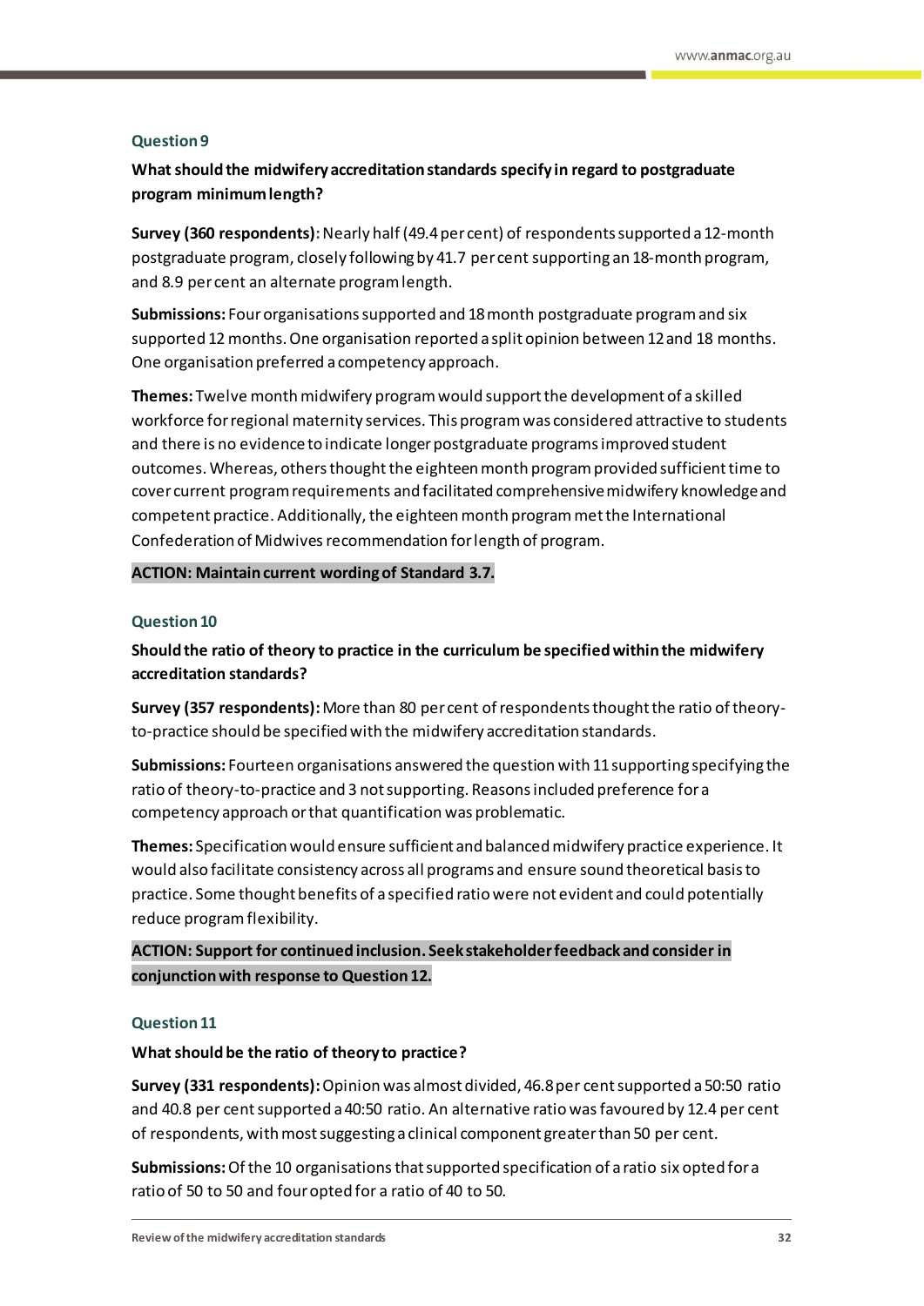### Question 9

**What should the midwifery accreditation standards specify in regard to postgraduate program minimum length?**

**Survey (360 respondents):** Nearly half (49.4 per cent) of respondents supported a 12-month postgraduate program, closely following by 41.7 per cent supporting an 18-month program, and 8.9 per cent an alternate program length.

**Submissions:** Four organisations supported and 18 month postgraduate program and six supported 12 months. One organisation reported a split opinion between 12 and 18 months. One organisation preferred a competency approach.

**Themes:** Twelve month midwifery program would support the development of a skilled workforce for regional maternity services. This program was considered attractive to students and there is no evidence to indicate longer postgraduate programs improved student outcomes. Whereas, others thought the eighteen month program provided sufficient time to cover current program requirements and facilitated comprehensive midwifery knowledge and competent practice. Additionally, the eighteen month program met the International Confederation of Midwives recommendation for length of program.

**ACTION: Maintain current wording of Standard 3.7.**

### Question 10

**Should the ratio of theory to practice in the curriculum be specified within the midwifery accreditation standards?**

**Survey (357 respondents):** More than 80 per cent of respondents thought the ratio of theory-to-practice should be specified with the midwifery accreditation standards.

**Submissions:** Fourteen organisations answered the question with 11 supporting specifying the ratio of theory-to-practice and 3 not supporting. Reasons included preference for a competency approach or that quantification was problematic.

**Themes:** Specification would ensure sufficient and balanced midwifery practice experience. It would also facilitate consistency across all programs and ensure sound theoretical basis to practice. Some thought benefits of a specified ratio were not evident and could potentially reduce program flexibility.

**ACTION: Support for continued inclusion. Seek stakeholder feedback and consider in conjunction with response to Question 12.**

### Question 11

**What should be the ratio of theory to practice?**

**Survey (331 respondents):** Opinion was almost divided, 46.8 per cent supported a 50:50 ratio and 40.8 per cent supported a 40:50 ratio. An alternative ratio was favoured by 12.4 per cent of respondents, with most suggesting a clinical component greater than 50 per cent.

**Submissions:** Of the 10 organisations that supported specification of a ratio six opted for a ratio of 50 to 50 and four opted for a ratio of 40 to 50.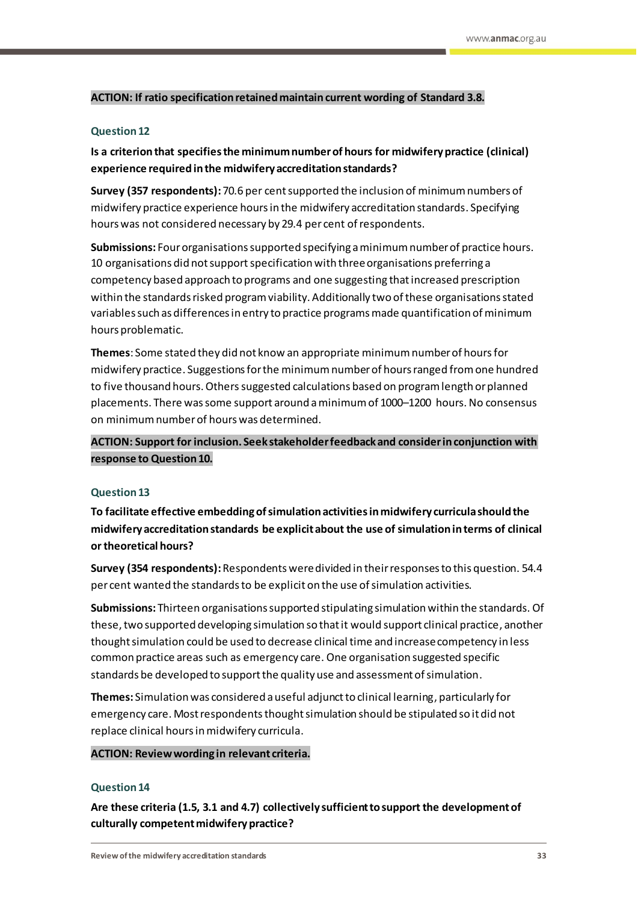**ACTION: If ratio specification retained maintain current wording of Standard 3.8.**

### Question 12

**Is a criterion that specifies the minimum number of hours for midwifery practice (clinical) experience required in the midwifery accreditation standards?**

**Survey (357 respondents):** 70.6 per cent supported the inclusion of minimum numbers of midwifery practice experience hours in the midwifery accreditation standards. Specifying hours was not considered necessary by 29.4 per cent of respondents.

**Submissions:** Four organisations supported specifying a minimum number of practice hours. 10 organisations did not support specification with three organisations preferring a competency based approach to programs and one suggesting that increased prescription within the standards risked program viability. Additionally two of these organisations stated variables such as differences in entry to practice programs made quantification of minimum hours problematic.

**Themes**: Some stated they did not know an appropriate minimum number of hours for midwifery practice. Suggestions for the minimum number of hours ranged from one hundred to five thousand hours. Others suggested calculations based on program length or planned placements. There was some support around a minimum of 1000–1200 hours. No consensus on minimum number of hours was determined.

**ACTION: Support for inclusion. Seek stakeholder feedback and consider in conjunction with response to Question 10.**

### Question 13

**To facilitate effective embedding of simulation activities in midwifery curricula should the midwifery accreditation standards be explicit about the use of simulation in terms of clinical or theoretical hours?**

**Survey (354 respondents):** Respondents were divided in their responses to this question. 54.4 per cent wanted the standards to be explicit on the use of simulation activities.

**Submissions:** Thirteen organisations supported stipulating simulation within the standards. Of these, two supported developing simulation so that it would support clinical practice, another thought simulation could be used to decrease clinical time and increase competency in less common practice areas such as emergency care. One organisation suggested specific standards be developed to support the quality use and assessment of simulation.

**Themes:** Simulation was considered a useful adjunct to clinical learning, particularly for emergency care. Most respondents thought simulation should be stipulated so it did not replace clinical hours in midwifery curricula.

**ACTION: Review wording in relevant criteria.**

### Question 14

**Are these criteria (1.5, 3.1 and 4.7) collectively sufficient to support the development of culturally competent midwifery practice?**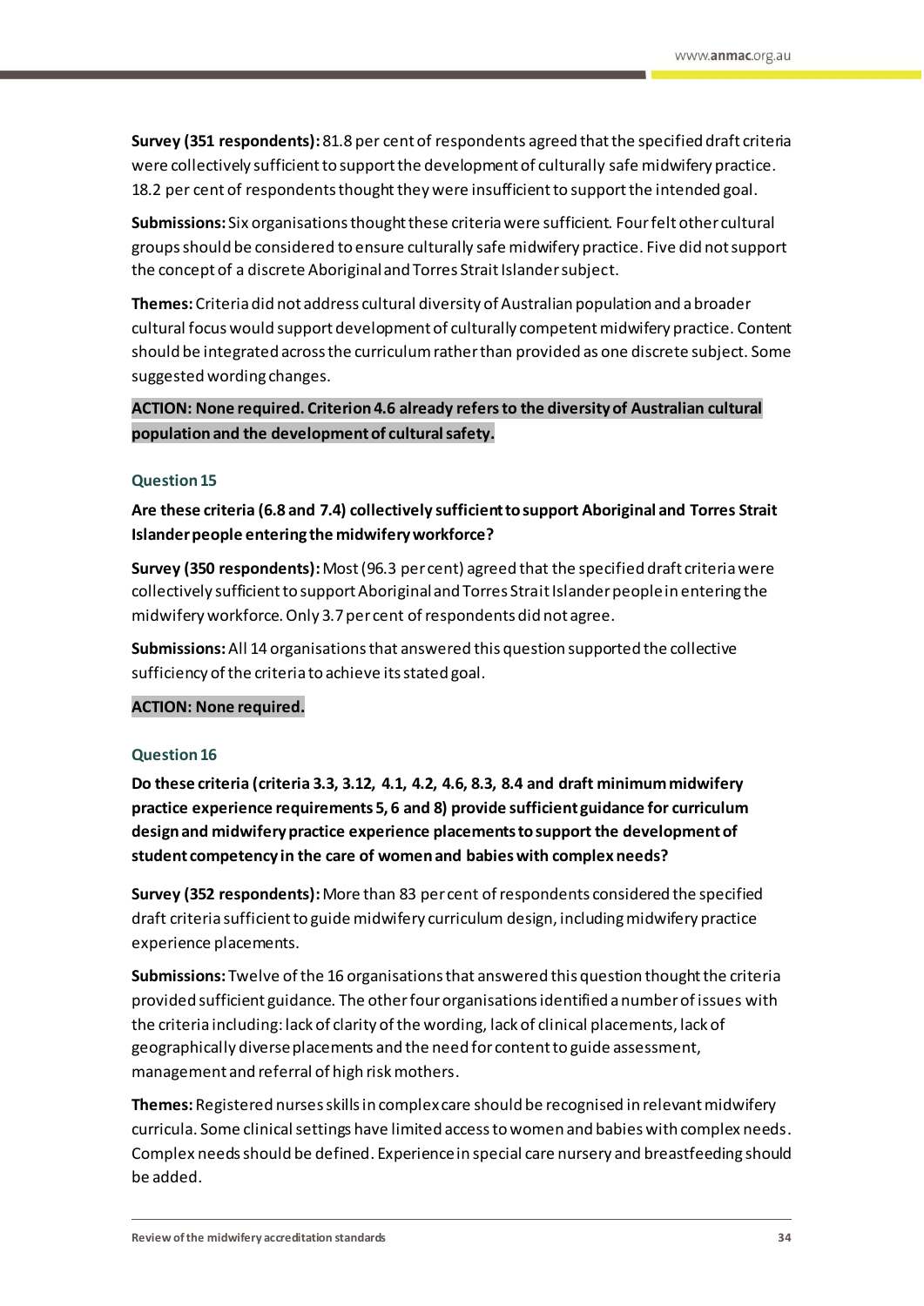**Survey (351 respondents):** 81.8 per cent of respondents agreed that the specified draft criteria were collectively sufficient to support the development of culturally safe midwifery practice. 18.2 per cent of respondents thought they were insufficient to support the intended goal.

**Submissions:** Six organisations thought these criteria were sufficient. Four felt other cultural groups should be considered to ensure culturally safe midwifery practice. Five did not support the concept of a discrete Aboriginal and Torres Strait Islander subject.

**Themes:** Criteria did not address cultural diversity of Australian population and a broader cultural focus would support development of culturally competent midwifery practice. Content should be integrated across the curriculum rather than provided as one discrete subject. Some suggested wording changes.

**ACTION: None required. Criterion 4.6 already refers to the diversity of Australian cultural population and the development of cultural safety.**

### Question 15

**Are these criteria (6.8 and 7.4) collectively sufficient to support Aboriginal and Torres Strait Islander people entering the midwifery workforce?**

**Survey (350 respondents):** Most (96.3 per cent) agreed that the specified draft criteria were collectively sufficient to support Aboriginal and Torres Strait Islander people in entering the midwifery workforce. Only 3.7 per cent of respondents did not agree.

**Submissions:** All 14 organisations that answered this question supported the collective sufficiency of the criteria to achieve its stated goal.

**ACTION: None required.**

### Question 16

**Do these criteria (criteria 3.3, 3.12, 4.1, 4.2, 4.6, 8.3, 8.4 and draft minimum midwifery practice experience requirements 5, 6 and 8) provide sufficient guidance for curriculum design and midwifery practice experience placements to support the development of student competency in the care of women and babies with complex needs?**

**Survey (352 respondents):** More than 83 per cent of respondents considered the specified draft criteria sufficient to guide midwifery curriculum design, including midwifery practice experience placements.

**Submissions:** Twelve of the 16 organisations that answered this question thought the criteria provided sufficient guidance. The other four organisations identified a number of issues with the criteria including: lack of clarity of the wording, lack of clinical placements, lack of geographically diverse placements and the need for content to guide assessment, management and referral of high risk mothers.

**Themes:** Registered nurses skills in complex care should be recognised in relevant midwifery curricula. Some clinical settings have limited access to women and babies with complex needs. Complex needs should be defined. Experience in special care nursery and breastfeeding should be added.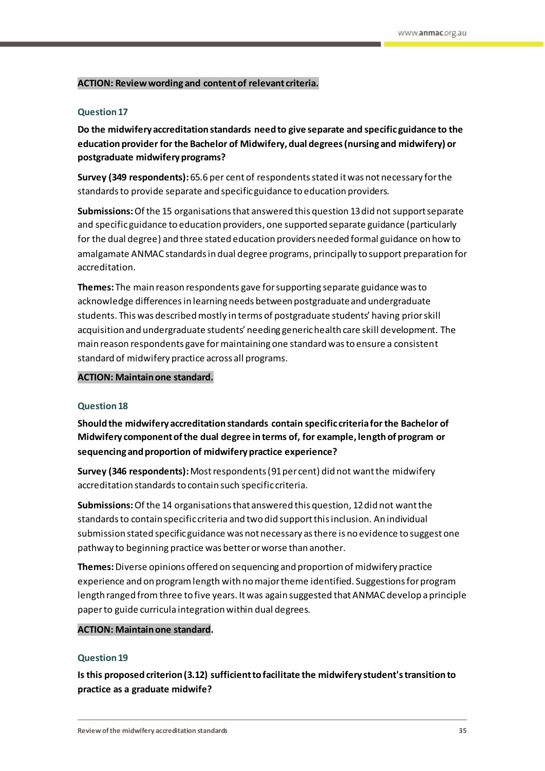**ACTION: Review wording and content of relevant criteria.**

### Question 17

**Do the midwifery accreditation standards need to give separate and specific guidance to the education provider for the Bachelor of Midwifery, dual degrees (nursing and midwifery) or postgraduate midwifery programs?**

**Survey (349 respondents):** 65.6 per cent of respondents stated it was not necessary for the standards to provide separate and specific guidance to education providers.

**Submissions:** Of the 15 organisations that answered this question 13 did not support separate and specific guidance to education providers, one supported separate guidance (particularly for the dual degree) and three stated education providers needed formal guidance on how to amalgamate ANMAC standards in dual degree programs, principally to support preparation for accreditation.

**Themes:** The main reason respondents gave for supporting separate guidance was to acknowledge differences in learning needs between postgraduate and undergraduate students. This was described mostly in terms of postgraduate students' having prior skill acquisition and undergraduate students' needing generic health care skill development. The main reason respondents gave for maintaining one standard was to ensure a consistent standard of midwifery practice across all programs.

**ACTION: Maintain one standard.**

### Question 18

**Should the midwifery accreditation standards contain specific criteria for the Bachelor of Midwifery component of the dual degree in terms of, for example, length of program or sequencing and proportion of midwifery practice experience?**

**Survey (346 respondents):** Most respondents (91 per cent) did not want the midwifery accreditation standards to contain such specific criteria.

**Submissions:** Of the 14 organisations that answered this question, 12 did not want the standards to contain specific criteria and two did support this inclusion. An individual submission stated specific guidance was not necessary as there is no evidence to suggest one pathway to beginning practice was better or worse than another.

**Themes:** Diverse opinions offered on sequencing and proportion of midwifery practice experience and on program length with no major theme identified. Suggestions for program length ranged from three to five years. It was again suggested that ANMAC develop a principle paper to guide curricula integration within dual degrees.

**ACTION: Maintain one standard.**

### Question 19

**Is this proposed criterion (3.12) sufficient to facilitate the midwifery student's transition to practice as a graduate midwife?**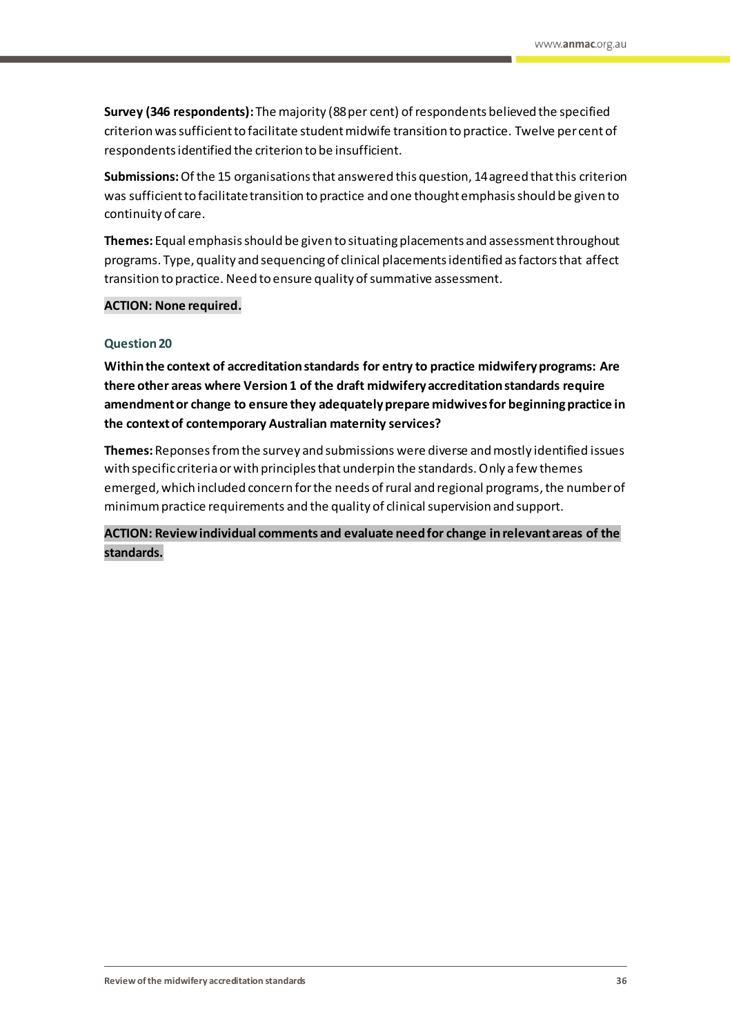**Survey (346 respondents):** The majority (88 per cent) of respondents believed the specified criterion was sufficient to facilitate student midwife transition to practice. Twelve per cent of respondents identified the criterion to be insufficient.

**Submissions:** Of the 15 organisations that answered this question, 14 agreed that this criterion was sufficient to facilitate transition to practice and one thought emphasis should be given to continuity of care.

**Themes:** Equal emphasis should be given to situating placements and assessment throughout programs. Type, quality and sequencing of clinical placements identified as factors that affect transition to practice. Need to ensure quality of summative assessment.

**ACTION: None required.**

### Question 20

**Within the context of accreditation standards for entry to practice midwifery programs: Are there other areas where Version 1 of the draft midwifery accreditation standards require amendment or change to ensure they adequately prepare midwives for beginning practice in the context of contemporary Australian maternity services?**

**Themes:** Reponses from the survey and submissions were diverse and mostly identified issues with specific criteria or with principles that underpin the standards. Only a few themes emerged, which included concern for the needs of rural and regional programs, the number of minimum practice requirements and the quality of clinical supervision and support.

**ACTION: Review individual comments and evaluate need for change in relevant areas of the standards.**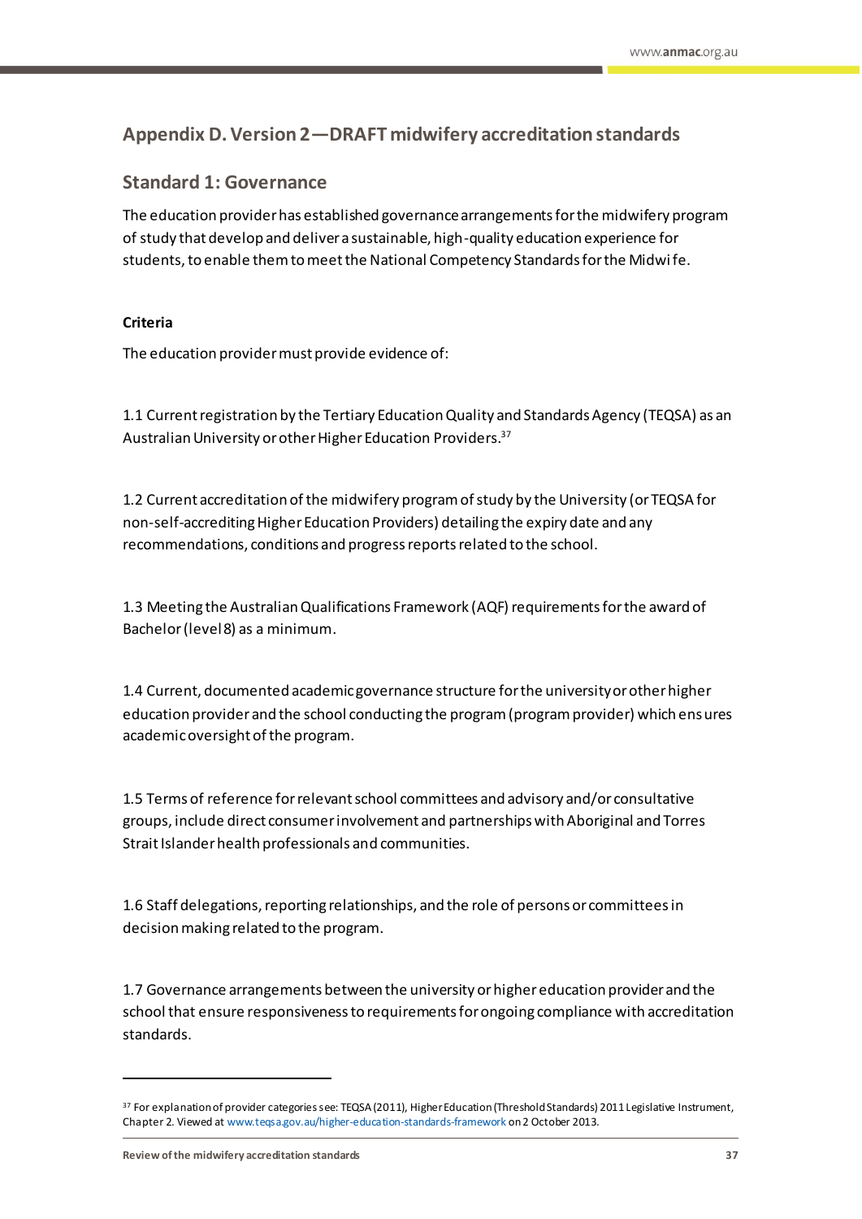## Appendix D. Version 2—DRAFT midwifery accreditation standards

### Standard 1: Governance

The education provider has established governance arrangements for the midwifery program of study that develop and deliver a sustainable, high-quality education experience for students, to enable them to meet the National Competency Standards for the Midwife.

**Criteria**

The education provider must provide evidence of:

1.1 Current registration by the Tertiary Education Quality and Standards Agency (TEQSA) as an Australian University or other Higher Education Providers.[37]

1.2 Current accreditation of the midwifery program of study by the University (or TEQSA for non-self-accrediting Higher Education Providers) detailing the expiry date and any recommendations, conditions and progress reports related to the school.

1.3 Meeting the Australian Qualifications Framework (AQF) requirements for the award of Bachelor (level 8) as a minimum.

1.4 Current, documented academic governance structure for the university or other higher education provider and the school conducting the program (program provider) which ensures academic oversight of the program.

1.5 Terms of reference for relevant school committees and advisory and/or consultative groups, include direct consumer involvement and partnerships with Aboriginal and Torres Strait Islander health professionals and communities.

1.6 Staff delegations, reporting relationships, and the role of persons or committees in decision making related to the program.

1.7 Governance arrangements between the university or higher education provider and the school that ensure responsiveness to requirements for ongoing compliance with accreditation standards.

---

[37] For explanation of provider categories see: TEQSA (2011), Higher Education (Threshold Standards) 2011 Legislative Instrument, Chapter 2. Viewed at www.teqsa.gov.au/higher-education-standards-framework on 2 October 2013.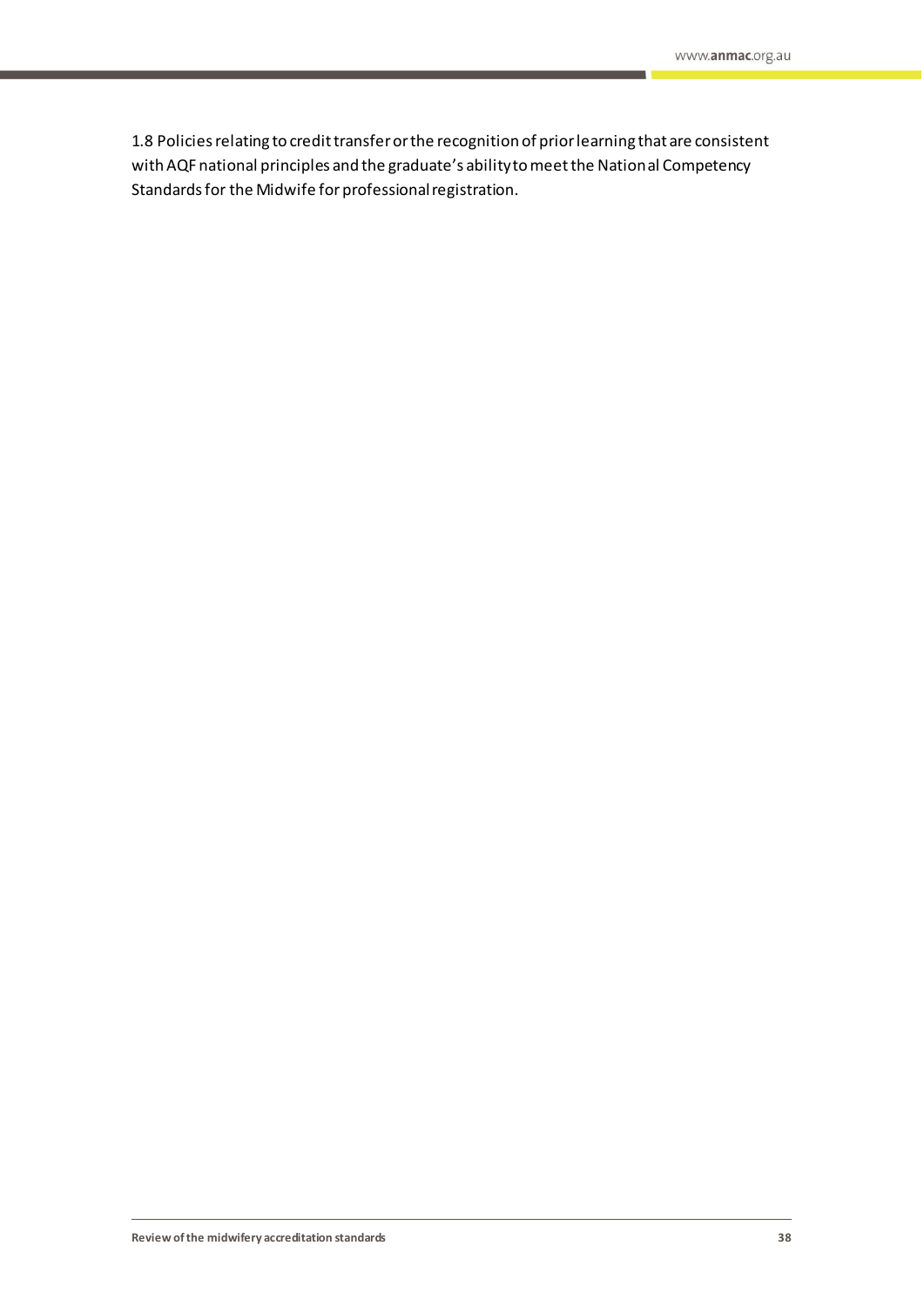1.8 Policies relating to credit transfer or the recognition of prior learning that are consistent with AQF national principles and the graduate's ability to meet the National Competency Standards for the Midwife for professional registration.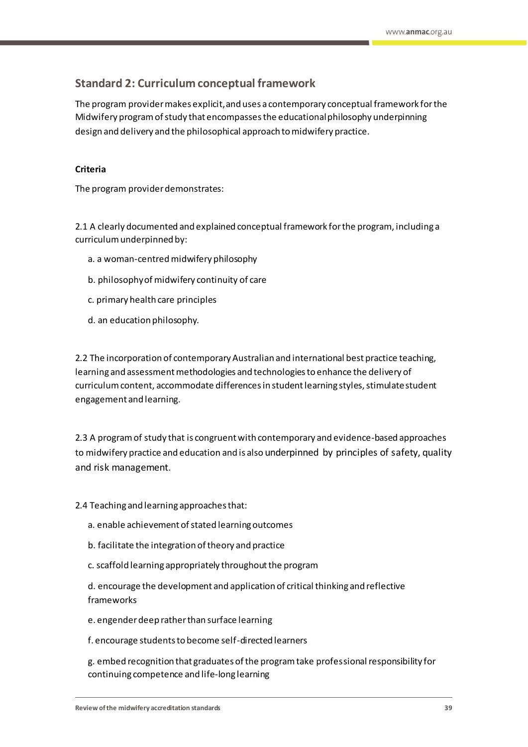## Standard 2: Curriculum conceptual framework

The program provider makes explicit, and uses a contemporary conceptual framework for the Midwifery program of study that encompasses the educational philosophy underpinning design and delivery and the philosophical approach to midwifery practice.

**Criteria**

The program provider demonstrates:

2.1 A clearly documented and explained conceptual framework for the program, including a curriculum underpinned by:

a. a woman-centred midwifery philosophy

b. philosophy of midwifery continuity of care

c. primary health care principles

d. an education philosophy.

2.2 The incorporation of contemporary Australian and international best practice teaching, learning and assessment methodologies and technologies to enhance the delivery of curriculum content, accommodate differences in student learning styles, stimulate student engagement and learning.

2.3 A program of study that is congruent with contemporary and evidence-based approaches to midwifery practice and education and is also underpinned by principles of safety, quality and risk management.

2.4 Teaching and learning approaches that:

a. enable achievement of stated learning outcomes

b. facilitate the integration of theory and practice

c. scaffold learning appropriately throughout the program

d. encourage the development and application of critical thinking and reflective frameworks

e. engender deep rather than surface learning

f. encourage students to become self-directed learners

g. embed recognition that graduates of the program take professional responsibility for continuing competence and life-long learning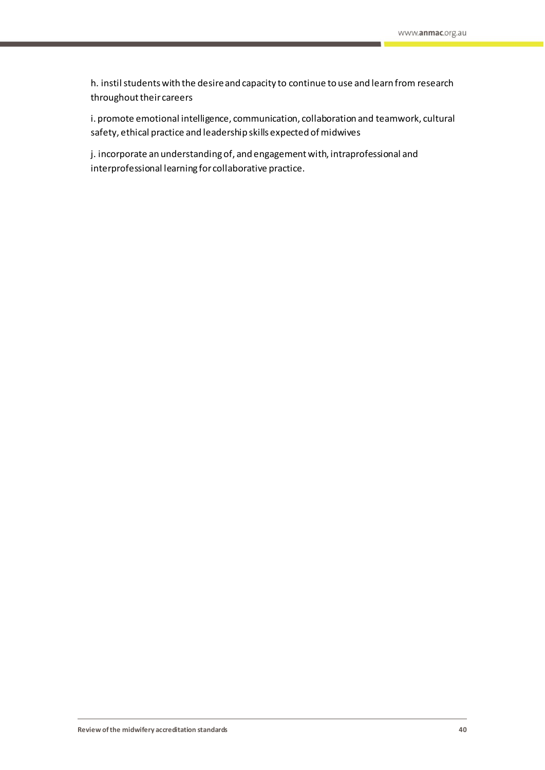h. instil students with the desire and capacity to continue to use and learn from research throughout their careers

i. promote emotional intelligence, communication, collaboration and teamwork, cultural safety, ethical practice and leadership skills expected of midwives

j. incorporate an understanding of, and engagement with, intraprofessional and interprofessional learning for collaborative practice.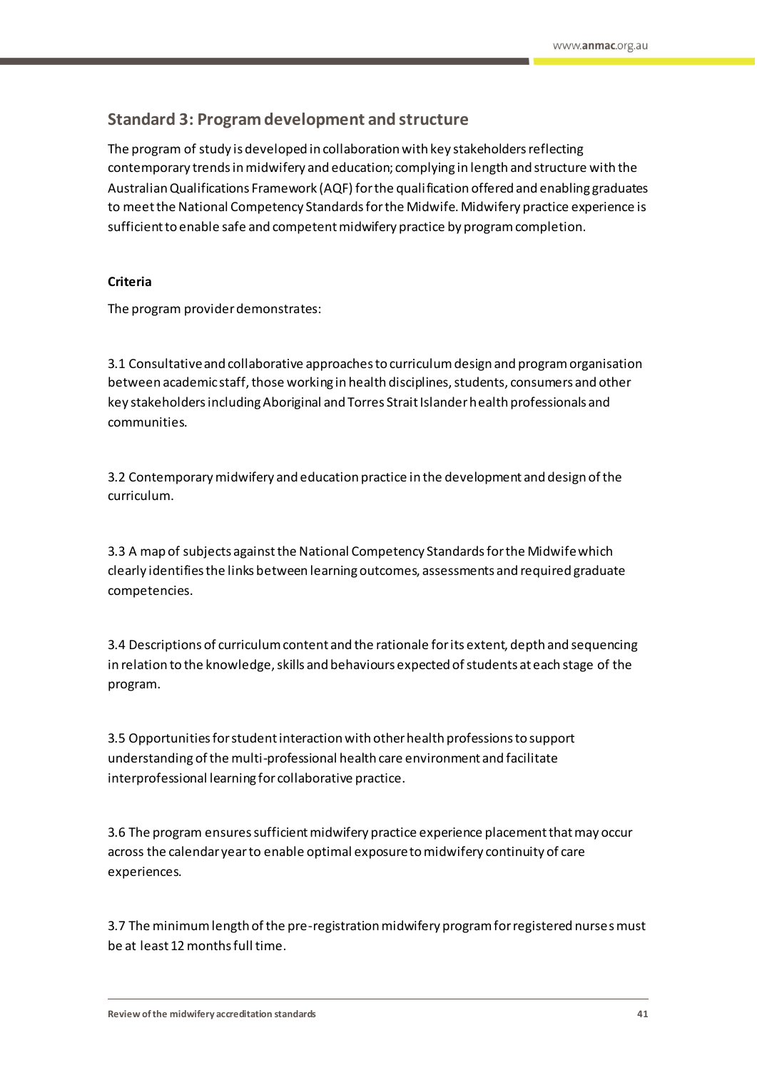## Standard 3: Program development and structure

The program of study is developed in collaboration with key stakeholders reflecting contemporary trends in midwifery and education; complying in length and structure with the Australian Qualifications Framework (AQF) for the qualification offered and enabling graduates to meet the National Competency Standards for the Midwife. Midwifery practice experience is sufficient to enable safe and competent midwifery practice by program completion.

**Criteria**

The program provider demonstrates:

3.1 Consultative and collaborative approaches to curriculum design and program organisation between academic staff, those working in health disciplines, students, consumers and other key stakeholders including Aboriginal and Torres Strait Islander health professionals and communities.

3.2 Contemporary midwifery and education practice in the development and design of the curriculum.

3.3 A map of subjects against the National Competency Standards for the Midwife which clearly identifies the links between learning outcomes, assessments and required graduate competencies.

3.4 Descriptions of curriculum content and the rationale for its extent, depth and sequencing in relation to the knowledge, skills and behaviours expected of students at each stage of the program.

3.5 Opportunities for student interaction with other health professions to support understanding of the multi-professional health care environment and facilitate interprofessional learning for collaborative practice.

3.6 The program ensures sufficient midwifery practice experience placement that may occur across the calendar year to enable optimal exposure to midwifery continuity of care experiences.

3.7 The minimum length of the pre-registration midwifery program for registered nurses must be at least 12 months full time.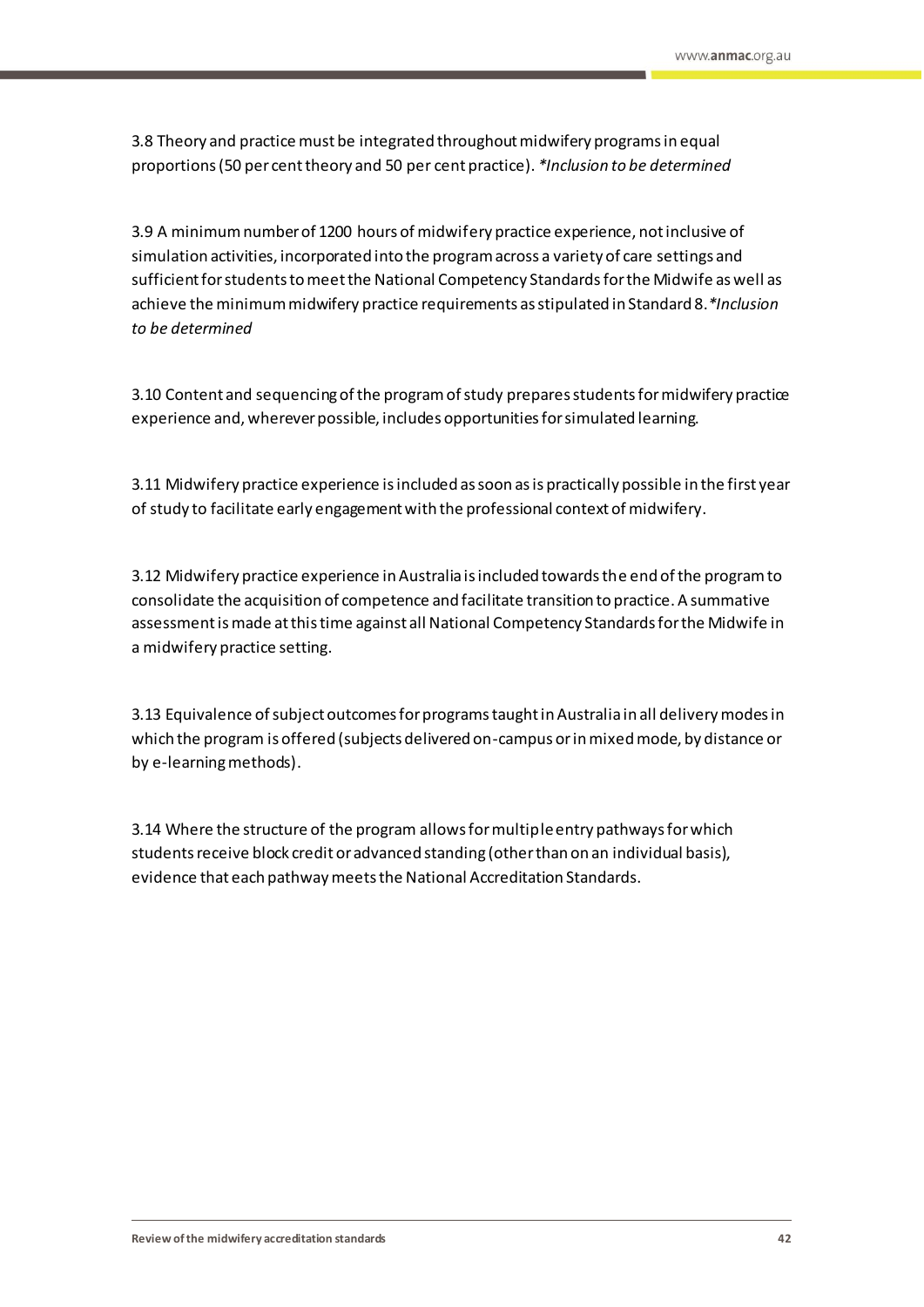3.8 Theory and practice must be integrated throughout midwifery programs in equal proportions (50 per cent theory and 50 per cent practice). *\*Inclusion to be determined*

3.9 A minimum number of 1200 hours of midwifery practice experience, not inclusive of simulation activities, incorporated into the program across a variety of care settings and sufficient for students to meet the National Competency Standards for the Midwife as well as achieve the minimum midwifery practice requirements as stipulated in Standard 8. *\*Inclusion to be determined*

3.10 Content and sequencing of the program of study prepares students for midwifery practice experience and, wherever possible, includes opportunities for simulated learning.

3.11 Midwifery practice experience is included as soon as is practically possible in the first year of study to facilitate early engagement with the professional context of midwifery.

3.12 Midwifery practice experience in Australia is included towards the end of the program to consolidate the acquisition of competence and facilitate transition to practice. A summative assessment is made at this time against all National Competency Standards for the Midwife in a midwifery practice setting.

3.13 Equivalence of subject outcomes for programs taught in Australia in all delivery modes in which the program is offered (subjects delivered on-campus or in mixed mode, by distance or by e-learning methods).

3.14 Where the structure of the program allows for multiple entry pathways for which students receive block credit or advanced standing (other than on an individual basis), evidence that each pathway meets the National Accreditation Standards.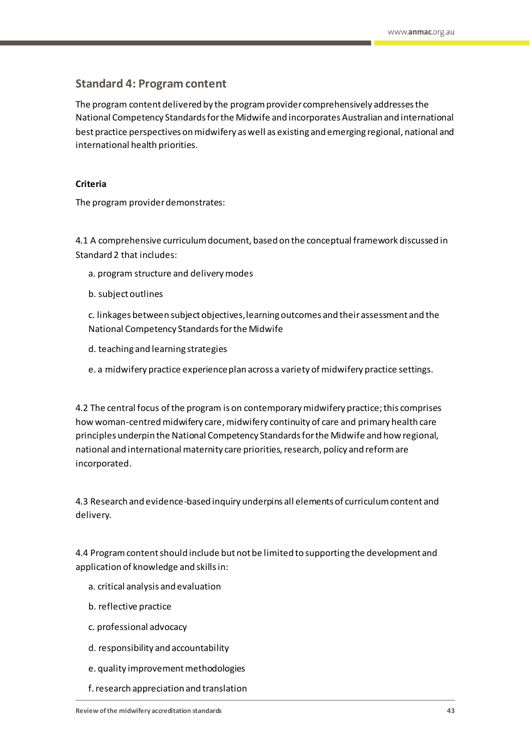## Standard 4: Program content

The program content delivered by the program provider comprehensively addresses the National Competency Standards for the Midwife and incorporates Australian and international best practice perspectives on midwifery as well as existing and emerging regional, national and international health priorities.

**Criteria**

The program provider demonstrates:

4.1 A comprehensive curriculum document, based on the conceptual framework discussed in Standard 2 that includes:

a. program structure and delivery modes

b. subject outlines

c. linkages between subject objectives, learning outcomes and their assessment and the National Competency Standards for the Midwife

d. teaching and learning strategies

e. a midwifery practice experience plan across a variety of midwifery practice settings.

4.2 The central focus of the program is on contemporary midwifery practice; this comprises how woman-centred midwifery care, midwifery continuity of care and primary health care principles underpin the National Competency Standards for the Midwife and how regional, national and international maternity care priorities, research, policy and reform are incorporated.

4.3 Research and evidence-based inquiry underpins all elements of curriculum content and delivery.

4.4 Program content should include but not be limited to supporting the development and application of knowledge and skills in:

a. critical analysis and evaluation

b. reflective practice

c. professional advocacy

d. responsibility and accountability

e. quality improvement methodologies

f. research appreciation and translation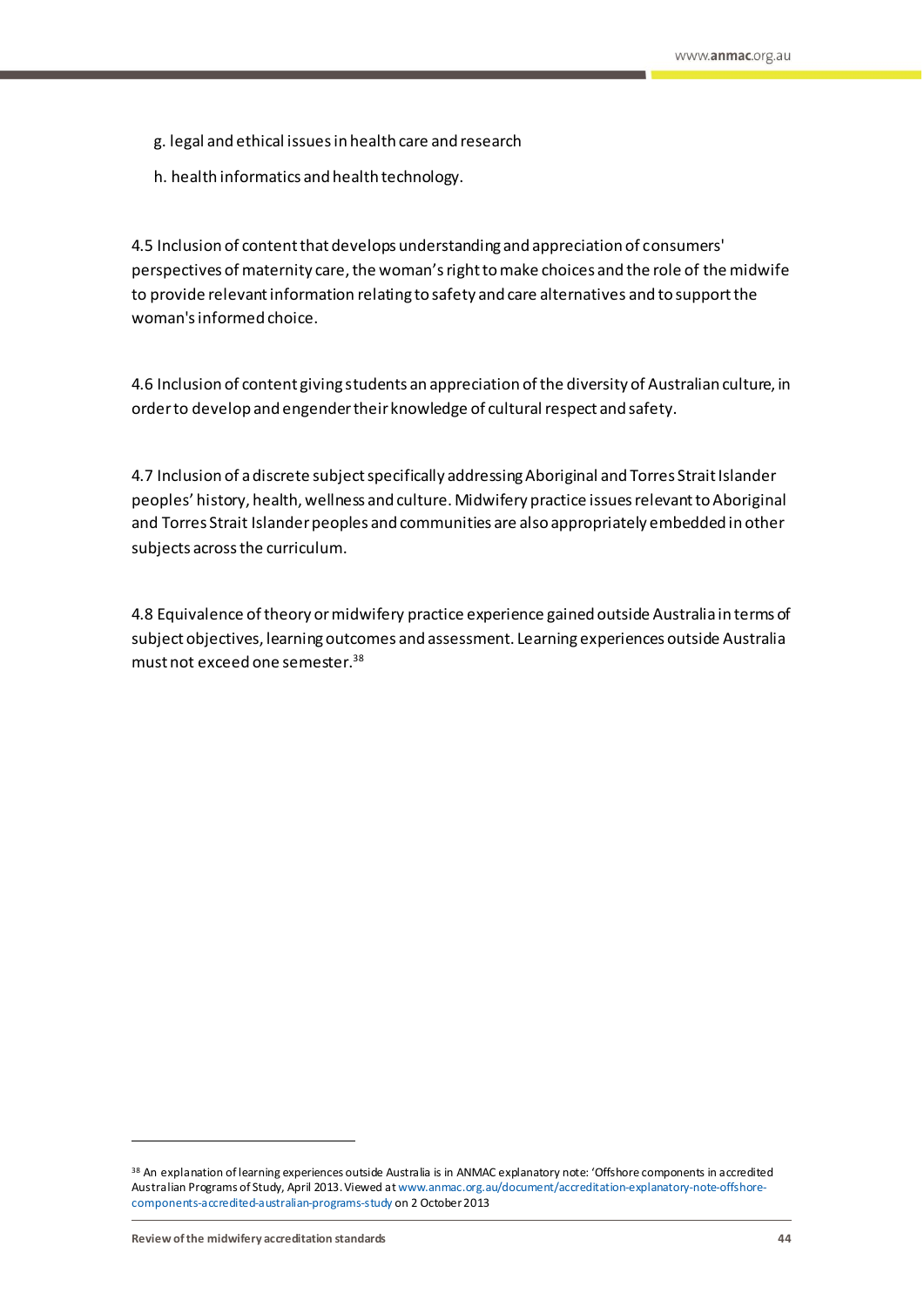g. legal and ethical issues in health care and research

h. health informatics and health technology.

4.5 Inclusion of content that develops understanding and appreciation of consumers' perspectives of maternity care, the woman's right to make choices and the role of the midwife to provide relevant information relating to safety and care alternatives and to support the woman's informed choice.

4.6 Inclusion of content giving students an appreciation of the diversity of Australian culture, in order to develop and engender their knowledge of cultural respect and safety.

4.7 Inclusion of a discrete subject specifically addressing Aboriginal and Torres Strait Islander peoples' history, health, wellness and culture. Midwifery practice issues relevant to Aboriginal and Torres Strait Islander peoples and communities are also appropriately embedded in other subjects across the curriculum.

4.8 Equivalence of theory or midwifery practice experience gained outside Australia in terms of subject objectives, learning outcomes and assessment. Learning experiences outside Australia must not exceed one semester.[38]

---

[38] An explanation of learning experiences outside Australia is in ANMAC explanatory note: 'Offshore components in accredited Australian Programs of Study, April 2013. Viewed at www.anmac.org.au/document/accreditation-explanatory-note-offshore-components-accredited-australian-programs-study on 2 October 2013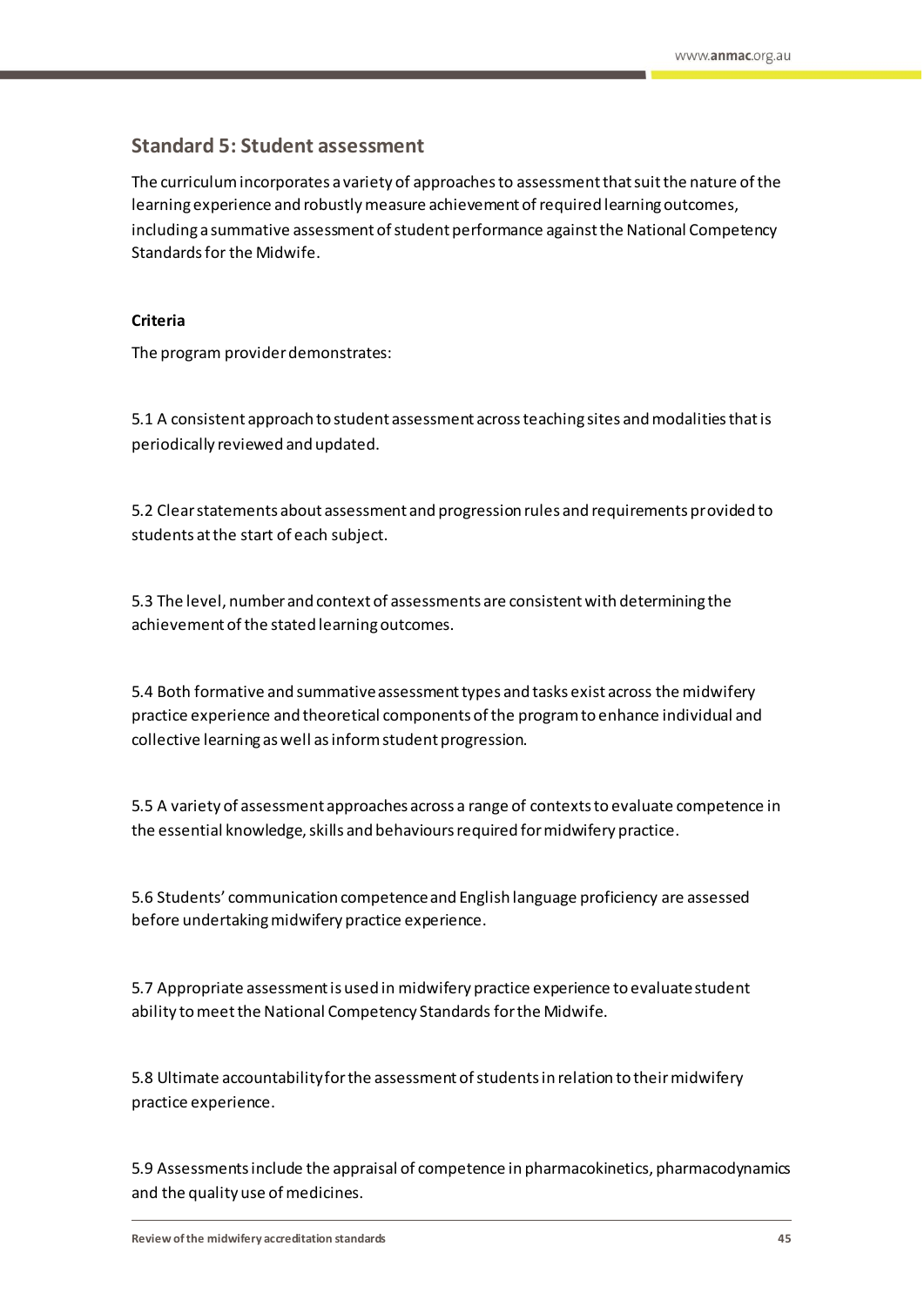## Standard 5: Student assessment

The curriculum incorporates a variety of approaches to assessment that suit the nature of the learning experience and robustly measure achievement of required learning outcomes, including a summative assessment of student performance against the National Competency Standards for the Midwife.

**Criteria**

The program provider demonstrates:

5.1 A consistent approach to student assessment across teaching sites and modalities that is periodically reviewed and updated.

5.2 Clear statements about assessment and progression rules and requirements provided to students at the start of each subject.

5.3 The level, number and context of assessments are consistent with determining the achievement of the stated learning outcomes.

5.4 Both formative and summative assessment types and tasks exist across the midwifery practice experience and theoretical components of the program to enhance individual and collective learning as well as inform student progression.

5.5 A variety of assessment approaches across a range of contexts to evaluate competence in the essential knowledge, skills and behaviours required for midwifery practice.

5.6 Students' communication competence and English language proficiency are assessed before undertaking midwifery practice experience.

5.7 Appropriate assessment is used in midwifery practice experience to evaluate student ability to meet the National Competency Standards for the Midwife.

5.8 Ultimate accountability for the assessment of students in relation to their midwifery practice experience.

5.9 Assessments include the appraisal of competence in pharmacokinetics, pharmacodynamics and the quality use of medicines.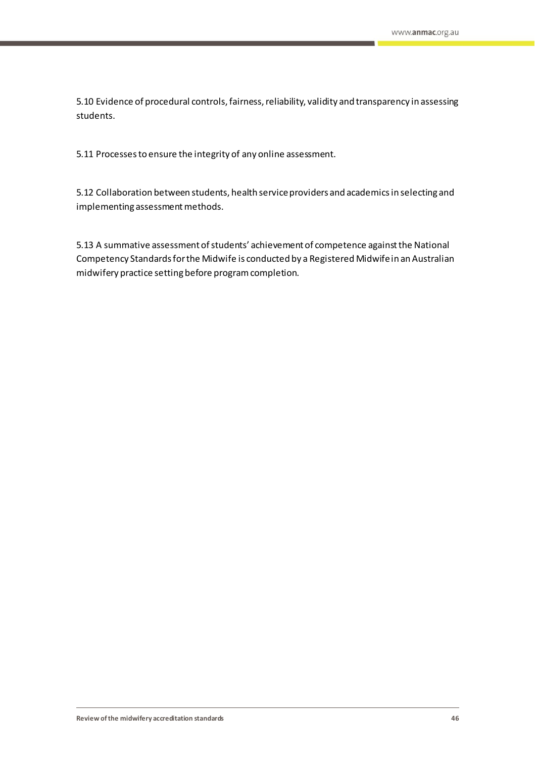5.10 Evidence of procedural controls, fairness, reliability, validity and transparency in assessing students.

5.11 Processes to ensure the integrity of any online assessment.

5.12 Collaboration between students, health service providers and academics in selecting and implementing assessment methods.

5.13 A summative assessment of students' achievement of competence against the National Competency Standards for the Midwife is conducted by a Registered Midwife in an Australian midwifery practice setting before program completion.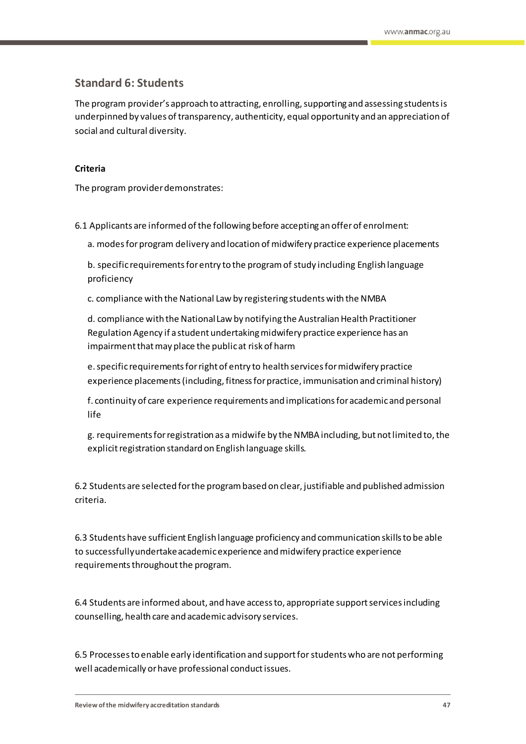## Standard 6: Students

The program provider's approach to attracting, enrolling, supporting and assessing students is underpinned by values of transparency, authenticity, equal opportunity and an appreciation of social and cultural diversity.

**Criteria**

The program provider demonstrates:

6.1 Applicants are informed of the following before accepting an offer of enrolment:

a. modes for program delivery and location of midwifery practice experience placements

b. specific requirements for entry to the program of study including English language proficiency

c. compliance with the National Law by registering students with the NMBA

d. compliance with the National Law by notifying the Australian Health Practitioner Regulation Agency if a student undertaking midwifery practice experience has an impairment that may place the public at risk of harm

e. specific requirements for right of entry to health services for midwifery practice experience placements (including, fitness for practice, immunisation and criminal history)

f. continuity of care experience requirements and implications for academic and personal life

g. requirements for registration as a midwife by the NMBA including, but not limited to, the explicit registration standard on English language skills.

6.2 Students are selected for the program based on clear, justifiable and published admission criteria.

6.3 Students have sufficient English language proficiency and communication skills to be able to successfully undertake academic experience and midwifery practice experience requirements throughout the program.

6.4 Students are informed about, and have access to, appropriate support services including counselling, health care and academic advisory services.

6.5 Processes to enable early identification and support for students who are not performing well academically or have professional conduct issues.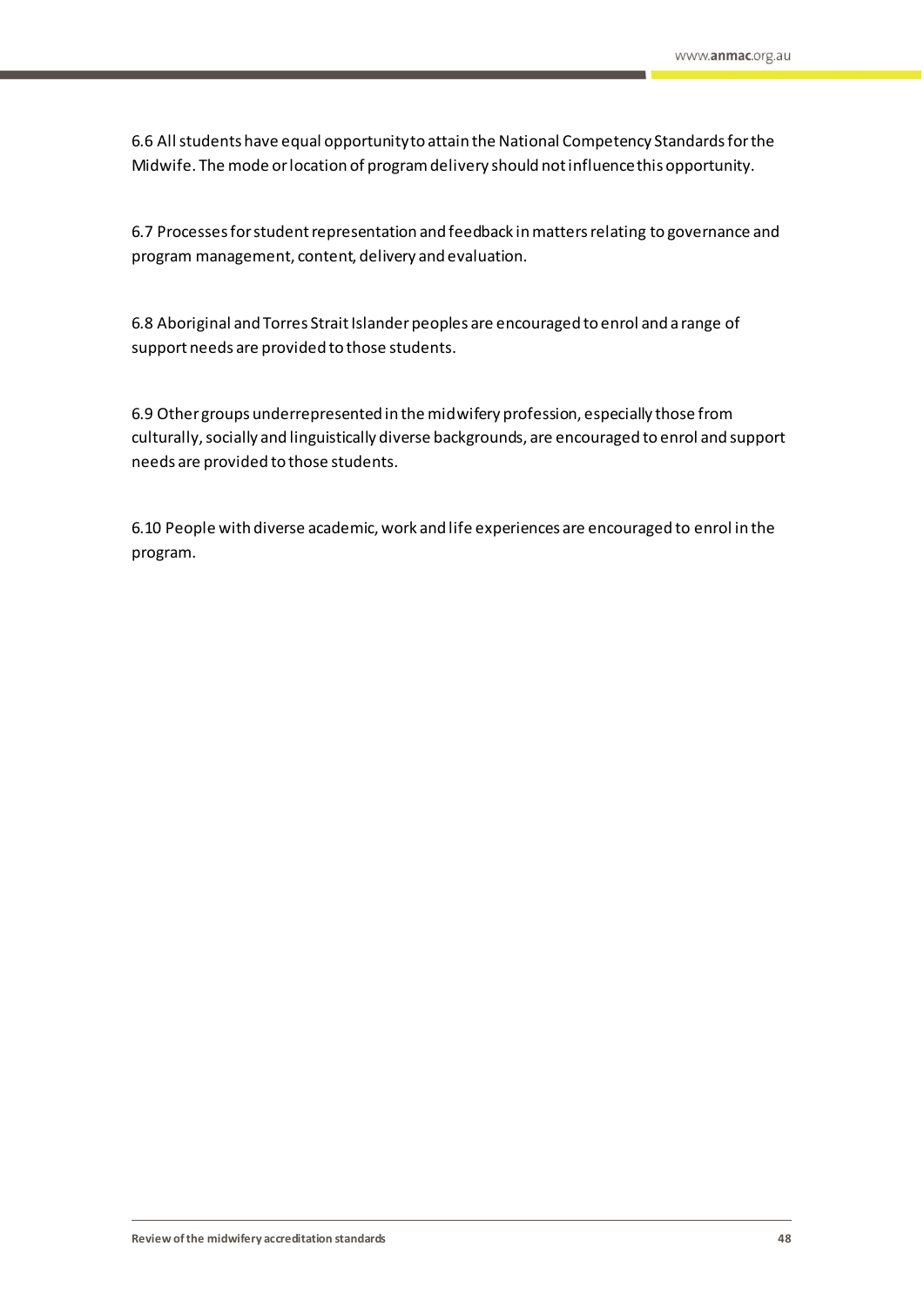6.6 All students have equal opportunity to attain the National Competency Standards for the Midwife. The mode or location of program delivery should not influence this opportunity.

6.7 Processes for student representation and feedback in matters relating to governance and program management, content, delivery and evaluation.

6.8 Aboriginal and Torres Strait Islander peoples are encouraged to enrol and a range of support needs are provided to those students.

6.9 Other groups underrepresented in the midwifery profession, especially those from culturally, socially and linguistically diverse backgrounds, are encouraged to enrol and support needs are provided to those students.

6.10 People with diverse academic, work and life experiences are encouraged to enrol in the program.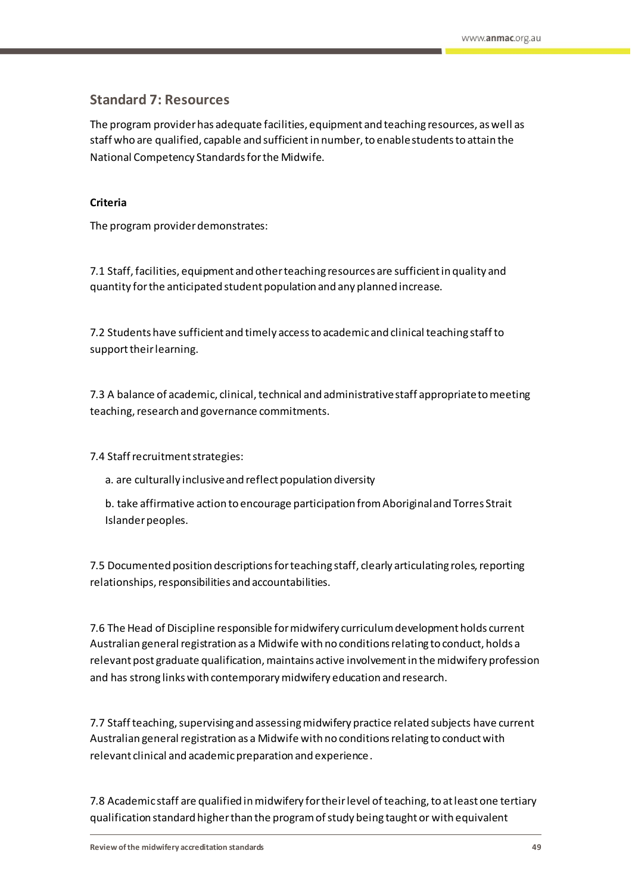## Standard 7: Resources

The program provider has adequate facilities, equipment and teaching resources, as well as staff who are qualified, capable and sufficient in number, to enable students to attain the National Competency Standards for the Midwife.

**Criteria**

The program provider demonstrates:

7.1 Staff, facilities, equipment and other teaching resources are sufficient in quality and quantity for the anticipated student population and any planned increase.

7.2 Students have sufficient and timely access to academic and clinical teaching staff to support their learning.

7.3 A balance of academic, clinical, technical and administrative staff appropriate to meeting teaching, research and governance commitments.

7.4 Staff recruitment strategies:

a. are culturally inclusive and reflect population diversity

b. take affirmative action to encourage participation from Aboriginal and Torres Strait Islander peoples.

7.5 Documented position descriptions for teaching staff, clearly articulating roles, reporting relationships, responsibilities and accountabilities.

7.6 The Head of Discipline responsible for midwifery curriculum development holds current Australian general registration as a Midwife with no conditions relating to conduct, holds a relevant post graduate qualification, maintains active involvement in the midwifery profession and has strong links with contemporary midwifery education and research.

7.7 Staff teaching, supervising and assessing midwifery practice related subjects have current Australian general registration as a Midwife with no conditions relating to conduct with relevant clinical and academic preparation and experience.

7.8 Academic staff are qualified in midwifery for their level of teaching, to at least one tertiary qualification standard higher than the program of study being taught or with equivalent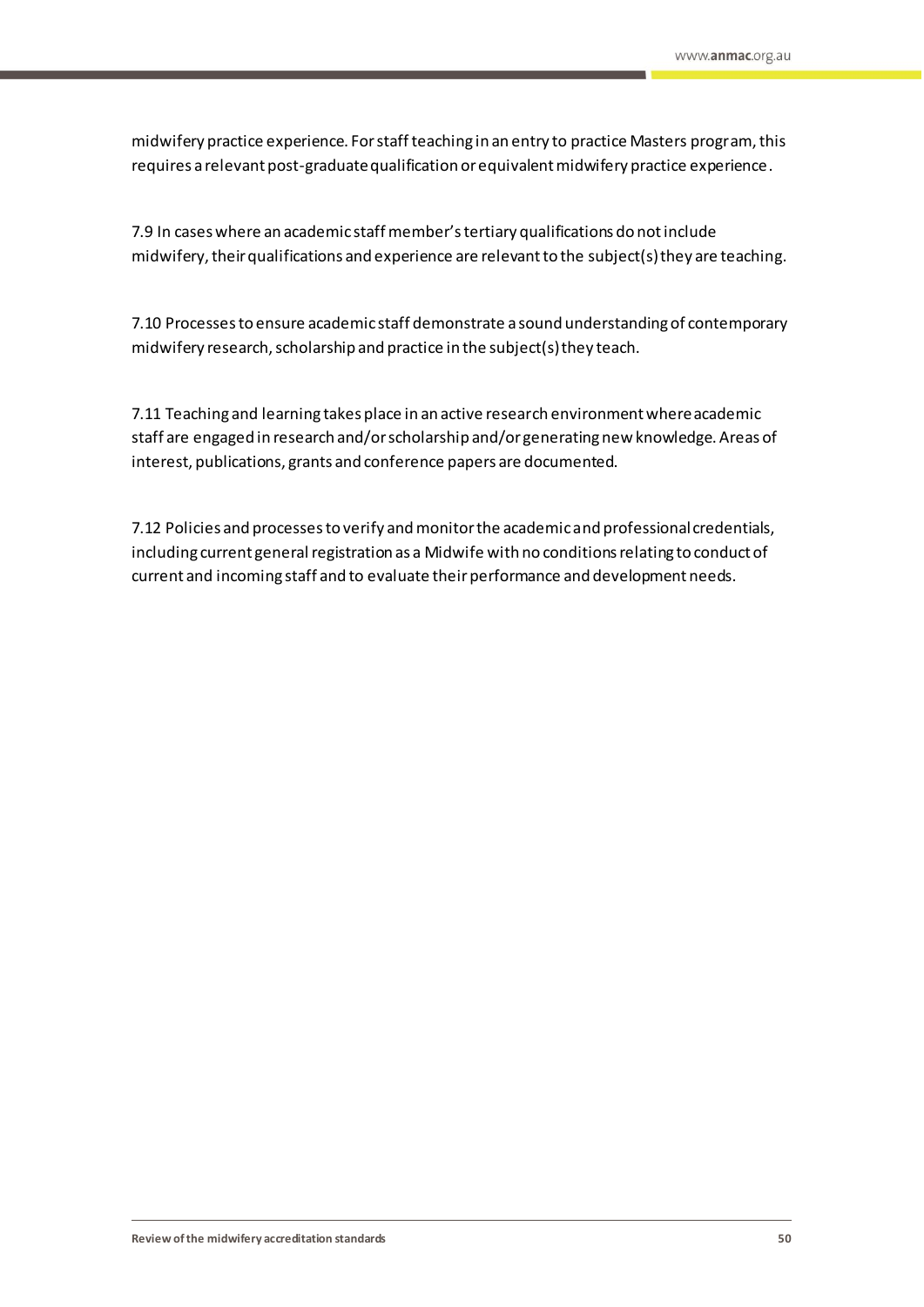midwifery practice experience. For staff teaching in an entry to practice Masters program, this requires a relevant post-graduate qualification or equivalent midwifery practice experience.

7.9 In cases where an academic staff member's tertiary qualifications do not include midwifery, their qualifications and experience are relevant to the subject(s) they are teaching.

7.10 Processes to ensure academic staff demonstrate a sound understanding of contemporary midwifery research, scholarship and practice in the subject(s) they teach.

7.11 Teaching and learning takes place in an active research environment where academic staff are engaged in research and/or scholarship and/or generating new knowledge. Areas of interest, publications, grants and conference papers are documented.

7.12 Policies and processes to verify and monitor the academic and professional credentials, including current general registration as a Midwife with no conditions relating to conduct of current and incoming staff and to evaluate their performance and development needs.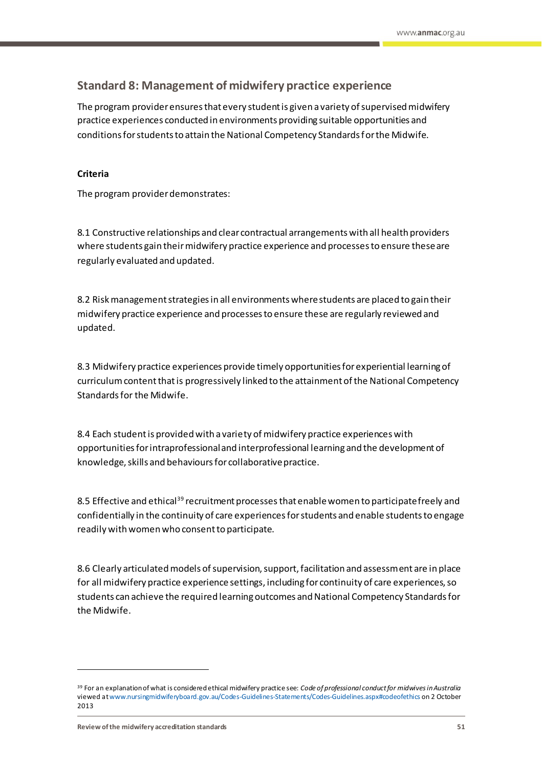## Standard 8: Management of midwifery practice experience

The program provider ensures that every student is given a variety of supervised midwifery practice experiences conducted in environments providing suitable opportunities and conditions for students to attain the National Competency Standards for the Midwife.

**Criteria**

The program provider demonstrates:

8.1 Constructive relationships and clear contractual arrangements with all health providers where students gain their midwifery practice experience and processes to ensure these are regularly evaluated and updated.

8.2 Risk management strategies in all environments where students are placed to gain their midwifery practice experience and processes to ensure these are regularly reviewed and updated.

8.3 Midwifery practice experiences provide timely opportunities for experiential learning of curriculum content that is progressively linked to the attainment of the National Competency Standards for the Midwife.

8.4 Each student is provided with a variety of midwifery practice experiences with opportunities for intraprofessional and interprofessional learning and the development of knowledge, skills and behaviours for collaborative practice.

8.5 Effective and ethical[39] recruitment processes that enable women to participate freely and confidentially in the continuity of care experiences for students and enable students to engage readily with women who consent to participate.

8.6 Clearly articulated models of supervision, support, facilitation and assessment are in place for all midwifery practice experience settings, including for continuity of care experiences, so students can achieve the required learning outcomes and National Competency Standards for the Midwife.

---

[39] For an explanation of what is considered ethical midwifery practice see: *Code of professional conduct for midwives in Australia* viewed at www.nursingmidwiferyboard.gov.au/Codes-Guidelines-Statements/Codes-Guidelines.aspx#codeofethics on 2 October 2013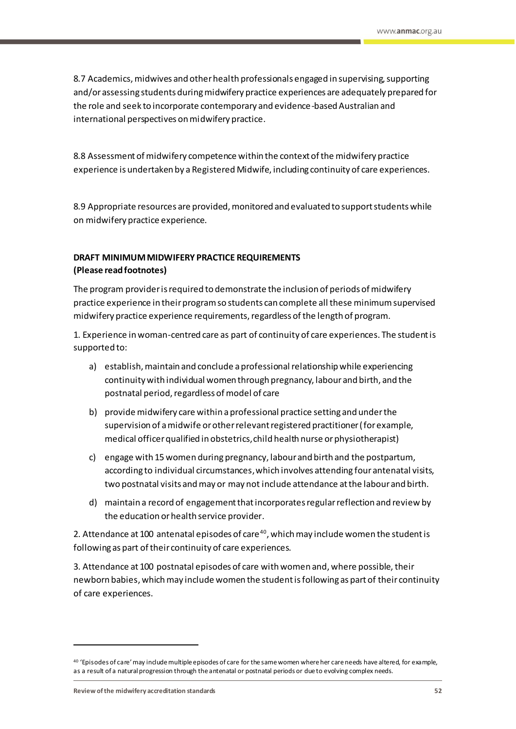8.7 Academics, midwives and other health professionals engaged in supervising, supporting and/or assessing students during midwifery practice experiences are adequately prepared for the role and seek to incorporate contemporary and evidence-based Australian and international perspectives on midwifery practice.

8.8 Assessment of midwifery competence within the context of the midwifery practice experience is undertaken by a Registered Midwife, including continuity of care experiences.

8.9 Appropriate resources are provided, monitored and evaluated to support students while on midwifery practice experience.

**DRAFT MINIMUM MIDWIFERY PRACTICE REQUIREMENTS**
**(Please read footnotes)**

The program provider is required to demonstrate the inclusion of periods of midwifery practice experience in their program so students can complete all these minimum supervised midwifery practice experience requirements, regardless of the length of program.

1. Experience in woman-centred care as part of continuity of care experiences. The student is supported to:

   a) establish, maintain and conclude a professional relationship while experiencing continuity with individual women through pregnancy, labour and birth, and the postnatal period, regardless of model of care

   b) provide midwifery care within a professional practice setting and under the supervision of a midwife or other relevant registered practitioner (for example, medical officer qualified in obstetrics, child health nurse or physiotherapist)

   c) engage with 15 women during pregnancy, labour and birth and the postpartum, according to individual circumstances, which involves attending four antenatal visits, two postnatal visits and may or may not include attendance at the labour and birth.

   d) maintain a record of engagement that incorporates regular reflection and review by the education or health service provider.

2. Attendance at 100 antenatal episodes of care[40], which may include women the student is following as part of their continuity of care experiences.

3. Attendance at 100 postnatal episodes of care with women and, where possible, their newborn babies, which may include women the student is following as part of their continuity of care experiences.

---

[40] 'Episodes of care' may include multiple episodes of care for the same women where her care needs have altered, for example, as a result of a natural progression through the antenatal or postnatal periods or due to evolving complex needs.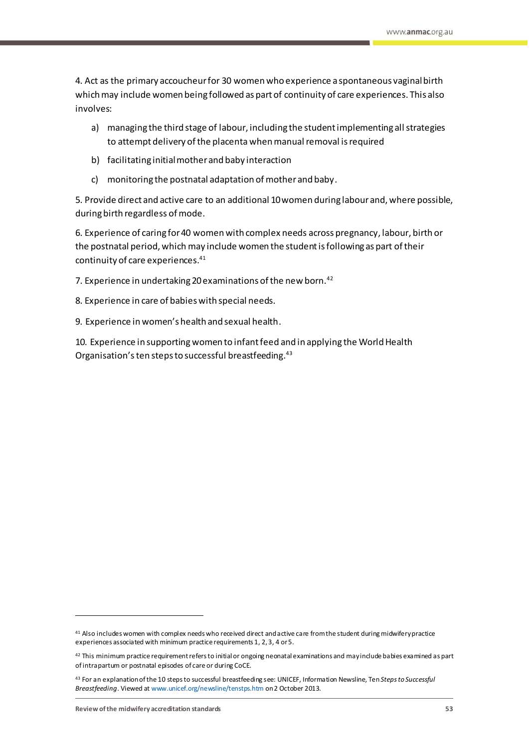4. Act as the primary accoucheur for 30 women who experience a spontaneous vaginal birth which may include women being followed as part of continuity of care experiences. This also involves:

   a) managing the third stage of labour, including the student implementing all strategies to attempt delivery of the placenta when manual removal is required

   b) facilitating initial mother and baby interaction

   c) monitoring the postnatal adaptation of mother and baby.

5. Provide direct and active care to an additional 10 women during labour and, where possible, during birth regardless of mode.

6. Experience of caring for 40 women with complex needs across pregnancy, labour, birth or the postnatal period, which may include women the student is following as part of their continuity of care experiences.[41]

7. Experience in undertaking 20 examinations of the new born.[42]

8. Experience in care of babies with special needs.

9. Experience in women's health and sexual health.

10. Experience in supporting women to infant feed and in applying the World Health Organisation's ten steps to successful breastfeeding.[43]

---

[41] Also includes women with complex needs who received direct and active care from the student during midwifery practice experiences associated with minimum practice requirements 1, 2, 3, 4 or 5.

[42] This minimum practice requirement refers to initial or ongoing neonatal examinations and may include babies examined as part of intrapartum or postnatal episodes of care or during CoCE.

[43] For an explanation of the 10 steps to successful breastfeeding see: UNICEF, Information Newsline, Ten *Steps to Successful Breastfeeding*. Viewed at www.unicef.org/newsline/tenstps.htm on 2 October 2013.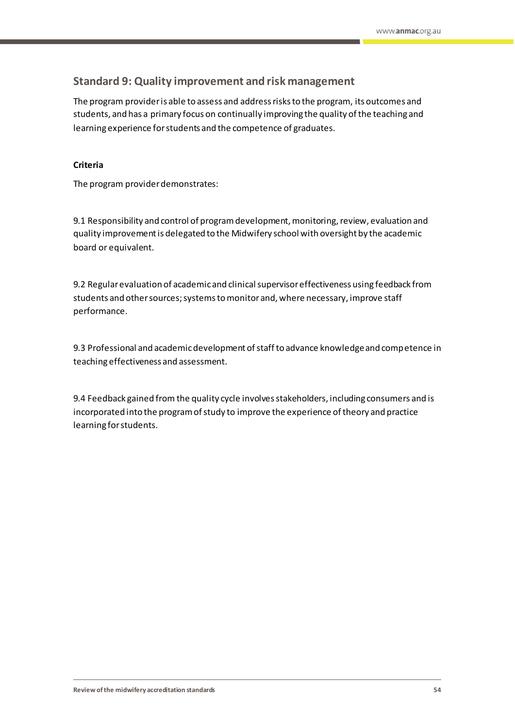## Standard 9: Quality improvement and risk management

The program provider is able to assess and address risks to the program, its outcomes and students, and has a primary focus on continually improving the quality of the teaching and learning experience for students and the competence of graduates.

**Criteria**

The program provider demonstrates:

9.1 Responsibility and control of program development, monitoring, review, evaluation and quality improvement is delegated to the Midwifery school with oversight by the academic board or equivalent.

9.2 Regular evaluation of academic and clinical supervisor effectiveness using feedback from students and other sources; systems to monitor and, where necessary, improve staff performance.

9.3 Professional and academic development of staff to advance knowledge and competence in teaching effectiveness and assessment.

9.4 Feedback gained from the quality cycle involves stakeholders, including consumers and is incorporated into the program of study to improve the experience of theory and practice learning for students.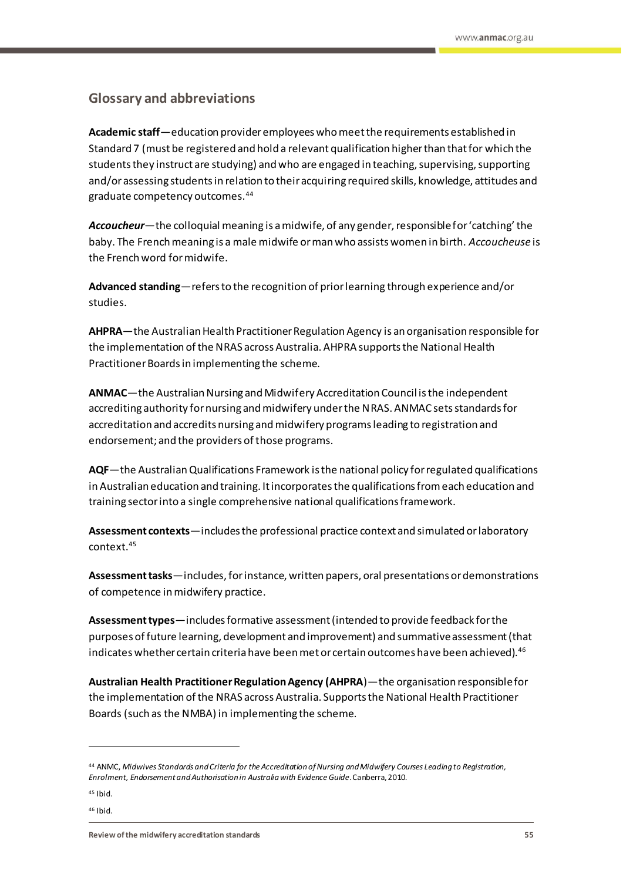## Glossary and abbreviations

**Academic staff**—education provider employees who meet the requirements established in Standard 7 (must be registered and hold a relevant qualification higher than that for which the students they instruct are studying) and who are engaged in teaching, supervising, supporting and/or assessing students in relation to their acquiring required skills, knowledge, attitudes and graduate competency outcomes.[44]

***Accoucheur***—the colloquial meaning is a midwife, of any gender, responsible for 'catching' the baby. The French meaning is a male midwife or man who assists women in birth. *Accoucheuse* is the French word for midwife.

**Advanced standing**—refers to the recognition of prior learning through experience and/or studies.

**AHPRA**—the Australian Health Practitioner Regulation Agency is an organisation responsible for the implementation of the NRAS across Australia. AHPRA supports the National Health Practitioner Boards in implementing the scheme.

**ANMAC**—the Australian Nursing and Midwifery Accreditation Council is the independent accrediting authority for nursing and midwifery under the NRAS. ANMAC sets standards for accreditation and accredits nursing and midwifery programs leading to registration and endorsement; and the providers of those programs.

**AQF**—the Australian Qualifications Framework is the national policy for regulated qualifications in Australian education and training. It incorporates the qualifications from each education and training sector into a single comprehensive national qualifications framework.

**Assessment contexts**—includes the professional practice context and simulated or laboratory context.[45]

**Assessment tasks**—includes, for instance, written papers, oral presentations or demonstrations of competence in midwifery practice.

**Assessment types**—includes formative assessment (intended to provide feedback for the purposes of future learning, development and improvement) and summative assessment (that indicates whether certain criteria have been met or certain outcomes have been achieved).[46]

**Australian Health Practitioner Regulation Agency (AHPRA**)—the organisation responsible for the implementation of the NRAS across Australia. Supports the National Health Practitioner Boards (such as the NMBA) in implementing the scheme.

---

[44] ANMC, *Midwives Standards and Criteria for the Accreditation of Nursing and Midwifery Courses Leading to Registration, Enrolment, Endorsement and Authorisation in Australia with Evidence Guide*. Canberra, 2010.

[45] Ibid.

[46] Ibid.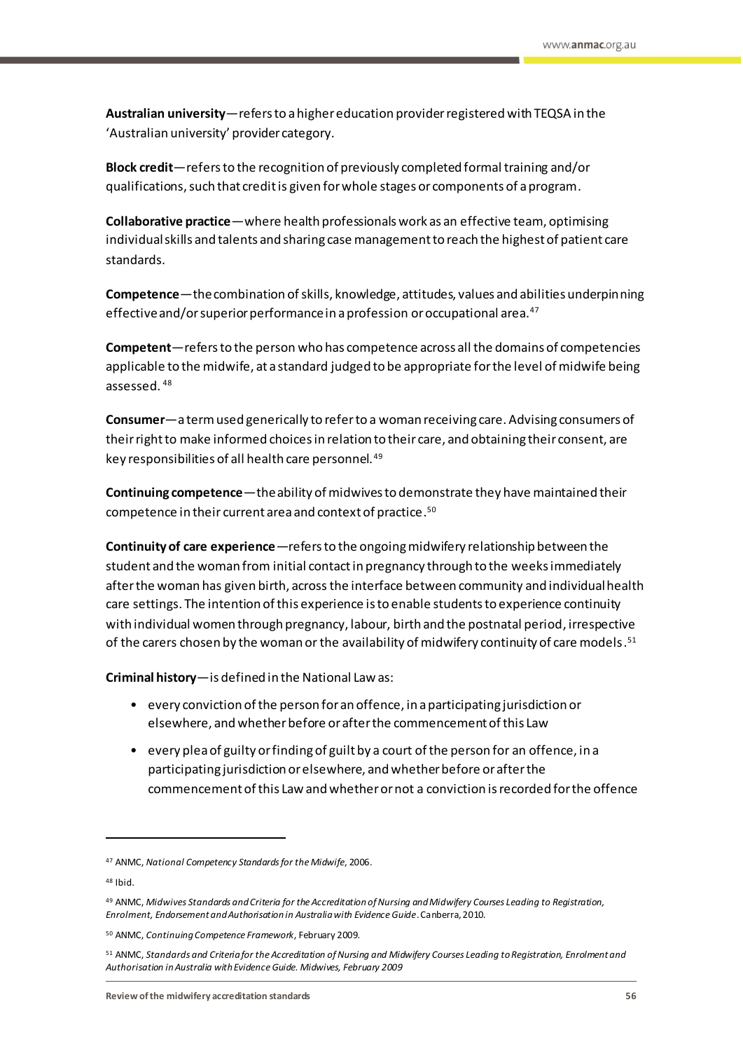**Australian university**—refers to a higher education provider registered with TEQSA in the 'Australian university' provider category.

**Block credit**—refers to the recognition of previously completed formal training and/or qualifications, such that credit is given for whole stages or components of a program.

**Collaborative practice**—where health professionals work as an effective team, optimising individual skills and talents and sharing case management to reach the highest of patient care standards.

**Competence**—the combination of skills, knowledge, attitudes, values and abilities underpinning effective and/or superior performance in a profession or occupational area.[47]

**Competent**—refers to the person who has competence across all the domains of competencies applicable to the midwife, at a standard judged to be appropriate for the level of midwife being assessed.[48]

**Consumer**—a term used generically to refer to a woman receiving care. Advising consumers of their right to make informed choices in relation to their care, and obtaining their consent, are key responsibilities of all health care personnel.[49]

**Continuing competence**—the ability of midwives to demonstrate they have maintained their competence in their current area and context of practice.[50]

**Continuity of care experience**—refers to the ongoing midwifery relationship between the student and the woman from initial contact in pregnancy through to the weeks immediately after the woman has given birth, across the interface between community and individual health care settings. The intention of this experience is to enable students to experience continuity with individual women through pregnancy, labour, birth and the postnatal period, irrespective of the carers chosen by the woman or the availability of midwifery continuity of care models.[51]

**Criminal history**—is defined in the National Law as:

- every conviction of the person for an offence, in a participating jurisdiction or elsewhere, and whether before or after the commencement of this Law
- every plea of guilty or finding of guilt by a court of the person for an offence, in a participating jurisdiction or elsewhere, and whether before or after the commencement of this Law and whether or not a conviction is recorded for the offence

---

[47] ANMC, *National Competency Standards for the Midwife*, 2006.

[48] Ibid.

[49] ANMC, *Midwives Standards and Criteria for the Accreditation of Nursing and Midwifery Courses Leading to Registration, Enrolment, Endorsement and Authorisation in Australia with Evidence Guide*. Canberra, 2010.

[50] ANMC, *Continuing Competence Framework*, February 2009.

[51] ANMC, *Standards and Criteria for the Accreditation of Nursing and Midwifery Courses Leading to Registration, Enrolment and Authorisation in Australia with Evidence Guide. Midwives, February 2009*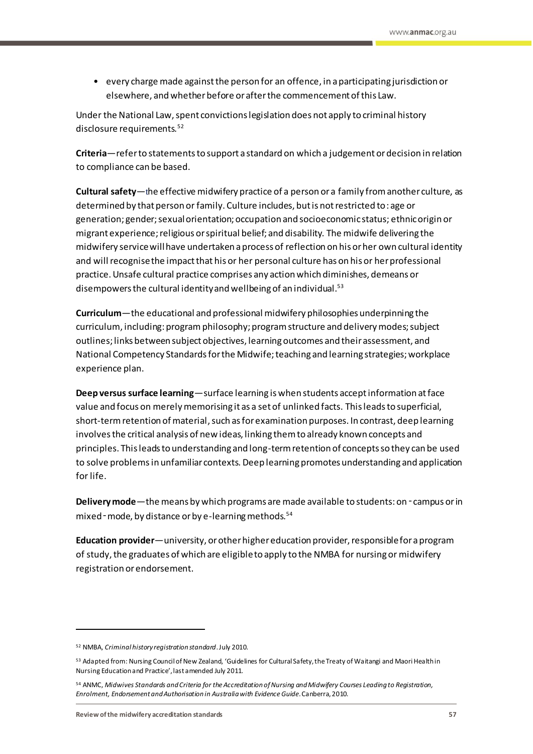- every charge made against the person for an offence, in a participating jurisdiction or elsewhere, and whether before or after the commencement of this Law.

Under the National Law, spent convictions legislation does not apply to criminal history disclosure requirements.[52]

**Criteria**—refer to statements to support a standard on which a judgement or decision in relation to compliance can be based.

**Cultural safety**—the effective midwifery practice of a person or a family from another culture, as determined by that person or family. Culture includes, but is not restricted to: age or generation; gender; sexual orientation; occupation and socioeconomic status; ethnic origin or migrant experience; religious or spiritual belief; and disability. The midwife delivering the midwifery service will have undertaken a process of reflection on his or her own cultural identity and will recognise the impact that his or her personal culture has on his or her professional practice. Unsafe cultural practice comprises any action which diminishes, demeans or disempowers the cultural identity and wellbeing of an individual.[53]

**Curriculum**—the educational and professional midwifery philosophies underpinning the curriculum, including: program philosophy; program structure and delivery modes; subject outlines; links between subject objectives, learning outcomes and their assessment, and National Competency Standards for the Midwife; teaching and learning strategies; workplace experience plan.

**Deep versus surface learning**—surface learning is when students accept information at face value and focus on merely memorising it as a set of unlinked facts. This leads to superficial, short-term retention of material, such as for examination purposes. In contrast, deep learning involves the critical analysis of new ideas, linking them to already known concepts and principles. This leads to understanding and long-term retention of concepts so they can be used to solve problems in unfamiliar contexts. Deep learning promotes understanding and application for life.

**Delivery mode**—the means by which programs are made available to students: on-campus or in mixed-mode, by distance or by e-learning methods.[54]

**Education provider**—university, or other higher education provider, responsible for a program of study, the graduates of which are eligible to apply to the NMBA for nursing or midwifery registration or endorsement.

---

[52] NMBA, *Criminal history registration standard*. July 2010.

[53] Adapted from: Nursing Council of New Zealand, 'Guidelines for Cultural Safety, the Treaty of Waitangi and Maori Health in Nursing Education and Practice', last amended July 2011.

[54] ANMC, *Midwives Standards and Criteria for the Accreditation of Nursing and Midwifery Courses Leading to Registration, Enrolment, Endorsement and Authorisation in Australia with Evidence Guide*. Canberra, 2010.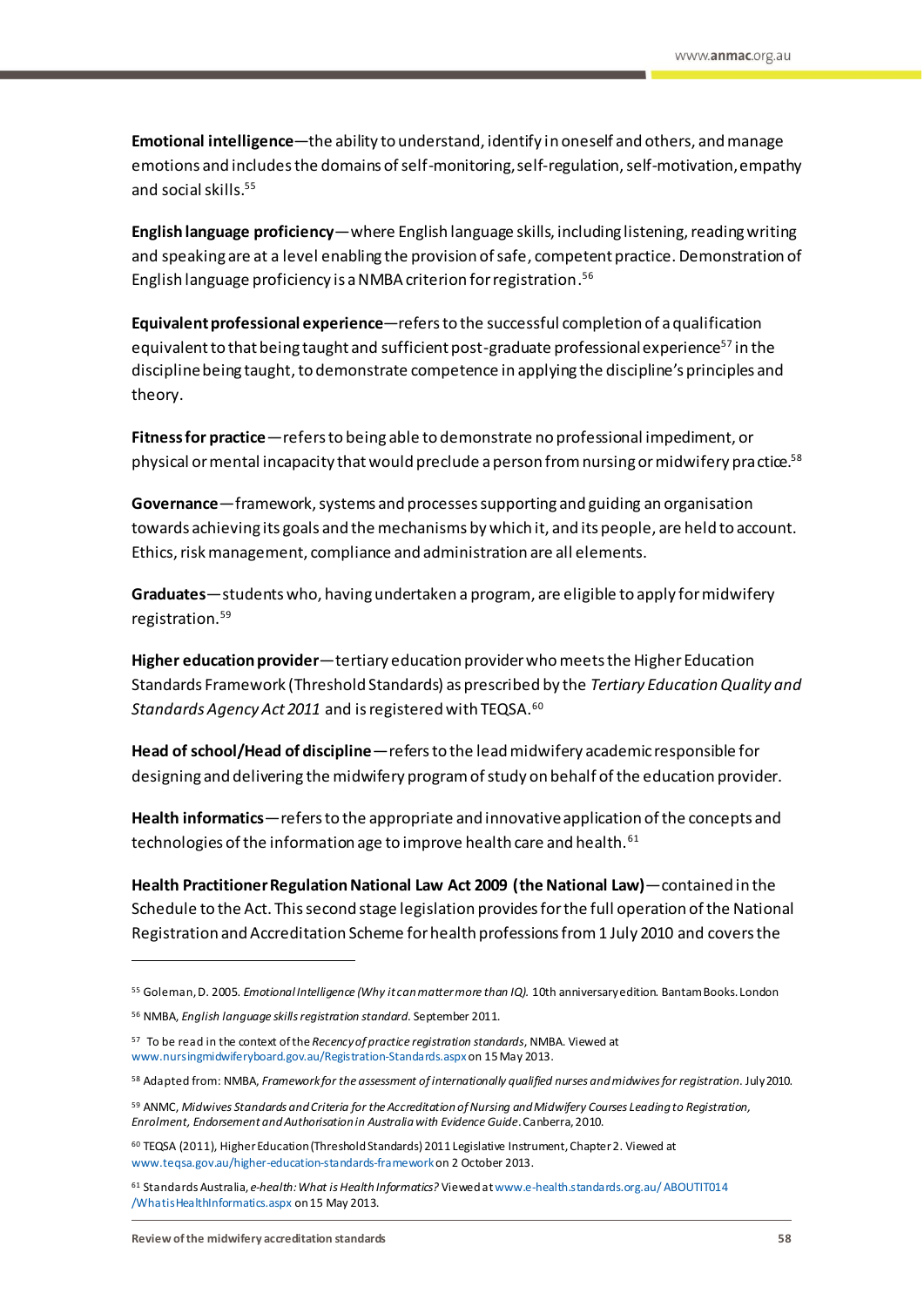**Emotional intelligence**—the ability to understand, identify in oneself and others, and manage emotions and includes the domains of self-monitoring, self-regulation, self-motivation, empathy and social skills.[55]

**English language proficiency**—where English language skills, including listening, reading writing and speaking are at a level enabling the provision of safe, competent practice. Demonstration of English language proficiency is a NMBA criterion for registration.[56]

**Equivalent professional experience**—refers to the successful completion of a qualification equivalent to that being taught and sufficient post-graduate professional experience[57] in the discipline being taught, to demonstrate competence in applying the discipline's principles and theory.

**Fitness for practice**—refers to being able to demonstrate no professional impediment, or physical or mental incapacity that would preclude a person from nursing or midwifery practice.[58]

**Governance**—framework, systems and processes supporting and guiding an organisation towards achieving its goals and the mechanisms by which it, and its people, are held to account. Ethics, risk management, compliance and administration are all elements.

**Graduates**—students who, having undertaken a program, are eligible to apply for midwifery registration.[59]

**Higher education provider**—tertiary education provider who meets the Higher Education Standards Framework (Threshold Standards) as prescribed by the *Tertiary Education Quality and Standards Agency Act 2011* and is registered with TEQSA.[60]

**Head of school/Head of discipline**—refers to the lead midwifery academic responsible for designing and delivering the midwifery program of study on behalf of the education provider.

**Health informatics**—refers to the appropriate and innovative application of the concepts and technologies of the information age to improve health care and health.[61]

**Health Practitioner Regulation National Law Act 2009 (the National Law)**—contained in the Schedule to the Act. This second stage legislation provides for the full operation of the National Registration and Accreditation Scheme for health professions from 1 July 2010 and covers the

---

[55] Goleman, D. 2005. *Emotional Intelligence (Why it can matter more than IQ).* 10th anniversary edition. Bantam Books. London

[56] NMBA, *English language skills registration standard.* September 2011.

[57] To be read in the context of the *Recency of practice registration standards*, NMBA. Viewed at www.nursingmidwiferyboard.gov.au/Registration-Standards.aspx on 15 May 2013.

[58] Adapted from: NMBA, *Framework for the assessment of internationally qualified nurses and midwives for registration.* July 2010.

[59] ANMC, *Midwives Standards and Criteria for the Accreditation of Nursing and Midwifery Courses Leading to Registration, Enrolment, Endorsement and Authorisation in Australia with Evidence Guide*. Canberra, 2010.

[60] TEQSA (2011), Higher Education (Threshold Standards) 2011 Legislative Instrument, Chapter 2. Viewed at www.teqsa.gov.au/higher-education-standards-framework on 2 October 2013.

[61] Standards Australia, *e-health: What is Health Informatics?* Viewed at www.e-health.standards.org.au/ ABOUTIT014 /WhatisHealthInformatics.aspx on 15 May 2013.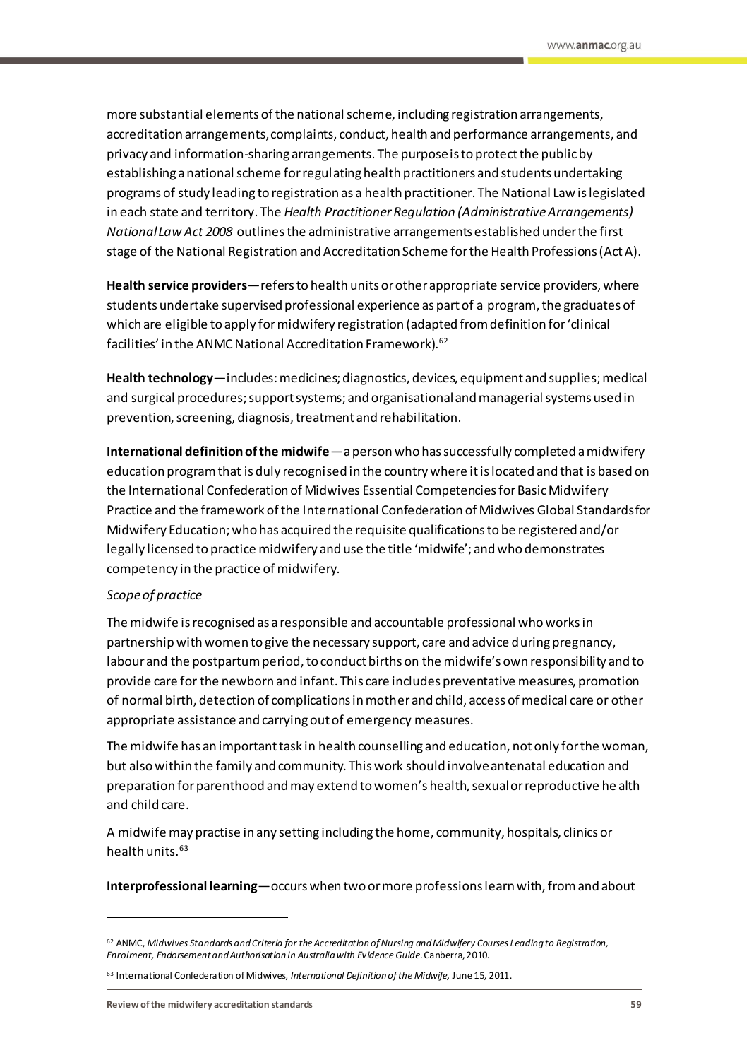more substantial elements of the national scheme, including registration arrangements, accreditation arrangements, complaints, conduct, health and performance arrangements, and privacy and information-sharing arrangements. The purpose is to protect the public by establishing a national scheme for regulating health practitioners and students undertaking programs of study leading to registration as a health practitioner. The National Law is legislated in each state and territory. The *Health Practitioner Regulation (Administrative Arrangements) National Law Act 2008* outlines the administrative arrangements established under the first stage of the National Registration and Accreditation Scheme for the Health Professions (Act A).

**Health service providers**—refers to health units or other appropriate service providers, where students undertake supervised professional experience as part of a program, the graduates of which are eligible to apply for midwifery registration (adapted from definition for 'clinical facilities' in the ANMC National Accreditation Framework).[62]

**Health technology**—includes: medicines; diagnostics, devices, equipment and supplies; medical and surgical procedures; support systems; and organisational and managerial systems used in prevention, screening, diagnosis, treatment and rehabilitation.

**International definition of the midwife**—a person who has successfully completed a midwifery education program that is duly recognised in the country where it is located and that is based on the International Confederation of Midwives Essential Competencies for Basic Midwifery Practice and the framework of the International Confederation of Midwives Global Standards for Midwifery Education; who has acquired the requisite qualifications to be registered and/or legally licensed to practice midwifery and use the title 'midwife'; and who demonstrates competency in the practice of midwifery.

*Scope of practice*

The midwife is recognised as a responsible and accountable professional who works in partnership with women to give the necessary support, care and advice during pregnancy, labour and the postpartum period, to conduct births on the midwife's own responsibility and to provide care for the newborn and infant. This care includes preventative measures, promotion of normal birth, detection of complications in mother and child, access of medical care or other appropriate assistance and carrying out of emergency measures.

The midwife has an important task in health counselling and education, not only for the woman, but also within the family and community. This work should involve antenatal education and preparation for parenthood and may extend to women's health, sexual or reproductive health and child care.

A midwife may practise in any setting including the home, community, hospitals, clinics or health units.[63]

**Interprofessional learning**—occurs when two or more professions learn with, from and about

---

[62] ANMC, *Midwives Standards and Criteria for the Accreditation of Nursing and Midwifery Courses Leading to Registration, Enrolment, Endorsement and Authorisation in Australia with Evidence Guide*. Canberra, 2010.

[63] International Confederation of Midwives, *International Definition of the Midwife,* June 15, 2011.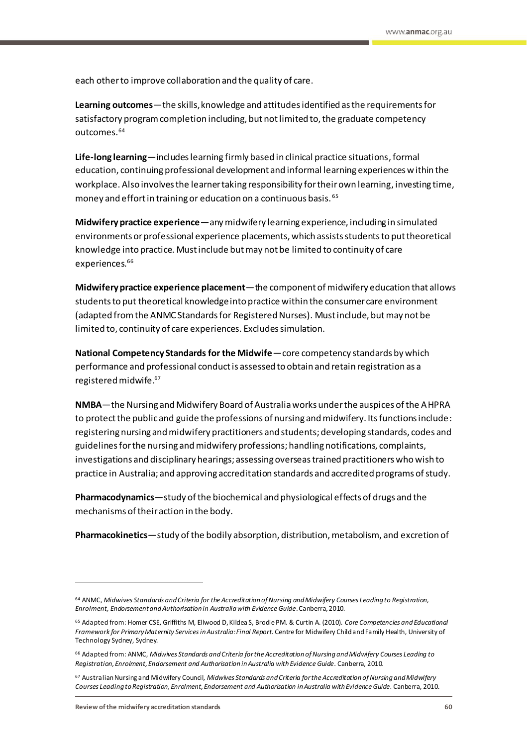each other to improve collaboration and the quality of care.

**Learning outcomes**—the skills, knowledge and attitudes identified as the requirements for satisfactory program completion including, but not limited to, the graduate competency outcomes.[64]

**Life-long learning**—includes learning firmly based in clinical practice situations, formal education, continuing professional development and informal learning experiences within the workplace. Also involves the learner taking responsibility for their own learning, investing time, money and effort in training or education on a continuous basis.[65]

**Midwifery practice experience**—any midwifery learning experience, including in simulated environments or professional experience placements, which assists students to put theoretical knowledge into practice. Must include but may not be limited to continuity of care experiences.[66]

**Midwifery practice experience placement**—the component of midwifery education that allows students to put theoretical knowledge into practice within the consumer care environment (adapted from the ANMC Standards for Registered Nurses). Must include, but may not be limited to, continuity of care experiences. Excludes simulation.

**National Competency Standards for the Midwife**—core competency standards by which performance and professional conduct is assessed to obtain and retain registration as a registered midwife.[67]

**NMBA**—the Nursing and Midwifery Board of Australia works under the auspices of the AHPRA to protect the public and guide the professions of nursing and midwifery. Its functions include: registering nursing and midwifery practitioners and students; developing standards, codes and guidelines for the nursing and midwifery professions; handling notifications, complaints, investigations and disciplinary hearings; assessing overseas trained practitioners who wish to practice in Australia; and approving accreditation standards and accredited programs of study.

**Pharmacodynamics**—study of the biochemical and physiological effects of drugs and the mechanisms of their action in the body.

**Pharmacokinetics**—study of the bodily absorption, distribution, metabolism, and excretion of

---

[64] ANMC, *Midwives Standards and Criteria for the Accreditation of Nursing and Midwifery Courses Leading to Registration, Enrolment, Endorsement and Authorisation in Australia with Evidence Guide*. Canberra, 2010.

[65] Adapted from: Homer CSE, Griffiths M, Ellwood D, Kildea S, Brodie PM. & Curtin A. (2010). *Core Competencies and Educational Framework for Primary Maternity Services in Australia: Final Report.* Centre for Midwifery Child and Family Health, University of Technology Sydney, Sydney.

[66] Adapted from: ANMC, *Midwives Standards and Criteria for the Accreditation of Nursing and Midwifery Courses Leading to Registration, Enrolment, Endorsement and Authorisation in Australia with Evidence Guide*. Canberra, 2010.

[67] Australian Nursing and Midwifery Council, *Midwives Standards and Criteria for the Accreditation of Nursing and Midwifery Courses Leading to Registration, Enrolment, Endorsement and Authorisation in Australia with Evidence Guide*. Canberra, 2010.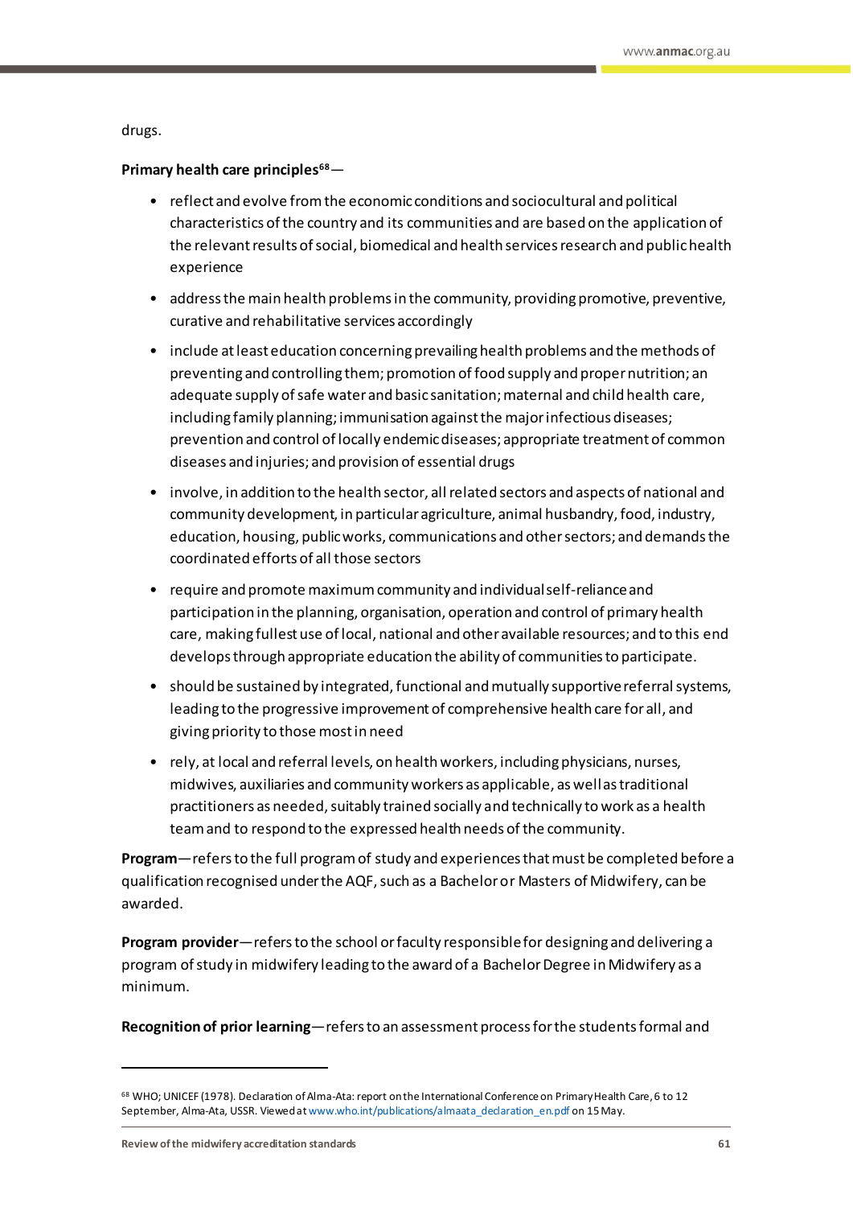drugs.

**Primary health care principles**[68]—

- reflect and evolve from the economic conditions and sociocultural and political characteristics of the country and its communities and are based on the application of the relevant results of social, biomedical and health services research and public health experience
- address the main health problems in the community, providing promotive, preventive, curative and rehabilitative services accordingly
- include at least education concerning prevailing health problems and the methods of preventing and controlling them; promotion of food supply and proper nutrition; an adequate supply of safe water and basic sanitation; maternal and child health care, including family planning; immunisation against the major infectious diseases; prevention and control of locally endemic diseases; appropriate treatment of common diseases and injuries; and provision of essential drugs
- involve, in addition to the health sector, all related sectors and aspects of national and community development, in particular agriculture, animal husbandry, food, industry, education, housing, public works, communications and other sectors; and demands the coordinated efforts of all those sectors
- require and promote maximum community and individual self-reliance and participation in the planning, organisation, operation and control of primary health care, making fullest use of local, national and other available resources; and to this end develops through appropriate education the ability of communities to participate.
- should be sustained by integrated, functional and mutually supportive referral systems, leading to the progressive improvement of comprehensive health care for all, and giving priority to those most in need
- rely, at local and referral levels, on health workers, including physicians, nurses, midwives, auxiliaries and community workers as applicable, as well as traditional practitioners as needed, suitably trained socially and technically to work as a health team and to respond to the expressed health needs of the community.

**Program**—refers to the full program of study and experiences that must be completed before a qualification recognised under the AQF, such as a Bachelor or Masters of Midwifery, can be awarded.

**Program provider**—refers to the school or faculty responsible for designing and delivering a program of study in midwifery leading to the award of a Bachelor Degree in Midwifery as a minimum.

**Recognition of prior learning**—refers to an assessment process for the students formal and

---

[68] WHO; UNICEF (1978). Declaration of Alma-Ata: report on the International Conference on Primary Health Care, 6 to 12 September, Alma-Ata, USSR. Viewed at www.who.int/publications/almaata_declaration_en.pdf on 15 May.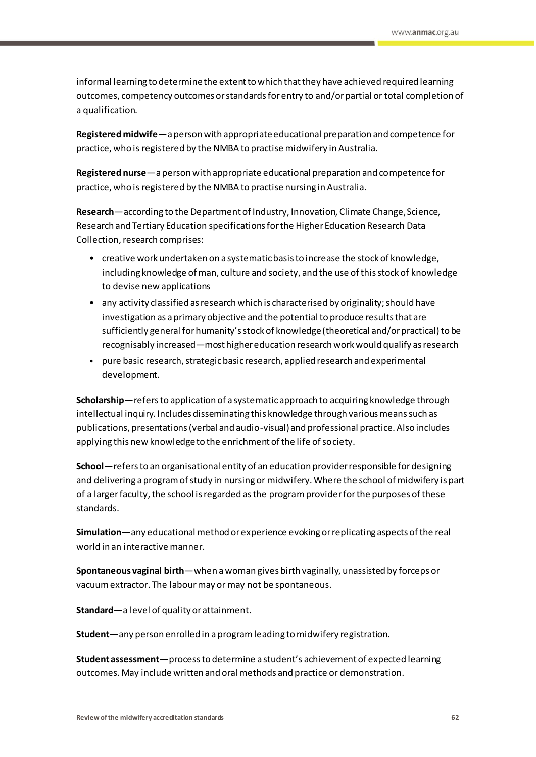informal learning to determine the extent to which that they have achieved required learning outcomes, competency outcomes or standards for entry to and/or partial or total completion of a qualification.

**Registered midwife**—a person with appropriate educational preparation and competence for practice, who is registered by the NMBA to practise midwifery in Australia.

**Registered nurse**—a person with appropriate educational preparation and competence for practice, who is registered by the NMBA to practise nursing in Australia.

**Research**—according to the Department of Industry, Innovation, Climate Change, Science, Research and Tertiary Education specifications for the Higher Education Research Data Collection, research comprises:

- creative work undertaken on a systematic basis to increase the stock of knowledge, including knowledge of man, culture and society, and the use of this stock of knowledge to devise new applications
- any activity classified as research which is characterised by originality; should have investigation as a primary objective and the potential to produce results that are sufficiently general for humanity's stock of knowledge (theoretical and/or practical) to be recognisably increased—most higher education research work would qualify as research
- pure basic research, strategic basic research, applied research and experimental development.

**Scholarship**—refers to application of a systematic approach to acquiring knowledge through intellectual inquiry. Includes disseminating this knowledge through various means such as publications, presentations (verbal and audio-visual) and professional practice. Also includes applying this new knowledge to the enrichment of the life of society.

**School**—refers to an organisational entity of an education provider responsible for designing and delivering a program of study in nursing or midwifery. Where the school of midwifery is part of a larger faculty, the school is regarded as the program provider for the purposes of these standards.

**Simulation**—any educational method or experience evoking or replicating aspects of the real world in an interactive manner.

**Spontaneous vaginal birth**—when a woman gives birth vaginally, unassisted by forceps or vacuum extractor. The labour may or may not be spontaneous.

**Standard**—a level of quality or attainment.

**Student**—any person enrolled in a program leading to midwifery registration.

**Student assessment**—process to determine a student's achievement of expected learning outcomes. May include written and oral methods and practice or demonstration.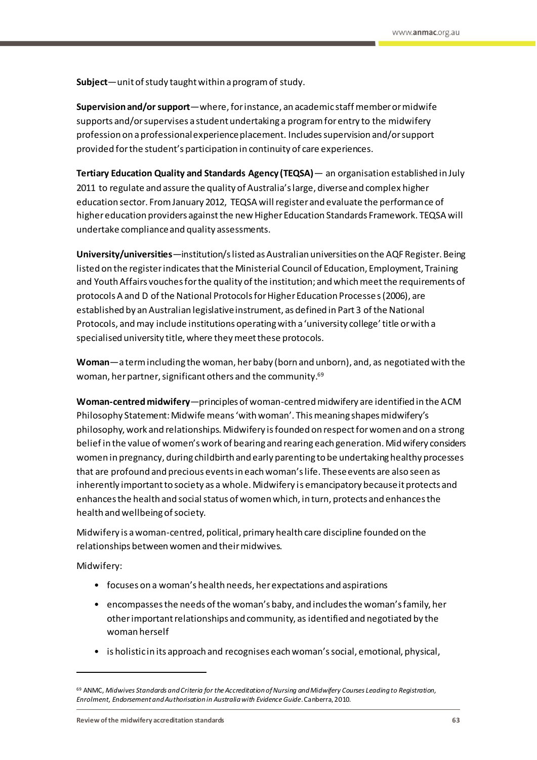**Subject**—unit of study taught within a program of study.

**Supervision and/or support**—where, for instance, an academic staff member or midwife supports and/or supervises a student undertaking a program for entry to the midwifery profession on a professional experience placement. Includes supervision and/or support provided for the student's participation in continuity of care experiences.

**Tertiary Education Quality and Standards Agency (TEQSA)**— an organisation established in July 2011 to regulate and assure the quality of Australia's large, diverse and complex higher education sector. From January 2012, TEQSA will register and evaluate the performance of higher education providers against the new Higher Education Standards Framework. TEQSA will undertake compliance and quality assessments.

**University/universities**—institution/s listed as Australian universities on the AQF Register. Being listed on the register indicates that the Ministerial Council of Education, Employment, Training and Youth Affairs vouches for the quality of the institution; and which meet the requirements of protocols A and D of the National Protocols for Higher Education Processes (2006), are established by an Australian legislative instrument, as defined in Part 3 of the National Protocols, and may include institutions operating with a 'university college' title or with a specialised university title, where they meet these protocols.

**Woman**—a term including the woman, her baby (born and unborn), and, as negotiated with the woman, her partner, significant others and the community.[69]

**Woman-centred midwifery**—principles of woman-centred midwifery are identified in the ACM Philosophy Statement: Midwife means 'with woman'. This meaning shapes midwifery's philosophy, work and relationships. Midwifery is founded on respect for women and on a strong belief in the value of women's work of bearing and rearing each generation. Midwifery considers women in pregnancy, during childbirth and early parenting to be undertaking healthy processes that are profound and precious events in each woman's life. These events are also seen as inherently important to society as a whole. Midwifery is emancipatory because it protects and enhances the health and social status of women which, in turn, protects and enhances the health and wellbeing of society.

Midwifery is a woman-centred, political, primary health care discipline founded on the relationships between women and their midwives.

Midwifery:

- focuses on a woman's health needs, her expectations and aspirations
- encompasses the needs of the woman's baby, and includes the woman's family, her other important relationships and community, as identified and negotiated by the woman herself
- is holistic in its approach and recognises each woman's social, emotional, physical,

---

[69] ANMC, *Midwives Standards and Criteria for the Accreditation of Nursing and Midwifery Courses Leading to Registration, Enrolment, Endorsement and Authorisation in Australia with Evidence Guide*. Canberra, 2010.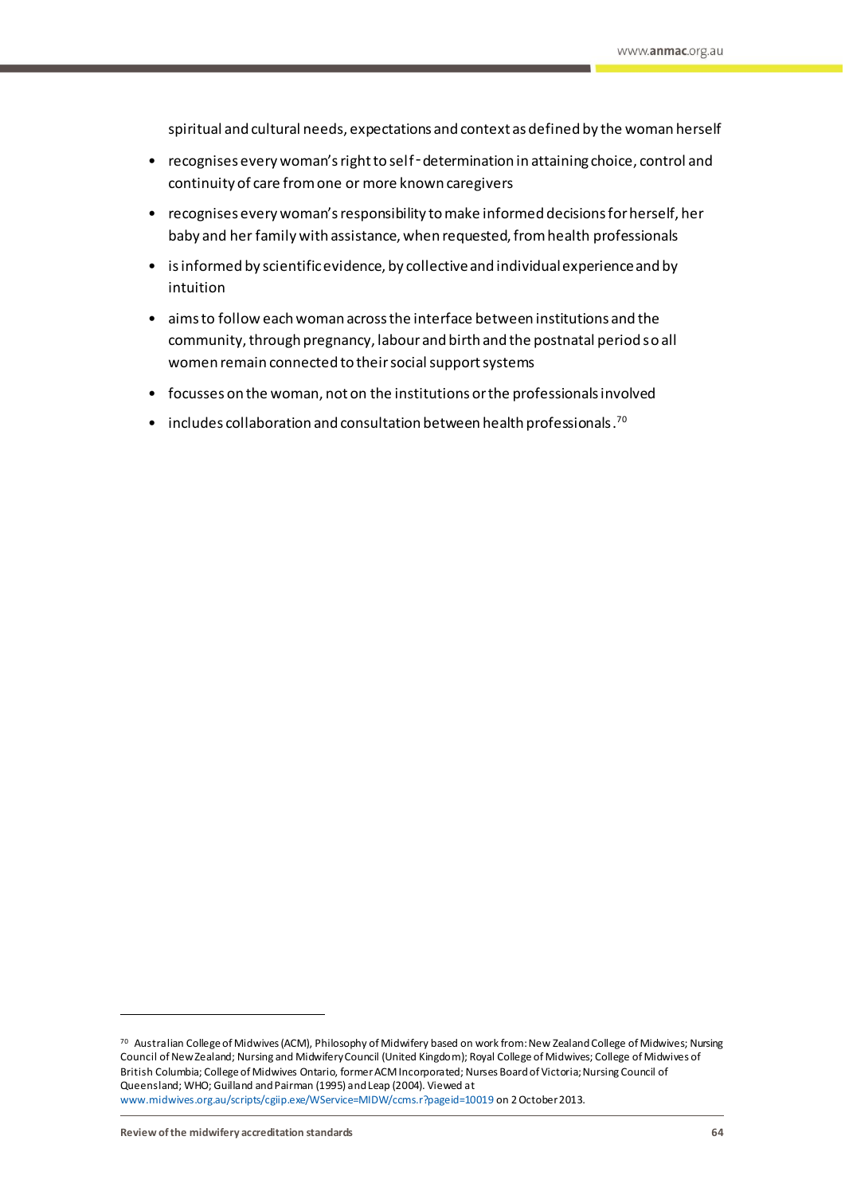spiritual and cultural needs, expectations and context as defined by the woman herself

- recognises every woman's right to self-determination in attaining choice, control and continuity of care from one or more known caregivers
- recognises every woman's responsibility to make informed decisions for herself, her baby and her family with assistance, when requested, from health professionals
- is informed by scientific evidence, by collective and individual experience and by intuition
- aims to follow each woman across the interface between institutions and the community, through pregnancy, labour and birth and the postnatal period so all women remain connected to their social support systems
- focusses on the woman, not on the institutions or the professionals involved
- includes collaboration and consultation between health professionals.[70]

[70] Australian College of Midwives (ACM), Philosophy of Midwifery based on work from: New Zealand College of Midwives; Nursing Council of New Zealand; Nursing and Midwifery Council (United Kingdom); Royal College of Midwives; College of Midwives of British Columbia; College of Midwives Ontario, former ACM Incorporated; Nurses Board of Victoria; Nursing Council of Queensland; WHO; Guilland and Pairman (1995) and Leap (2004). Viewed at www.midwives.org.au/scripts/cgiip.exe/WService=MIDW/ccms.r?pageid=10019 on 2 October 2013.